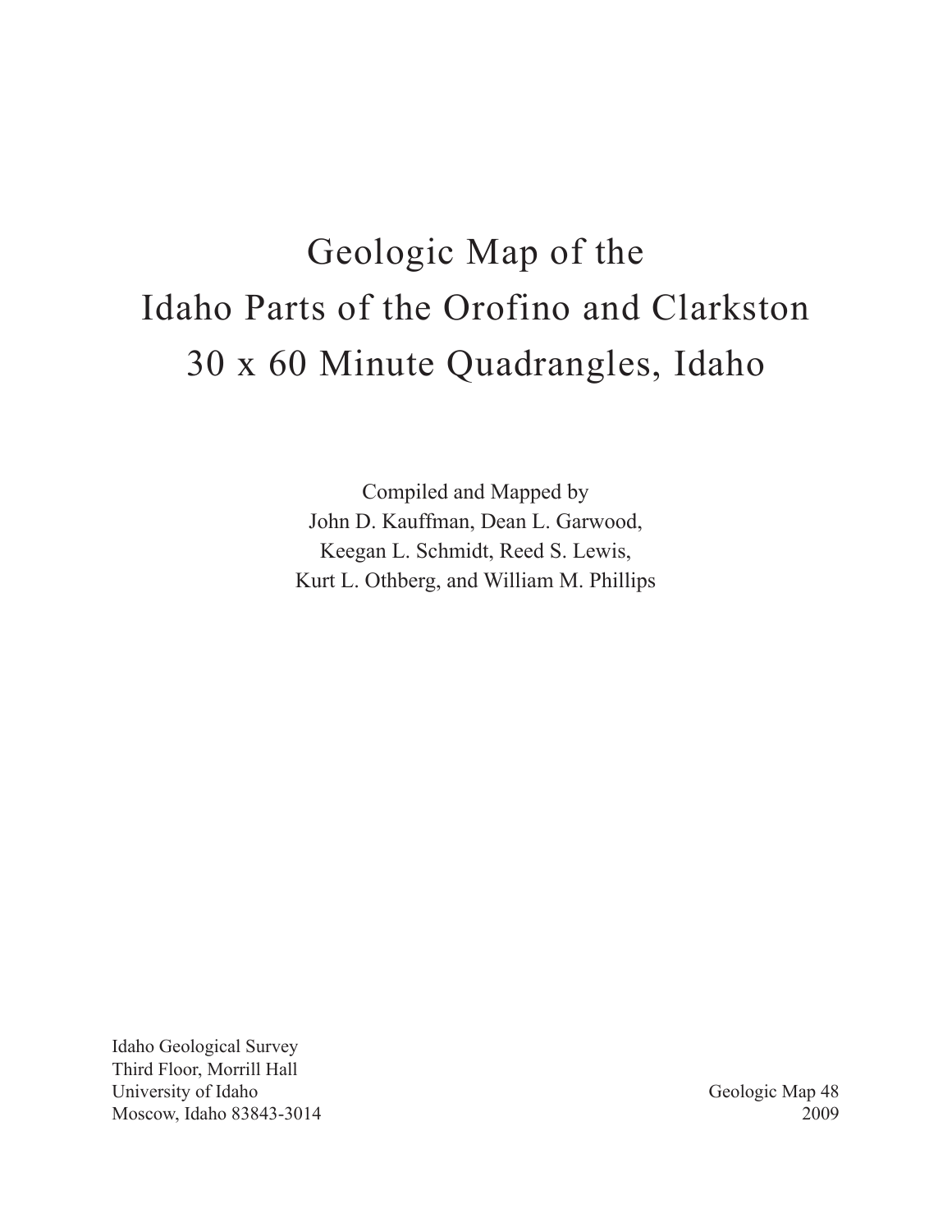# Geologic Map of the Idaho Parts of the Orofino and Clarkston 30 x 60 Minute Quadrangles, Idaho

Compiled and Mapped by
John D. Kauffman, Dean L. Garwood,
Keegan L. Schmidt, Reed S. Lewis,
Kurt L. Othberg, and William M. Phillips

Idaho Geological Survey
Third Floor, Morrill Hall
University of Idaho
Moscow, Idaho 83843-3014

Geologic Map 48
2009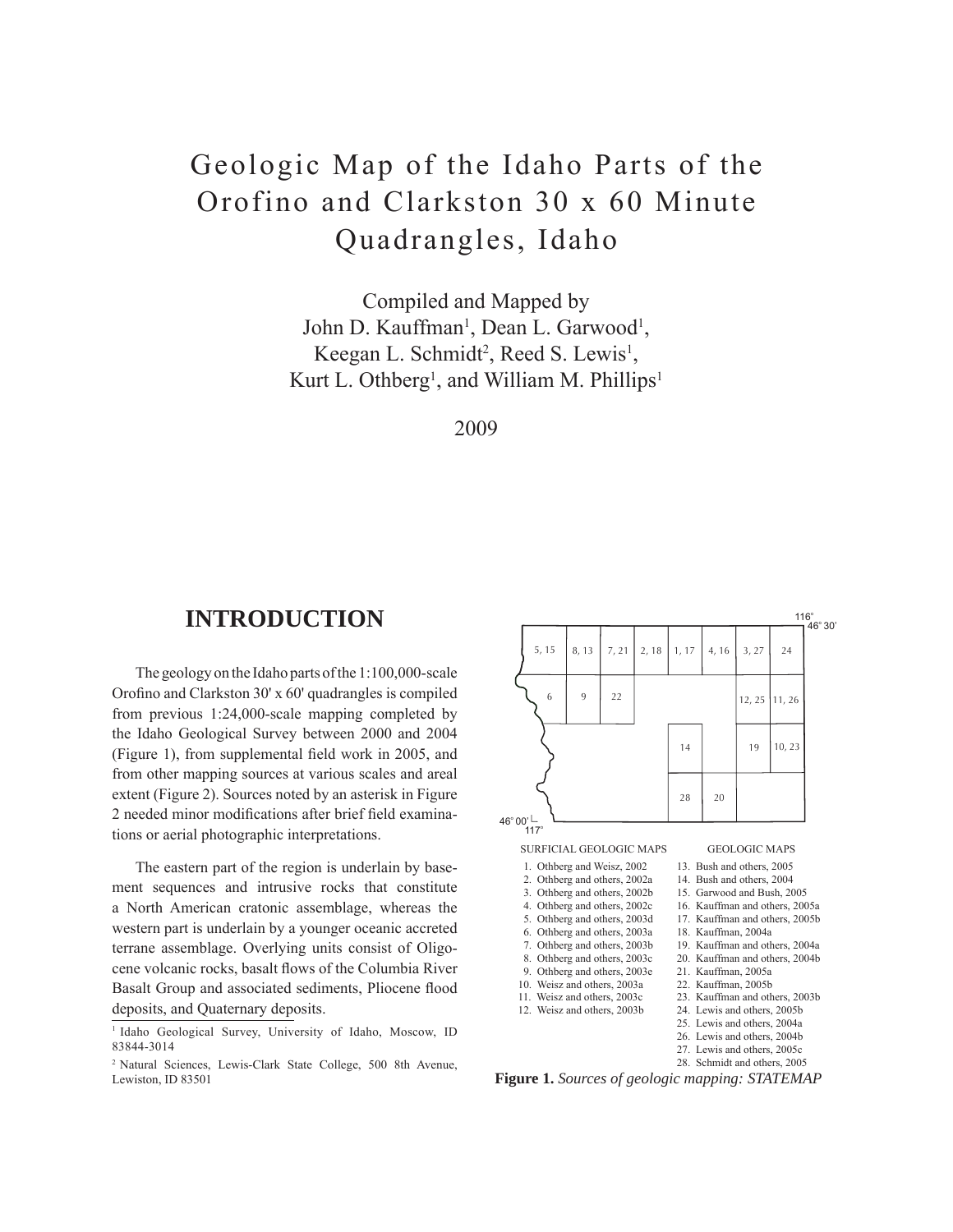# Geologic Map of the Idaho Parts of the Orofino and Clarkston 30 x 60 Minute Quadrangles, Idaho

Compiled and Mapped by
John D. Kauffman[1], Dean L. Garwood[1], Keegan L. Schmidt[2], Reed S. Lewis[1], Kurt L. Othberg[1], and William M. Phillips[1]

2009

## INTRODUCTION

The geology on the Idaho parts of the 1:100,000-scale Orofino and Clarkston 30' x 60' quadrangles is compiled from previous 1:24,000-scale mapping completed by the Idaho Geological Survey between 2000 and 2004 (Figure 1), from supplemental field work in 2005, and from other mapping sources at various scales and areal extent (Figure 2). Sources noted by an asterisk in Figure 2 needed minor modifications after brief field examinations or aerial photographic interpretations.

The eastern part of the region is underlain by basement sequences and intrusive rocks that constitute a North American cratonic assemblage, whereas the western part is underlain by a younger oceanic accreted terrane assemblage. Overlying units consist of Oligocene volcanic rocks, basalt flows of the Columbia River Basalt Group and associated sediments, Pliocene flood deposits, and Quaternary deposits.

[1] Idaho Geological Survey, University of Idaho, Moscow, ID 83844-3014

[2] Natural Sciences, Lewis-Clark State College, 500 8th Avenue, Lewiston, ID 83501

116° 46° 30'

| 5, 15 | 8, 13 | 7, 21 | 2, 18 | 1, 17 | 4, 16 | 3, 27 | 24 |
|---|---|---|---|---|---|---|---|
| 6 | 9 | 22 | | | | 12, 25 | 11, 26 |
| | | | | 14 | | 19 | 10, 23 |
| | | | | 28 | 20 | | |

46° 00' 117°

SURFICIAL GEOLOGIC MAPS

1. Othberg and Weisz, 2002
2. Othberg and others, 2002a
3. Othberg and others, 2002b
4. Othberg and others, 2002c
5. Othberg and others, 2003d
6. Othberg and others, 2003a
7. Othberg and others, 2003b
8. Othberg and others, 2003c
9. Othberg and others, 2003e
10. Weisz and others, 2003a
11. Weisz and others, 2003c
12. Weisz and others, 2003b

GEOLOGIC MAPS

13. Bush and others, 2005
14. Bush and others, 2004
15. Garwood and Bush, 2005
16. Kauffman and others, 2005a
17. Kauffman and others, 2005b
18. Kauffman, 2004a
19. Kauffman and others, 2004a
20. Kauffman and others, 2004b
21. Kauffman, 2005a
22. Kauffman, 2005b
23. Kauffman and others, 2003b
24. Lewis and others, 2005b
25. Lewis and others, 2004a
26. Lewis and others, 2004b
27. Lewis and others, 2005c
28. Schmidt and others, 2005

**Figure 1.** *Sources of geologic mapping: STATEMAP*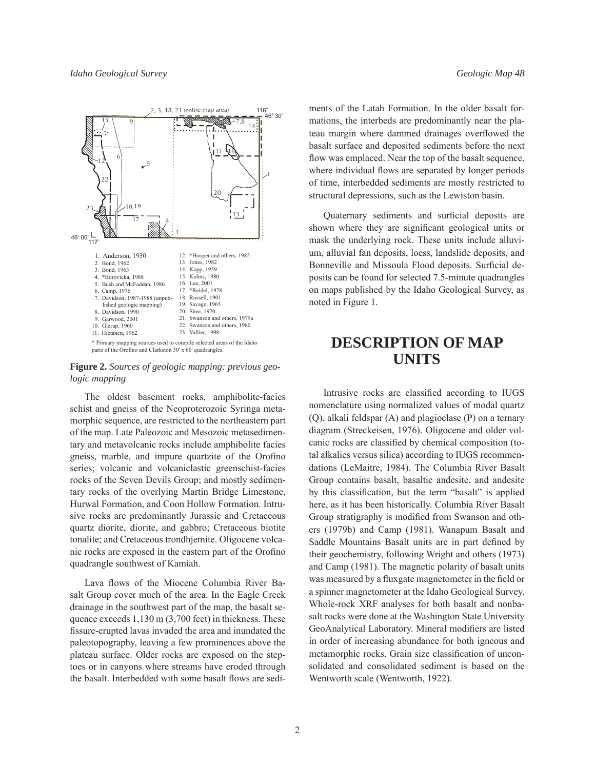1. Anderson, 1930
2. Bond, 1962
3. Bond, 1963
4. *Borovicka, 1988
5. Bush and McFaddan, 1986
6. Camp, 1976
7. Davidson, 1987-1988 (unpublished geologic mapping)
8. Davidson, 1990
9. Garwood, 2001
10. Glerup, 1960
11. Hietanen, 1962
12. *Hooper and others, 1985
13. Jones, 1982
14. Kopp, 1959
15. Kuhns, 1980
16. Lee, 2001
17. *Reidel, 1978
18. Russell, 1901
19. Savage, 1965
20. Shea, 1970
21. Swanson and others, 1979a
22. Swanson and others, 1980
23. Vallier, 1998

\* Primary mapping sources used to compile selected areas of the Idaho parts of the Orofino and Clarkston 30' x 60' quadrangles.

**Figure 2.** *Sources of geologic mapping: previous geologic mapping*

The oldest basement rocks, amphibolite-facies schist and gneiss of the Neoproterozoic Syringa metamorphic sequence, are restricted to the northeastern part of the map. Late Paleozoic and Mesozoic metasedimentary and metavolcanic rocks include amphibolite facies gneiss, marble, and impure quartzite of the Orofino series; volcanic and volcaniclastic greenschist-facies rocks of the Seven Devils Group; and mostly sedimentary rocks of the overlying Martin Bridge Limestone, Hurwal Formation, and Coon Hollow Formation. Intrusive rocks are predominantly Jurassic and Cretaceous quartz diorite, diorite, and gabbro; Cretaceous biotite tonalite; and Cretaceous trondhjemite. Oligocene volcanic rocks are exposed in the eastern part of the Orofino quadrangle southwest of Kamiah.

Lava flows of the Miocene Columbia River Basalt Group cover much of the area. In the Eagle Creek drainage in the southwest part of the map, the basalt sequence exceeds 1,130 m (3,700 feet) in thickness. These fissure-erupted lavas invaded the area and inundated the paleotopography, leaving a few prominences above the plateau surface. Older rocks are exposed on the steptoes or in canyons where streams have eroded through the basalt. Interbedded with some basalt flows are sediments of the Latah Formation. In the older basalt formations, the interbeds are predominantly near the plateau margin where dammed drainages overflowed the basalt surface and deposited sediments before the next flow was emplaced. Near the top of the basalt sequence, where individual flows are separated by longer periods of time, interbedded sediments are mostly restricted to structural depressions, such as the Lewiston basin.

Quaternary sediments and surficial deposits are shown where they are significant geological units or mask the underlying rock. These units include alluvium, alluvial fan deposits, loess, landslide deposits, and Bonneville and Missoula Flood deposits. Surficial deposits can be found for selected 7.5-minute quadrangles on maps published by the Idaho Geological Survey, as noted in Figure 1.

# DESCRIPTION OF MAP UNITS

Intrusive rocks are classified according to IUGS nomenclature using normalized values of modal quartz (Q), alkali feldspar (A) and plagioclase (P) on a ternary diagram (Streckeisen, 1976). Oligocene and older volcanic rocks are classified by chemical composition (total alkalies versus silica) according to IUGS recommendations (LeMaitre, 1984). The Columbia River Basalt Group contains basalt, basaltic andesite, and andesite by this classification, but the term "basalt" is applied here, as it has been historically. Columbia River Basalt Group stratigraphy is modified from Swanson and others (1979b) and Camp (1981). Wanapum Basalt and Saddle Mountains Basalt units are in part defined by their geochemistry, following Wright and others (1973) and Camp (1981). The magnetic polarity of basalt units was measured by a fluxgate magnetometer in the field or a spinner magnetometer at the Idaho Geological Survey. Whole-rock XRF analyses for both basalt and nonbasalt rocks were done at the Washington State University GeoAnalytical Laboratory. Mineral modifiers are listed in order of increasing abundance for both igneous and metamorphic rocks. Grain size classification of unconsolidated and consolidated sediment is based on the Wentworth scale (Wentworth, 1922).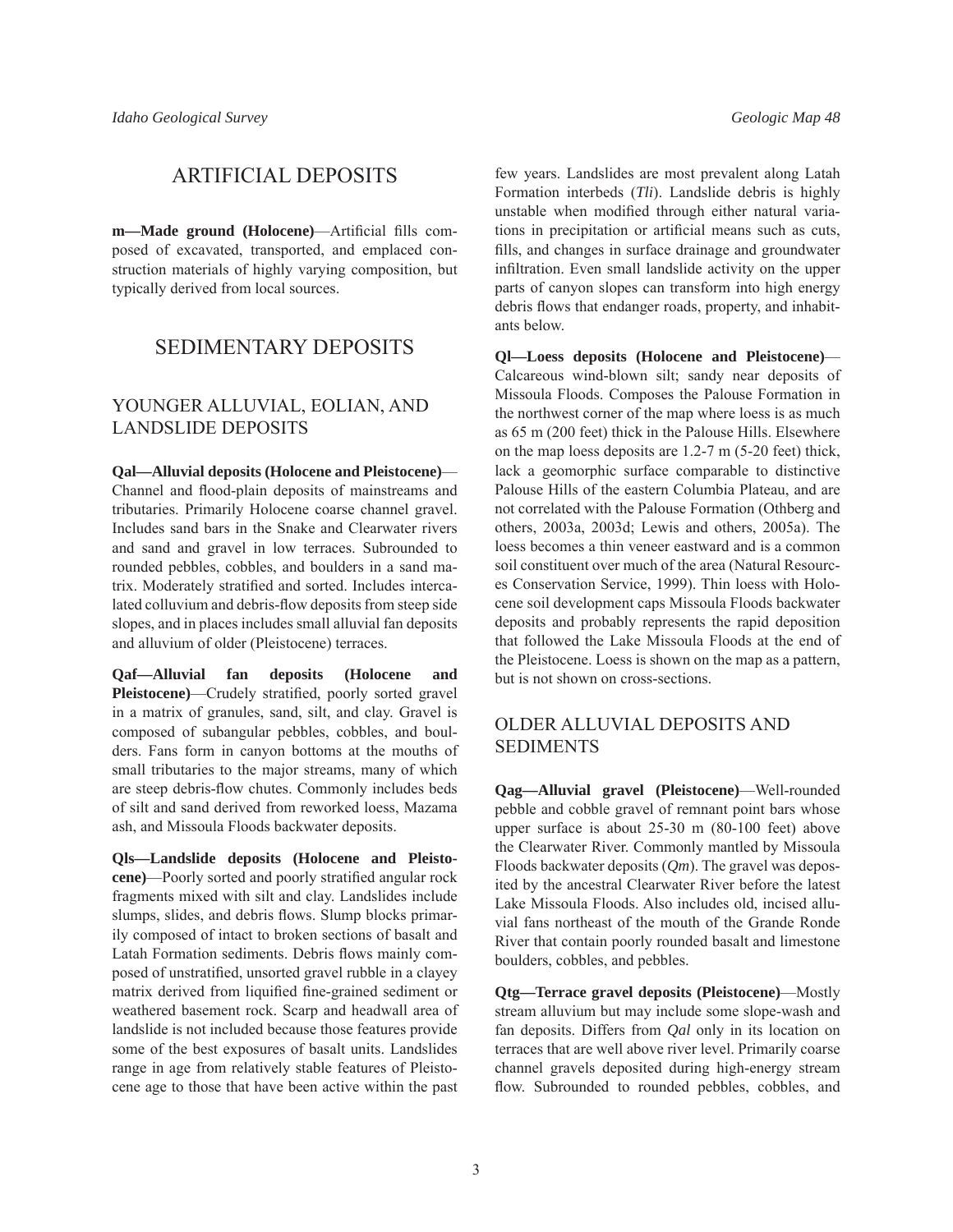# ARTIFICIAL DEPOSITS

**m—Made ground (Holocene)**—Artificial fills composed of excavated, transported, and emplaced construction materials of highly varying composition, but typically derived from local sources.

# SEDIMENTARY DEPOSITS

## YOUNGER ALLUVIAL, EOLIAN, AND LANDSLIDE DEPOSITS

**Qal—Alluvial deposits (Holocene and Pleistocene)**—Channel and flood-plain deposits of mainstreams and tributaries. Primarily Holocene coarse channel gravel. Includes sand bars in the Snake and Clearwater rivers and sand and gravel in low terraces. Subrounded to rounded pebbles, cobbles, and boulders in a sand matrix. Moderately stratified and sorted. Includes intercalated colluvium and debris-flow deposits from steep side slopes, and in places includes small alluvial fan deposits and alluvium of older (Pleistocene) terraces.

**Qaf—Alluvial fan deposits (Holocene and Pleistocene)**—Crudely stratified, poorly sorted gravel in a matrix of granules, sand, silt, and clay. Gravel is composed of subangular pebbles, cobbles, and boulders. Fans form in canyon bottoms at the mouths of small tributaries to the major streams, many of which are steep debris-flow chutes. Commonly includes beds of silt and sand derived from reworked loess, Mazama ash, and Missoula Floods backwater deposits.

**Qls—Landslide deposits (Holocene and Pleistocene)**—Poorly sorted and poorly stratified angular rock fragments mixed with silt and clay. Landslides include slumps, slides, and debris flows. Slump blocks primarily composed of intact to broken sections of basalt and Latah Formation sediments. Debris flows mainly composed of unstratified, unsorted gravel rubble in a clayey matrix derived from liquified fine-grained sediment or weathered basement rock. Scarp and headwall area of landslide is not included because those features provide some of the best exposures of basalt units. Landslides range in age from relatively stable features of Pleistocene age to those that have been active within the past few years. Landslides are most prevalent along Latah Formation interbeds (*Tli*). Landslide debris is highly unstable when modified through either natural variations in precipitation or artificial means such as cuts, fills, and changes in surface drainage and groundwater infiltration. Even small landslide activity on the upper parts of canyon slopes can transform into high energy debris flows that endanger roads, property, and inhabitants below.

**Ql—Loess deposits (Holocene and Pleistocene)**—Calcareous wind-blown silt; sandy near deposits of Missoula Floods. Composes the Palouse Formation in the northwest corner of the map where loess is as much as 65 m (200 feet) thick in the Palouse Hills. Elsewhere on the map loess deposits are 1.2-7 m (5-20 feet) thick, lack a geomorphic surface comparable to distinctive Palouse Hills of the eastern Columbia Plateau, and are not correlated with the Palouse Formation (Othberg and others, 2003a, 2003d; Lewis and others, 2005a). The loess becomes a thin veneer eastward and is a common soil constituent over much of the area (Natural Resources Conservation Service, 1999). Thin loess with Holocene soil development caps Missoula Floods backwater deposits and probably represents the rapid deposition that followed the Lake Missoula Floods at the end of the Pleistocene. Loess is shown on the map as a pattern, but is not shown on cross-sections.

## OLDER ALLUVIAL DEPOSITS AND SEDIMENTS

**Qag—Alluvial gravel (Pleistocene)**—Well-rounded pebble and cobble gravel of remnant point bars whose upper surface is about 25-30 m (80-100 feet) above the Clearwater River. Commonly mantled by Missoula Floods backwater deposits (*Qm*). The gravel was deposited by the ancestral Clearwater River before the latest Lake Missoula Floods. Also includes old, incised alluvial fans northeast of the mouth of the Grande Ronde River that contain poorly rounded basalt and limestone boulders, cobbles, and pebbles.

**Qtg—Terrace gravel deposits (Pleistocene)**—Mostly stream alluvium but may include some slope-wash and fan deposits. Differs from *Qal* only in its location on terraces that are well above river level. Primarily coarse channel gravels deposited during high-energy stream flow. Subrounded to rounded pebbles, cobbles, and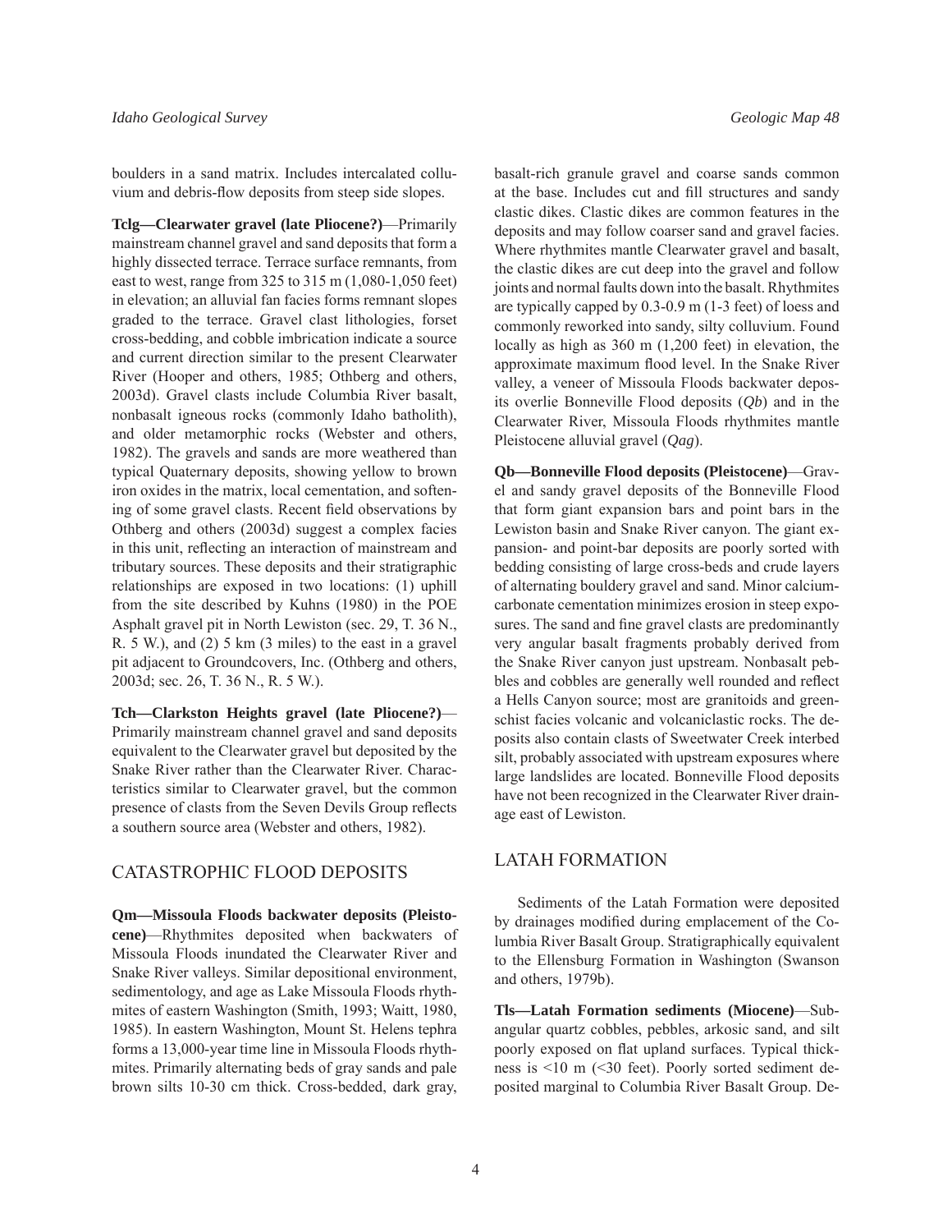boulders in a sand matrix. Includes intercalated colluvium and debris-flow deposits from steep side slopes.

**Tclg—Clearwater gravel (late Pliocene?)**—Primarily mainstream channel gravel and sand deposits that form a highly dissected terrace. Terrace surface remnants, from east to west, range from 325 to 315 m (1,080-1,050 feet) in elevation; an alluvial fan facies forms remnant slopes graded to the terrace. Gravel clast lithologies, forset cross-bedding, and cobble imbrication indicate a source and current direction similar to the present Clearwater River (Hooper and others, 1985; Othberg and others, 2003d). Gravel clasts include Columbia River basalt, nonbasalt igneous rocks (commonly Idaho batholith), and older metamorphic rocks (Webster and others, 1982). The gravels and sands are more weathered than typical Quaternary deposits, showing yellow to brown iron oxides in the matrix, local cementation, and softening of some gravel clasts. Recent field observations by Othberg and others (2003d) suggest a complex facies in this unit, reflecting an interaction of mainstream and tributary sources. These deposits and their stratigraphic relationships are exposed in two locations: (1) uphill from the site described by Kuhns (1980) in the POE Asphalt gravel pit in North Lewiston (sec. 29, T. 36 N., R. 5 W.), and (2) 5 km (3 miles) to the east in a gravel pit adjacent to Groundcovers, Inc. (Othberg and others, 2003d; sec. 26, T. 36 N., R. 5 W.).

**Tch—Clarkston Heights gravel (late Pliocene?)**—Primarily mainstream channel gravel and sand deposits equivalent to the Clearwater gravel but deposited by the Snake River rather than the Clearwater River. Characteristics similar to Clearwater gravel, but the common presence of clasts from the Seven Devils Group reflects a southern source area (Webster and others, 1982).

## CATASTROPHIC FLOOD DEPOSITS

**Qm—Missoula Floods backwater deposits (Pleistocene)**—Rhythmites deposited when backwaters of Missoula Floods inundated the Clearwater River and Snake River valleys. Similar depositional environment, sedimentology, and age as Lake Missoula Floods rhythmites of eastern Washington (Smith, 1993; Waitt, 1980, 1985). In eastern Washington, Mount St. Helens tephra forms a 13,000-year time line in Missoula Floods rhythmites. Primarily alternating beds of gray sands and pale brown silts 10-30 cm thick. Cross-bedded, dark gray, basalt-rich granule gravel and coarse sands common at the base. Includes cut and fill structures and sandy clastic dikes. Clastic dikes are common features in the deposits and may follow coarser sand and gravel facies. Where rhythmites mantle Clearwater gravel and basalt, the clastic dikes are cut deep into the gravel and follow joints and normal faults down into the basalt. Rhythmites are typically capped by 0.3-0.9 m (1-3 feet) of loess and commonly reworked into sandy, silty colluvium. Found locally as high as 360 m (1,200 feet) in elevation, the approximate maximum flood level. In the Snake River valley, a veneer of Missoula Floods backwater deposits overlie Bonneville Flood deposits (*Qb*) and in the Clearwater River, Missoula Floods rhythmites mantle Pleistocene alluvial gravel (*Qag*).

**Qb—Bonneville Flood deposits (Pleistocene)**—Gravel and sandy gravel deposits of the Bonneville Flood that form giant expansion bars and point bars in the Lewiston basin and Snake River canyon. The giant expansion- and point-bar deposits are poorly sorted with bedding consisting of large cross-beds and crude layers of alternating bouldery gravel and sand. Minor calcium-carbonate cementation minimizes erosion in steep exposures. The sand and fine gravel clasts are predominantly very angular basalt fragments probably derived from the Snake River canyon just upstream. Nonbasalt pebbles and cobbles are generally well rounded and reflect a Hells Canyon source; most are granitoids and greenschist facies volcanic and volcaniclastic rocks. The deposits also contain clasts of Sweetwater Creek interbed silt, probably associated with upstream exposures where large landslides are located. Bonneville Flood deposits have not been recognized in the Clearwater River drainage east of Lewiston.

## LATAH FORMATION

Sediments of the Latah Formation were deposited by drainages modified during emplacement of the Columbia River Basalt Group. Stratigraphically equivalent to the Ellensburg Formation in Washington (Swanson and others, 1979b).

**Tls—Latah Formation sediments (Miocene)**—Subangular quartz cobbles, pebbles, arkosic sand, and silt poorly exposed on flat upland surfaces. Typical thickness is <10 m (<30 feet). Poorly sorted sediment deposited marginal to Columbia River Basalt Group. De-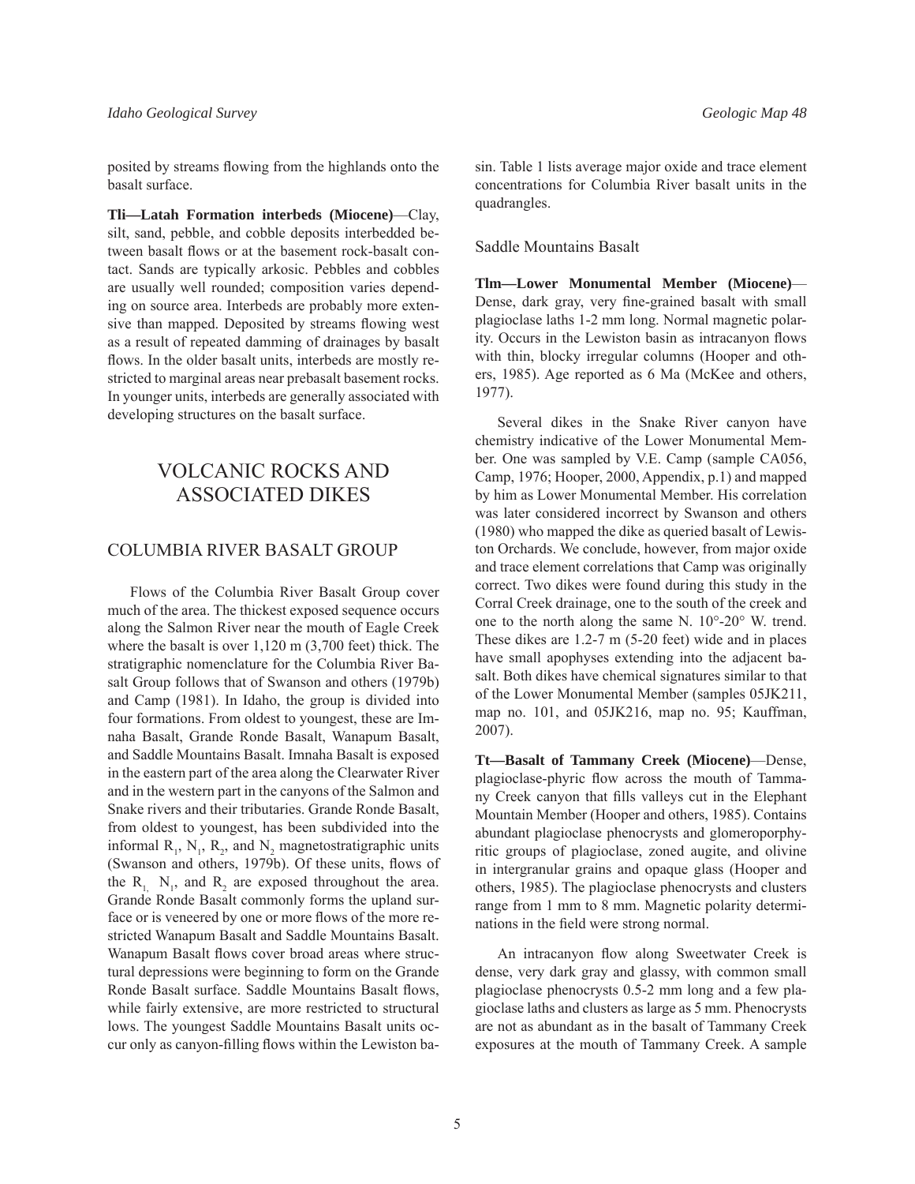posited by streams flowing from the highlands onto the basalt surface.

**Tli—Latah Formation interbeds (Miocene)**—Clay, silt, sand, pebble, and cobble deposits interbedded between basalt flows or at the basement rock-basalt contact. Sands are typically arkosic. Pebbles and cobbles are usually well rounded; composition varies depending on source area. Interbeds are probably more extensive than mapped. Deposited by streams flowing west as a result of repeated damming of drainages by basalt flows. In the older basalt units, interbeds are mostly restricted to marginal areas near prebasalt basement rocks. In younger units, interbeds are generally associated with developing structures on the basalt surface.

# VOLCANIC ROCKS AND ASSOCIATED DIKES

## COLUMBIA RIVER BASALT GROUP

Flows of the Columbia River Basalt Group cover much of the area. The thickest exposed sequence occurs along the Salmon River near the mouth of Eagle Creek where the basalt is over 1,120 m (3,700 feet) thick. The stratigraphic nomenclature for the Columbia River Basalt Group follows that of Swanson and others (1979b) and Camp (1981). In Idaho, the group is divided into four formations. From oldest to youngest, these are Imnaha Basalt, Grande Ronde Basalt, Wanapum Basalt, and Saddle Mountains Basalt. Imnaha Basalt is exposed in the eastern part of the area along the Clearwater River and in the western part in the canyons of the Salmon and Snake rivers and their tributaries. Grande Ronde Basalt, from oldest to youngest, has been subdivided into the informal $R_1$, $N_1$, $R_2$, and $N_2$ magnetostratigraphic units (Swanson and others, 1979b). Of these units, flows of the $R_1$, $N_1$, and $R_2$ are exposed throughout the area. Grande Ronde Basalt commonly forms the upland surface or is veneered by one or more flows of the more restricted Wanapum Basalt and Saddle Mountains Basalt. Wanapum Basalt flows cover broad areas where structural depressions were beginning to form on the Grande Ronde Basalt surface. Saddle Mountains Basalt flows, while fairly extensive, are more restricted to structural lows. The youngest Saddle Mountains Basalt units occur only as canyon-filling flows within the Lewiston basin. Table 1 lists average major oxide and trace element concentrations for Columbia River basalt units in the quadrangles.

### Saddle Mountains Basalt

**Tlm—Lower Monumental Member (Miocene)**—Dense, dark gray, very fine-grained basalt with small plagioclase laths 1-2 mm long. Normal magnetic polarity. Occurs in the Lewiston basin as intracanyon flows with thin, blocky irregular columns (Hooper and others, 1985). Age reported as 6 Ma (McKee and others, 1977).

Several dikes in the Snake River canyon have chemistry indicative of the Lower Monumental Member. One was sampled by V.E. Camp (sample CA056, Camp, 1976; Hooper, 2000, Appendix, p.1) and mapped by him as Lower Monumental Member. His correlation was later considered incorrect by Swanson and others (1980) who mapped the dike as queried basalt of Lewiston Orchards. We conclude, however, from major oxide and trace element correlations that Camp was originally correct. Two dikes were found during this study in the Corral Creek drainage, one to the south of the creek and one to the north along the same N. 10°-20° W. trend. These dikes are 1.2-7 m (5-20 feet) wide and in places have small apophyses extending into the adjacent basalt. Both dikes have chemical signatures similar to that of the Lower Monumental Member (samples 05JK211, map no. 101, and 05JK216, map no. 95; Kauffman, 2007).

**Tt—Basalt of Tammany Creek (Miocene)**—Dense, plagioclase-phyric flow across the mouth of Tammany Creek canyon that fills valleys cut in the Elephant Mountain Member (Hooper and others, 1985). Contains abundant plagioclase phenocrysts and glomeroporphyritic groups of plagioclase, zoned augite, and olivine in intergranular grains and opaque glass (Hooper and others, 1985). The plagioclase phenocrysts and clusters range from 1 mm to 8 mm. Magnetic polarity determinations in the field were strong normal.

An intracanyon flow along Sweetwater Creek is dense, very dark gray and glassy, with common small plagioclase phenocrysts 0.5-2 mm long and a few plagioclase laths and clusters as large as 5 mm. Phenocrysts are not as abundant as in the basalt of Tammany Creek exposures at the mouth of Tammany Creek. A sample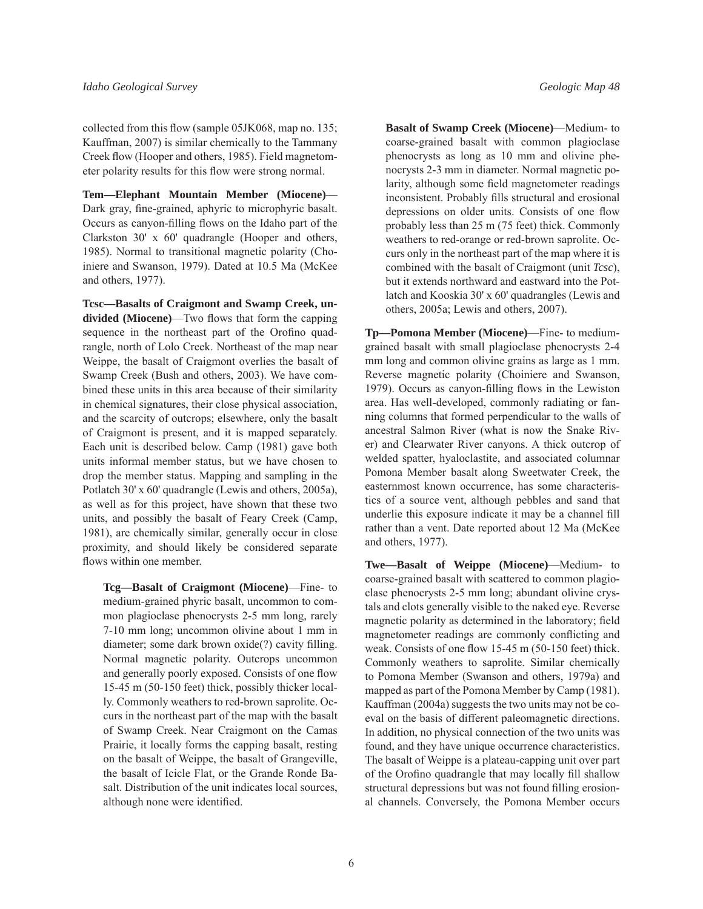collected from this flow (sample 05JK068, map no. 135; Kauffman, 2007) is similar chemically to the Tammany Creek flow (Hooper and others, 1985). Field magnetometer polarity results for this flow were strong normal.

**Tem—Elephant Mountain Member (Miocene)**—Dark gray, fine-grained, aphyric to microphyric basalt. Occurs as canyon-filling flows on the Idaho part of the Clarkston 30' x 60' quadrangle (Hooper and others, 1985). Normal to transitional magnetic polarity (Choiniere and Swanson, 1979). Dated at 10.5 Ma (McKee and others, 1977).

**Tcsc—Basalts of Craigmont and Swamp Creek, undivided (Miocene)**—Two flows that form the capping sequence in the northeast part of the Orofino quadrangle, north of Lolo Creek. Northeast of the map near Weippe, the basalt of Craigmont overlies the basalt of Swamp Creek (Bush and others, 2003). We have combined these units in this area because of their similarity in chemical signatures, their close physical association, and the scarcity of outcrops; elsewhere, only the basalt of Craigmont is present, and it is mapped separately. Each unit is described below. Camp (1981) gave both units informal member status, but we have chosen to drop the member status. Mapping and sampling in the Potlatch 30' x 60' quadrangle (Lewis and others, 2005a), as well as for this project, have shown that these two units, and possibly the basalt of Feary Creek (Camp, 1981), are chemically similar, generally occur in close proximity, and should likely be considered separate flows within one member.

**Tcg—Basalt of Craigmont (Miocene)**—Fine- to medium-grained phyric basalt, uncommon to common plagioclase phenocrysts 2-5 mm long, rarely 7-10 mm long; uncommon olivine about 1 mm in diameter; some dark brown oxide(?) cavity filling. Normal magnetic polarity. Outcrops uncommon and generally poorly exposed. Consists of one flow 15-45 m (50-150 feet) thick, possibly thicker locally. Commonly weathers to red-brown saprolite. Occurs in the northeast part of the map with the basalt of Swamp Creek. Near Craigmont on the Camas Prairie, it locally forms the capping basalt, resting on the basalt of Weippe, the basalt of Grangeville, the basalt of Icicle Flat, or the Grande Ronde Basalt. Distribution of the unit indicates local sources, although none were identified.

**Basalt of Swamp Creek (Miocene)**—Medium- to coarse-grained basalt with common plagioclase phenocrysts as long as 10 mm and olivine phenocrysts 2-3 mm in diameter. Normal magnetic polarity, although some field magnetometer readings inconsistent. Probably fills structural and erosional depressions on older units. Consists of one flow probably less than 25 m (75 feet) thick. Commonly weathers to red-orange or red-brown saprolite. Occurs only in the northeast part of the map where it is combined with the basalt of Craigmont (unit *Tcsc*), but it extends northward and eastward into the Potlatch and Kooskia 30' x 60' quadrangles (Lewis and others, 2005a; Lewis and others, 2007).

**Tp—Pomona Member (Miocene)**—Fine- to medium-grained basalt with small plagioclase phenocrysts 2-4 mm long and common olivine grains as large as 1 mm. Reverse magnetic polarity (Choiniere and Swanson, 1979). Occurs as canyon-filling flows in the Lewiston area. Has well-developed, commonly radiating or fanning columns that formed perpendicular to the walls of ancestral Salmon River (what is now the Snake River) and Clearwater River canyons. A thick outcrop of welded spatter, hyaloclastite, and associated columnar Pomona Member basalt along Sweetwater Creek, the easternmost known occurrence, has some characteristics of a source vent, although pebbles and sand that underlie this exposure indicate it may be a channel fill rather than a vent. Date reported about 12 Ma (McKee and others, 1977).

**Twe—Basalt of Weippe (Miocene)**—Medium- to coarse-grained basalt with scattered to common plagioclase phenocrysts 2-5 mm long; abundant olivine crystals and clots generally visible to the naked eye. Reverse magnetic polarity as determined in the laboratory; field magnetometer readings are commonly conflicting and weak. Consists of one flow 15-45 m (50-150 feet) thick. Commonly weathers to saprolite. Similar chemically to Pomona Member (Swanson and others, 1979a) and mapped as part of the Pomona Member by Camp (1981). Kauffman (2004a) suggests the two units may not be coeval on the basis of different paleomagnetic directions. In addition, no physical connection of the two units was found, and they have unique occurrence characteristics. The basalt of Weippe is a plateau-capping unit over part of the Orofino quadrangle that may locally fill shallow structural depressions but was not found filling erosional channels. Conversely, the Pomona Member occurs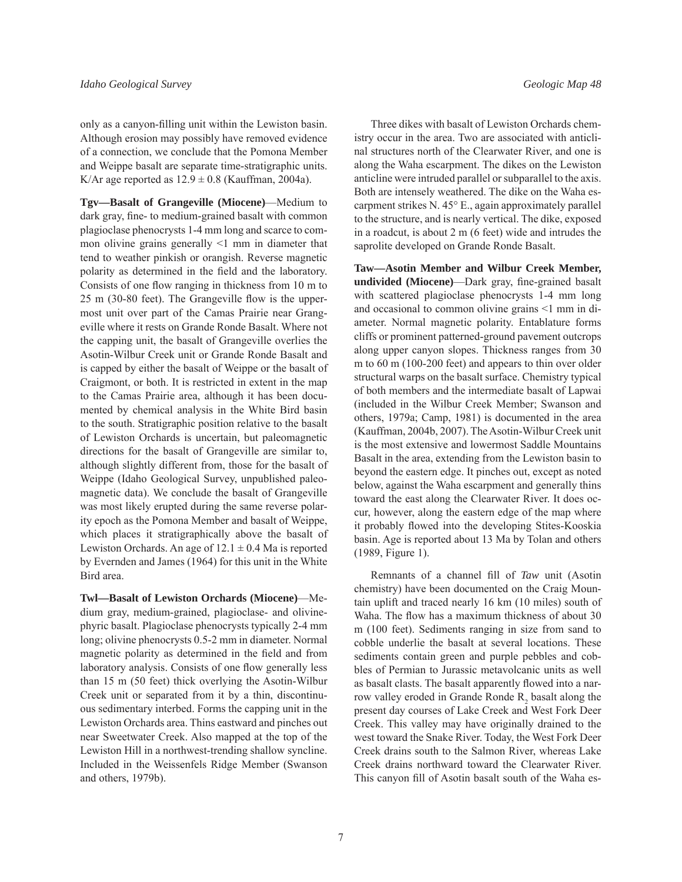only as a canyon-filling unit within the Lewiston basin. Although erosion may possibly have removed evidence of a connection, we conclude that the Pomona Member and Weippe basalt are separate time-stratigraphic units. K/Ar age reported as $12.9 \pm 0.8$ (Kauffman, 2004a).

**Tgv—Basalt of Grangeville (Miocene)**—Medium to dark gray, fine- to medium-grained basalt with common plagioclase phenocrysts 1-4 mm long and scarce to common olivine grains generally <1 mm in diameter that tend to weather pinkish or orangish. Reverse magnetic polarity as determined in the field and the laboratory. Consists of one flow ranging in thickness from 10 m to 25 m (30-80 feet). The Grangeville flow is the uppermost unit over part of the Camas Prairie near Grangeville where it rests on Grande Ronde Basalt. Where not the capping unit, the basalt of Grangeville overlies the Asotin-Wilbur Creek unit or Grande Ronde Basalt and is capped by either the basalt of Weippe or the basalt of Craigmont, or both. It is restricted in extent in the map to the Camas Prairie area, although it has been documented by chemical analysis in the White Bird basin to the south. Stratigraphic position relative to the basalt of Lewiston Orchards is uncertain, but paleomagnetic directions for the basalt of Grangeville are similar to, although slightly different from, those for the basalt of Weippe (Idaho Geological Survey, unpublished paleomagnetic data). We conclude the basalt of Grangeville was most likely erupted during the same reverse polarity epoch as the Pomona Member and basalt of Weippe, which places it stratigraphically above the basalt of Lewiston Orchards. An age of $12.1 \pm 0.4$ Ma is reported by Evernden and James (1964) for this unit in the White Bird area.

**Twl—Basalt of Lewiston Orchards (Miocene)**—Medium gray, medium-grained, plagioclase- and olivine-phyric basalt. Plagioclase phenocrysts typically 2-4 mm long; olivine phenocrysts 0.5-2 mm in diameter. Normal magnetic polarity as determined in the field and from laboratory analysis. Consists of one flow generally less than 15 m (50 feet) thick overlying the Asotin-Wilbur Creek unit or separated from it by a thin, discontinuous sedimentary interbed. Forms the capping unit in the Lewiston Orchards area. Thins eastward and pinches out near Sweetwater Creek. Also mapped at the top of the Lewiston Hill in a northwest-trending shallow syncline. Included in the Weissenfels Ridge Member (Swanson and others, 1979b).

Three dikes with basalt of Lewiston Orchards chemistry occur in the area. Two are associated with anticlinal structures north of the Clearwater River, and one is along the Waha escarpment. The dikes on the Lewiston anticline were intruded parallel or subparallel to the axis. Both are intensely weathered. The dike on the Waha escarpment strikes N. 45° E., again approximately parallel to the structure, and is nearly vertical. The dike, exposed in a roadcut, is about 2 m (6 feet) wide and intrudes the saprolite developed on Grande Ronde Basalt.

**Taw—Asotin Member and Wilbur Creek Member, undivided (Miocene)**—Dark gray, fine-grained basalt with scattered plagioclase phenocrysts 1-4 mm long and occasional to common olivine grains <1 mm in diameter. Normal magnetic polarity. Entablature forms cliffs or prominent patterned-ground pavement outcrops along upper canyon slopes. Thickness ranges from 30 m to 60 m (100-200 feet) and appears to thin over older structural warps on the basalt surface. Chemistry typical of both members and the intermediate basalt of Lapwai (included in the Wilbur Creek Member; Swanson and others, 1979a; Camp, 1981) is documented in the area (Kauffman, 2004b, 2007). The Asotin-Wilbur Creek unit is the most extensive and lowermost Saddle Mountains Basalt in the area, extending from the Lewiston basin to beyond the eastern edge. It pinches out, except as noted below, against the Waha escarpment and generally thins toward the east along the Clearwater River. It does occur, however, along the eastern edge of the map where it probably flowed into the developing Stites-Kooskia basin. Age is reported about 13 Ma by Tolan and others (1989, Figure 1).

Remnants of a channel fill of *Taw* unit (Asotin chemistry) have been documented on the Craig Mountain uplift and traced nearly 16 km (10 miles) south of Waha. The flow has a maximum thickness of about 30 m (100 feet). Sediments ranging in size from sand to cobble underlie the basalt at several locations. These sediments contain green and purple pebbles and cobbles of Permian to Jurassic metavolcanic units as well as basalt clasts. The basalt apparently flowed into a narrow valley eroded in Grande Ronde $R_2$ basalt along the present day courses of Lake Creek and West Fork Deer Creek. This valley may have originally drained to the west toward the Snake River. Today, the West Fork Deer Creek drains south to the Salmon River, whereas Lake Creek drains northward toward the Clearwater River. This canyon fill of Asotin basalt south of the Waha es-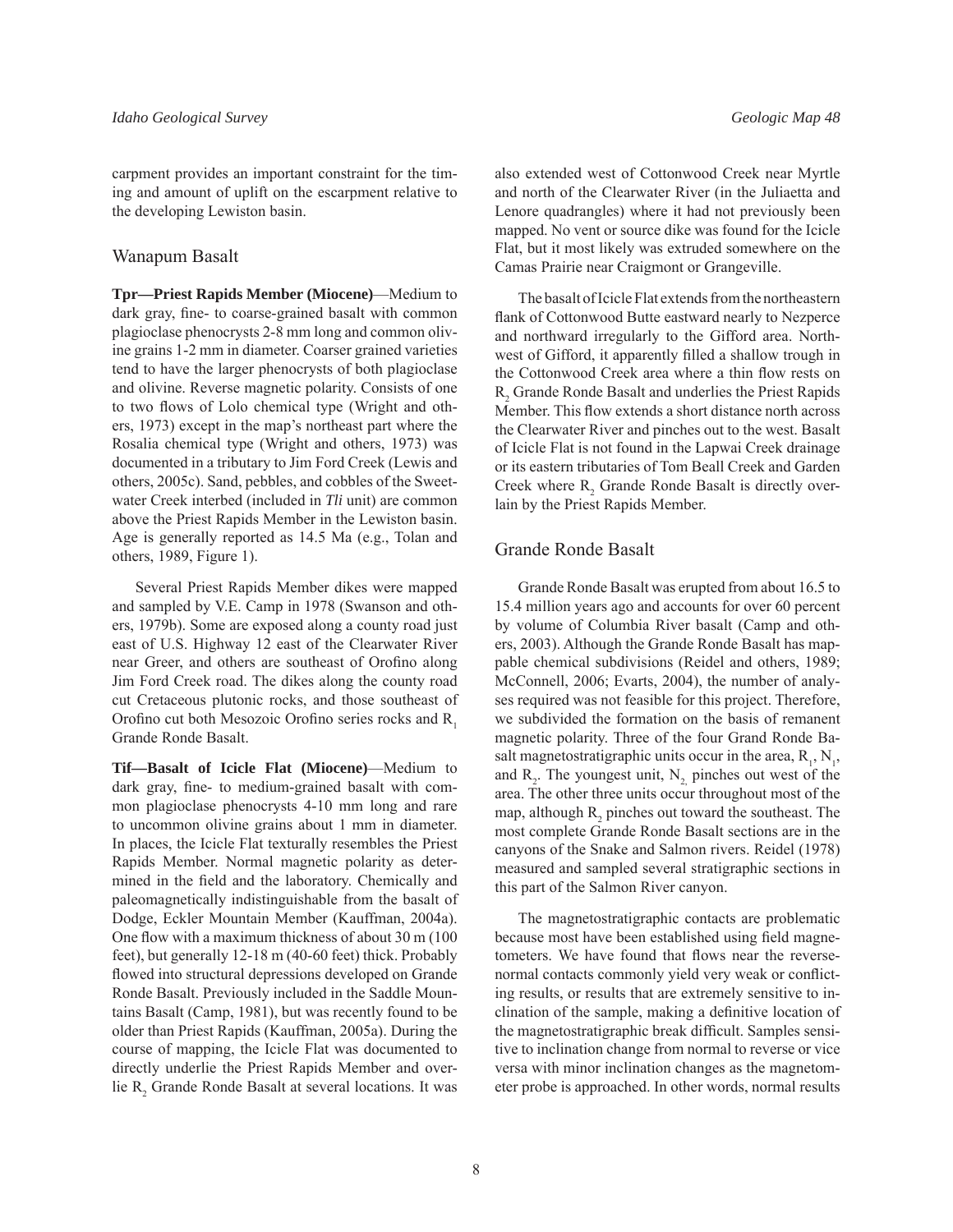carpment provides an important constraint for the timing and amount of uplift on the escarpment relative to the developing Lewiston basin.

## Wanapum Basalt

**Tpr—Priest Rapids Member (Miocene)**—Medium to dark gray, fine- to coarse-grained basalt with common plagioclase phenocrysts 2-8 mm long and common olivine grains 1-2 mm in diameter. Coarser grained varieties tend to have the larger phenocrysts of both plagioclase and olivine. Reverse magnetic polarity. Consists of one to two flows of Lolo chemical type (Wright and others, 1973) except in the map's northeast part where the Rosalia chemical type (Wright and others, 1973) was documented in a tributary to Jim Ford Creek (Lewis and others, 2005c). Sand, pebbles, and cobbles of the Sweetwater Creek interbed (included in *Tli* unit) are common above the Priest Rapids Member in the Lewiston basin. Age is generally reported as 14.5 Ma (e.g., Tolan and others, 1989, Figure 1).

Several Priest Rapids Member dikes were mapped and sampled by V.E. Camp in 1978 (Swanson and others, 1979b). Some are exposed along a county road just east of U.S. Highway 12 east of the Clearwater River near Greer, and others are southeast of Orofino along Jim Ford Creek road. The dikes along the county road cut Cretaceous plutonic rocks, and those southeast of Orofino cut both Mesozoic Orofino series rocks and $R_1$ Grande Ronde Basalt.

**Tif—Basalt of Icicle Flat (Miocene)**—Medium to dark gray, fine- to medium-grained basalt with common plagioclase phenocrysts 4-10 mm long and rare to uncommon olivine grains about 1 mm in diameter. In places, the Icicle Flat texturally resembles the Priest Rapids Member. Normal magnetic polarity as determined in the field and the laboratory. Chemically and paleomagnetically indistinguishable from the basalt of Dodge, Eckler Mountain Member (Kauffman, 2004a). One flow with a maximum thickness of about 30 m (100 feet), but generally 12-18 m (40-60 feet) thick. Probably flowed into structural depressions developed on Grande Ronde Basalt. Previously included in the Saddle Mountains Basalt (Camp, 1981), but was recently found to be older than Priest Rapids (Kauffman, 2005a). During the course of mapping, the Icicle Flat was documented to directly underlie the Priest Rapids Member and overlie $R_2$ Grande Ronde Basalt at several locations. It was also extended west of Cottonwood Creek near Myrtle and north of the Clearwater River (in the Juliaetta and Lenore quadrangles) where it had not previously been mapped. No vent or source dike was found for the Icicle Flat, but it most likely was extruded somewhere on the Camas Prairie near Craigmont or Grangeville.

The basalt of Icicle Flat extends from the northeastern flank of Cottonwood Butte eastward nearly to Nezperce and northward irregularly to the Gifford area. Northwest of Gifford, it apparently filled a shallow trough in the Cottonwood Creek area where a thin flow rests on $R_2$ Grande Ronde Basalt and underlies the Priest Rapids Member. This flow extends a short distance north across the Clearwater River and pinches out to the west. Basalt of Icicle Flat is not found in the Lapwai Creek drainage or its eastern tributaries of Tom Beall Creek and Garden Creek where $R_2$ Grande Ronde Basalt is directly overlain by the Priest Rapids Member.

## Grande Ronde Basalt

Grande Ronde Basalt was erupted from about 16.5 to 15.4 million years ago and accounts for over 60 percent by volume of Columbia River basalt (Camp and others, 2003). Although the Grande Ronde Basalt has mappable chemical subdivisions (Reidel and others, 1989; McConnell, 2006; Evarts, 2004), the number of analyses required was not feasible for this project. Therefore, we subdivided the formation on the basis of remanent magnetic polarity. Three of the four Grand Ronde Basalt magnetostratigraphic units occur in the area, $R_1$, $N_1$, and $R_2$. The youngest unit, $N_2$, pinches out west of the area. The other three units occur throughout most of the map, although $R_2$ pinches out toward the southeast. The most complete Grande Ronde Basalt sections are in the canyons of the Snake and Salmon rivers. Reidel (1978) measured and sampled several stratigraphic sections in this part of the Salmon River canyon.

The magnetostratigraphic contacts are problematic because most have been established using field magnetometers. We have found that flows near the reverse-normal contacts commonly yield very weak or conflicting results, or results that are extremely sensitive to inclination of the sample, making a definitive location of the magnetostratigraphic break difficult. Samples sensitive to inclination change from normal to reverse or vice versa with minor inclination changes as the magnetometer probe is approached. In other words, normal results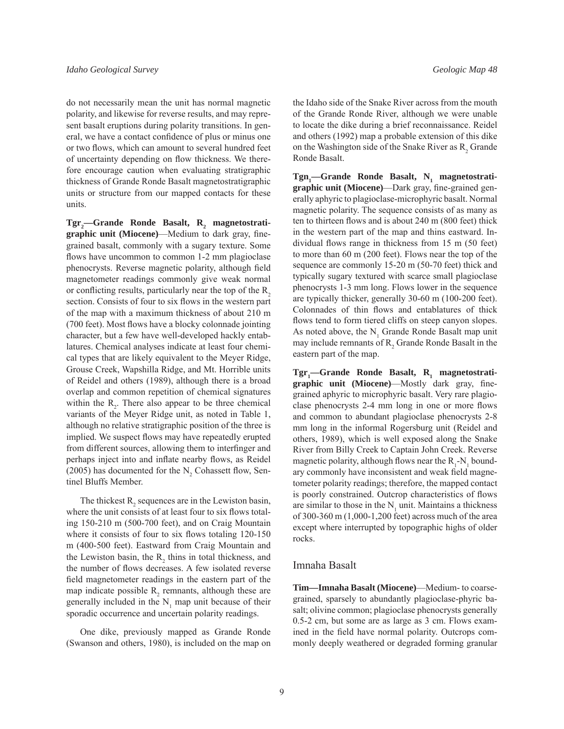do not necessarily mean the unit has normal magnetic polarity, and likewise for reverse results, and may represent basalt eruptions during polarity transitions. In general, we have a contact confidence of plus or minus one or two flows, which can amount to several hundred feet of uncertainty depending on flow thickness. We therefore encourage caution when evaluating stratigraphic thickness of Grande Ronde Basalt magnetostratigraphic units or structure from our mapped contacts for these units.

**$Tgr_2$—Grande Ronde Basalt, $R_2$ magnetostratigraphic unit (Miocene)**—Medium to dark gray, fine-grained basalt, commonly with a sugary texture. Some flows have uncommon to common 1-2 mm plagioclase phenocrysts. Reverse magnetic polarity, although field magnetometer readings commonly give weak normal or conflicting results, particularly near the top of the $R_2$ section. Consists of four to six flows in the western part of the map with a maximum thickness of about 210 m (700 feet). Most flows have a blocky colonnade jointing character, but a few have well-developed hackly entablatures. Chemical analyses indicate at least four chemical types that are likely equivalent to the Meyer Ridge, Grouse Creek, Wapshilla Ridge, and Mt. Horrible units of Reidel and others (1989), although there is a broad overlap and common repetition of chemical signatures within the $R_2$. There also appear to be three chemical variants of the Meyer Ridge unit, as noted in Table 1, although no relative stratigraphic position of the three is implied. We suspect flows may have repeatedly erupted from different sources, allowing them to interfinger and perhaps inject into and inflate nearby flows, as Reidel (2005) has documented for the $N_2$ Cohassett flow, Sentinel Bluffs Member.

The thickest $R_2$ sequences are in the Lewiston basin, where the unit consists of at least four to six flows totaling 150-210 m (500-700 feet), and on Craig Mountain where it consists of four to six flows totaling 120-150 m (400-500 feet). Eastward from Craig Mountain and the Lewiston basin, the $R_2$ thins in total thickness, and the number of flows decreases. A few isolated reverse field magnetometer readings in the eastern part of the map indicate possible $R_2$ remnants, although these are generally included in the $N_1$ map unit because of their sporadic occurrence and uncertain polarity readings.

One dike, previously mapped as Grande Ronde (Swanson and others, 1980), is included on the map on the Idaho side of the Snake River across from the mouth of the Grande Ronde River, although we were unable to locate the dike during a brief reconnaissance. Reidel and others (1992) map a probable extension of this dike on the Washington side of the Snake River as $R_2$ Grande Ronde Basalt.

**$Tgn_1$—Grande Ronde Basalt, $N_1$ magnetostratigraphic unit (Miocene)**—Dark gray, fine-grained generally aphyric to plagioclase-microphyric basalt. Normal magnetic polarity. The sequence consists of as many as ten to thirteen flows and is about 240 m (800 feet) thick in the western part of the map and thins eastward. Individual flows range in thickness from 15 m (50 feet) to more than 60 m (200 feet). Flows near the top of the sequence are commonly 15-20 m (50-70 feet) thick and typically sugary textured with scarce small plagioclase phenocrysts 1-3 mm long. Flows lower in the sequence are typically thicker, generally 30-60 m (100-200 feet). Colonnades of thin flows and entablatures of thick flows tend to form tiered cliffs on steep canyon slopes. As noted above, the $N_1$ Grande Ronde Basalt map unit may include remnants of $R_2$ Grande Ronde Basalt in the eastern part of the map.

**$Tgr_1$—Grande Ronde Basalt, $R_1$ magnetostratigraphic unit (Miocene)**—Mostly dark gray, fine-grained aphyric to microphyric basalt. Very rare plagioclase phenocrysts 2-4 mm long in one or more flows and common to abundant plagioclase phenocrysts 2-8 mm long in the informal Rogersburg unit (Reidel and others, 1989), which is well exposed along the Snake River from Billy Creek to Captain John Creek. Reverse magnetic polarity, although flows near the $R_1$-$N_1$ boundary commonly have inconsistent and weak field magnetometer polarity readings; therefore, the mapped contact is poorly constrained. Outcrop characteristics of flows are similar to those in the $N_1$ unit. Maintains a thickness of 300-360 m (1,000-1,200 feet) across much of the area except where interrupted by topographic highs of older rocks.

## Imnaha Basalt

**Tim—Imnaha Basalt (Miocene)**—Medium- to coarse-grained, sparsely to abundantly plagioclase-phyric basalt; olivine common; plagioclase phenocrysts generally 0.5-2 cm, but some are as large as 3 cm. Flows examined in the field have normal polarity. Outcrops commonly deeply weathered or degraded forming granular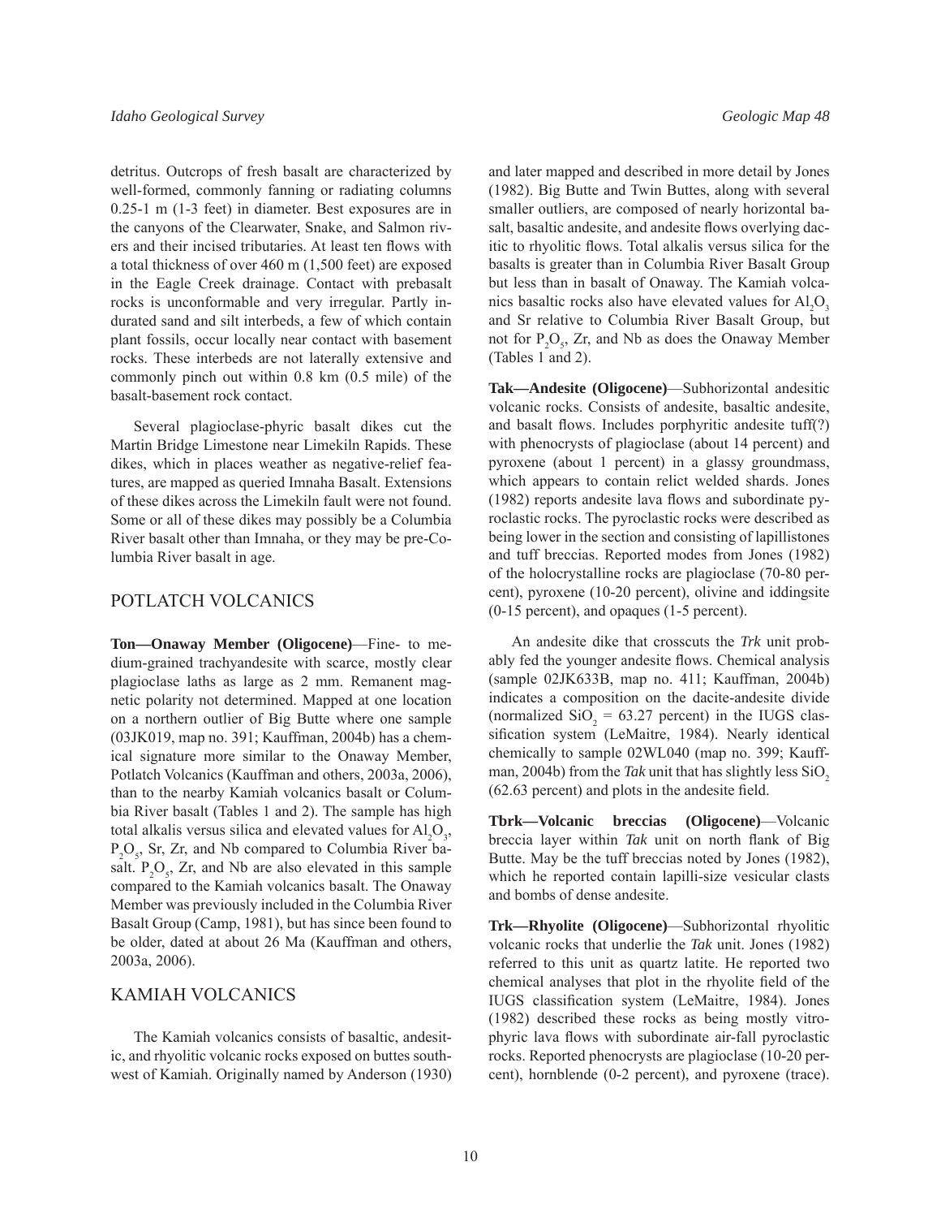detritus. Outcrops of fresh basalt are characterized by well-formed, commonly fanning or radiating columns 0.25-1 m (1-3 feet) in diameter. Best exposures are in the canyons of the Clearwater, Snake, and Salmon rivers and their incised tributaries. At least ten flows with a total thickness of over 460 m (1,500 feet) are exposed in the Eagle Creek drainage. Contact with prebasalt rocks is unconformable and very irregular. Partly indurated sand and silt interbeds, a few of which contain plant fossils, occur locally near contact with basement rocks. These interbeds are not laterally extensive and commonly pinch out within 0.8 km (0.5 mile) of the basalt-basement rock contact.

Several plagioclase-phyric basalt dikes cut the Martin Bridge Limestone near Limekiln Rapids. These dikes, which in places weather as negative-relief features, are mapped as queried Imnaha Basalt. Extensions of these dikes across the Limekiln fault were not found. Some or all of these dikes may possibly be a Columbia River basalt other than Imnaha, or they may be pre-Columbia River basalt in age.

## POTLATCH VOLCANICS

**Ton—Onaway Member (Oligocene)**—Fine- to medium-grained trachyandesite with scarce, mostly clear plagioclase laths as large as 2 mm. Remanent magnetic polarity not determined. Mapped at one location on a northern outlier of Big Butte where one sample (03JK019, map no. 391; Kauffman, 2004b) has a chemical signature more similar to the Onaway Member, Potlatch Volcanics (Kauffman and others, 2003a, 2006), than to the nearby Kamiah volcanics basalt or Columbia River basalt (Tables 1 and 2). The sample has high total alkalis versus silica and elevated values for $Al_2O_3$, $P_2O_5$, Sr, Zr, and Nb compared to Columbia River basalt. $P_2O_5$, Zr, and Nb are also elevated in this sample compared to the Kamiah volcanics basalt. The Onaway Member was previously included in the Columbia River Basalt Group (Camp, 1981), but has since been found to be older, dated at about 26 Ma (Kauffman and others, 2003a, 2006).

## KAMIAH VOLCANICS

The Kamiah volcanics consists of basaltic, andesitic, and rhyolitic volcanic rocks exposed on buttes southwest of Kamiah. Originally named by Anderson (1930) and later mapped and described in more detail by Jones (1982). Big Butte and Twin Buttes, along with several smaller outliers, are composed of nearly horizontal basalt, basaltic andesite, and andesite flows overlying dacitic to rhyolitic flows. Total alkalis versus silica for the basalts is greater than in Columbia River Basalt Group but less than in basalt of Onaway. The Kamiah volcanics basaltic rocks also have elevated values for $Al_2O_3$ and Sr relative to Columbia River Basalt Group, but not for $P_2O_5$, Zr, and Nb as does the Onaway Member (Tables 1 and 2).

**Tak—Andesite (Oligocene)**—Subhorizontal andesitic volcanic rocks. Consists of andesite, basaltic andesite, and basalt flows. Includes porphyritic andesite tuff(?) with phenocrysts of plagioclase (about 14 percent) and pyroxene (about 1 percent) in a glassy groundmass, which appears to contain relict welded shards. Jones (1982) reports andesite lava flows and subordinate pyroclastic rocks. The pyroclastic rocks were described as being lower in the section and consisting of lapillistones and tuff breccias. Reported modes from Jones (1982) of the holocrystalline rocks are plagioclase (70-80 percent), pyroxene (10-20 percent), olivine and iddingsite (0-15 percent), and opaques (1-5 percent).

An andesite dike that crosscuts the *Trk* unit probably fed the younger andesite flows. Chemical analysis (sample 02JK633B, map no. 411; Kauffman, 2004b) indicates a composition on the dacite-andesite divide (normalized $SiO_2$ = 63.27 percent) in the IUGS classification system (LeMaitre, 1984). Nearly identical chemically to sample 02WL040 (map no. 399; Kauffman, 2004b) from the *Tak* unit that has slightly less $SiO_2$ (62.63 percent) and plots in the andesite field.

**Tbrk—Volcanic breccias (Oligocene)**—Volcanic breccia layer within *Tak* unit on north flank of Big Butte. May be the tuff breccias noted by Jones (1982), which he reported contain lapilli-size vesicular clasts and bombs of dense andesite.

**Trk—Rhyolite (Oligocene)**—Subhorizontal rhyolitic volcanic rocks that underlie the *Tak* unit. Jones (1982) referred to this unit as quartz latite. He reported two chemical analyses that plot in the rhyolite field of the IUGS classification system (LeMaitre, 1984). Jones (1982) described these rocks as being mostly vitrophyric lava flows with subordinate air-fall pyroclastic rocks. Reported phenocrysts are plagioclase (10-20 percent), hornblende (0-2 percent), and pyroxene (trace).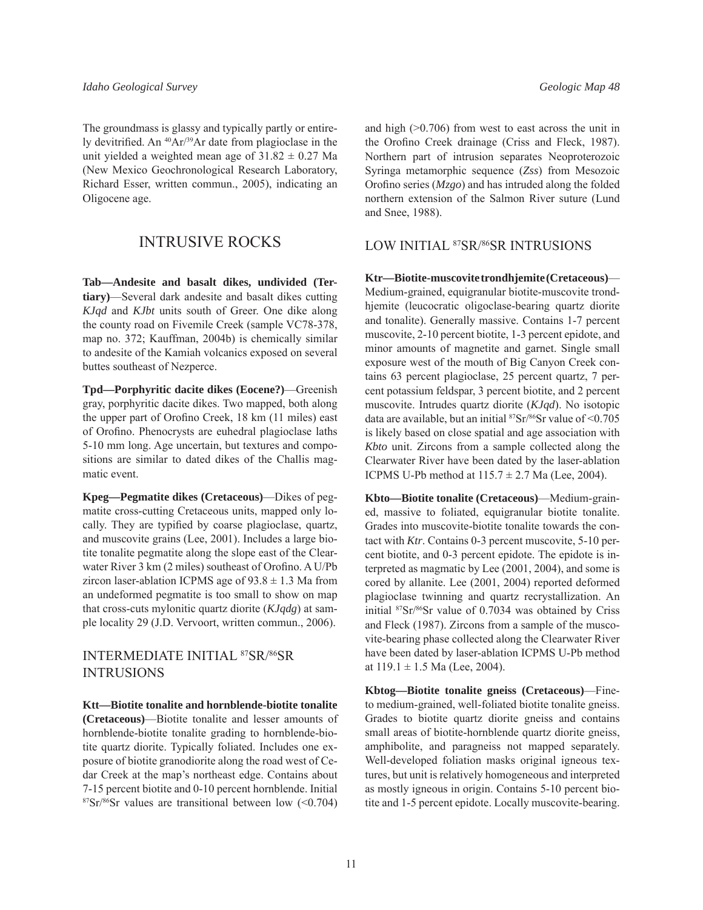The groundmass is glassy and typically partly or entirely devitrified. An $^{40}Ar/^{39}Ar$ date from plagioclase in the unit yielded a weighted mean age of $31.82 \pm 0.27$ Ma (New Mexico Geochronological Research Laboratory, Richard Esser, written commun., 2005), indicating an Oligocene age.

## INTRUSIVE ROCKS

**Tab—Andesite and basalt dikes, undivided (Tertiary)**—Several dark andesite and basalt dikes cutting *KJqd* and *KJbt* units south of Greer. One dike along the county road on Fivemile Creek (sample VC78-378, map no. 372; Kauffman, 2004b) is chemically similar to andesite of the Kamiah volcanics exposed on several buttes southeast of Nezperce.

**Tpd—Porphyritic dacite dikes (Eocene?)**—Greenish gray, porphyritic dacite dikes. Two mapped, both along the upper part of Orofino Creek, 18 km (11 miles) east of Orofino. Phenocrysts are euhedral plagioclase laths 5-10 mm long. Age uncertain, but textures and compositions are similar to dated dikes of the Challis magmatic event.

**Kpeg—Pegmatite dikes (Cretaceous)**—Dikes of pegmatite cross-cutting Cretaceous units, mapped only locally. They are typified by coarse plagioclase, quartz, and muscovite grains (Lee, 2001). Includes a large biotite tonalite pegmatite along the slope east of the Clearwater River 3 km (2 miles) southeast of Orofino. A U/Pb zircon laser-ablation ICPMS age of $93.8 \pm 1.3$ Ma from an undeformed pegmatite is too small to show on map that cross-cuts mylonitic quartz diorite (*KJqdg*) at sample locality 29 (J.D. Vervoort, written commun., 2006).

## INTERMEDIATE INITIAL $^{87}SR/^{86}SR$ INTRUSIONS

**Ktt—Biotite tonalite and hornblende-biotite tonalite (Cretaceous)**—Biotite tonalite and lesser amounts of hornblende-biotite tonalite grading to hornblende-biotite quartz diorite. Typically foliated. Includes one exposure of biotite granodiorite along the road west of Cedar Creek at the map's northeast edge. Contains about 7-15 percent biotite and 0-10 percent hornblende. Initial $^{87}Sr/^{86}Sr$ values are transitional between low (<0.704) and high (>0.706) from west to east across the unit in the Orofino Creek drainage (Criss and Fleck, 1987). Northern part of intrusion separates Neoproterozoic Syringa metamorphic sequence (*Zss*) from Mesozoic Orofino series (*Mzgo*) and has intruded along the folded northern extension of the Salmon River suture (Lund and Snee, 1988).

## LOW INITIAL $^{87}SR/^{86}SR$ INTRUSIONS

**Ktr—Biotite-muscovite trondhjemite (Cretaceous)**—Medium-grained, equigranular biotite-muscovite trondhjemite (leucocratic oligoclase-bearing quartz diorite and tonalite). Generally massive. Contains 1-7 percent muscovite, 2-10 percent biotite, 1-3 percent epidote, and minor amounts of magnetite and garnet. Single small exposure west of the mouth of Big Canyon Creek contains 63 percent plagioclase, 25 percent quartz, 7 percent potassium feldspar, 3 percent biotite, and 2 percent muscovite. Intrudes quartz diorite (*KJqd*). No isotopic data are available, but an initial $^{87}Sr/^{86}Sr$ value of <0.705 is likely based on close spatial and age association with *Kbto* unit. Zircons from a sample collected along the Clearwater River have been dated by the laser-ablation ICPMS U-Pb method at $115.7 \pm 2.7$ Ma (Lee, 2004).

**Kbto—Biotite tonalite (Cretaceous)**—Medium-grained, massive to foliated, equigranular biotite tonalite. Grades into muscovite-biotite tonalite towards the contact with *Ktr*. Contains 0-3 percent muscovite, 5-10 percent biotite, and 0-3 percent epidote. The epidote is interpreted as magmatic by Lee (2001, 2004), and some is cored by allanite. Lee (2001, 2004) reported deformed plagioclase twinning and quartz recrystallization. An initial $^{87}Sr/^{86}Sr$ value of 0.7034 was obtained by Criss and Fleck (1987). Zircons from a sample of the muscovite-bearing phase collected along the Clearwater River have been dated by laser-ablation ICPMS U-Pb method at $119.1 \pm 1.5$ Ma (Lee, 2004).

**Kbtog—Biotite tonalite gneiss (Cretaceous)**—Fine- to medium-grained, well-foliated biotite tonalite gneiss. Grades to biotite quartz diorite gneiss and contains small areas of biotite-hornblende quartz diorite gneiss, amphibolite, and paragneiss not mapped separately. Well-developed foliation masks original igneous textures, but unit is relatively homogeneous and interpreted as mostly igneous in origin. Contains 5-10 percent biotite and 1-5 percent epidote. Locally muscovite-bearing.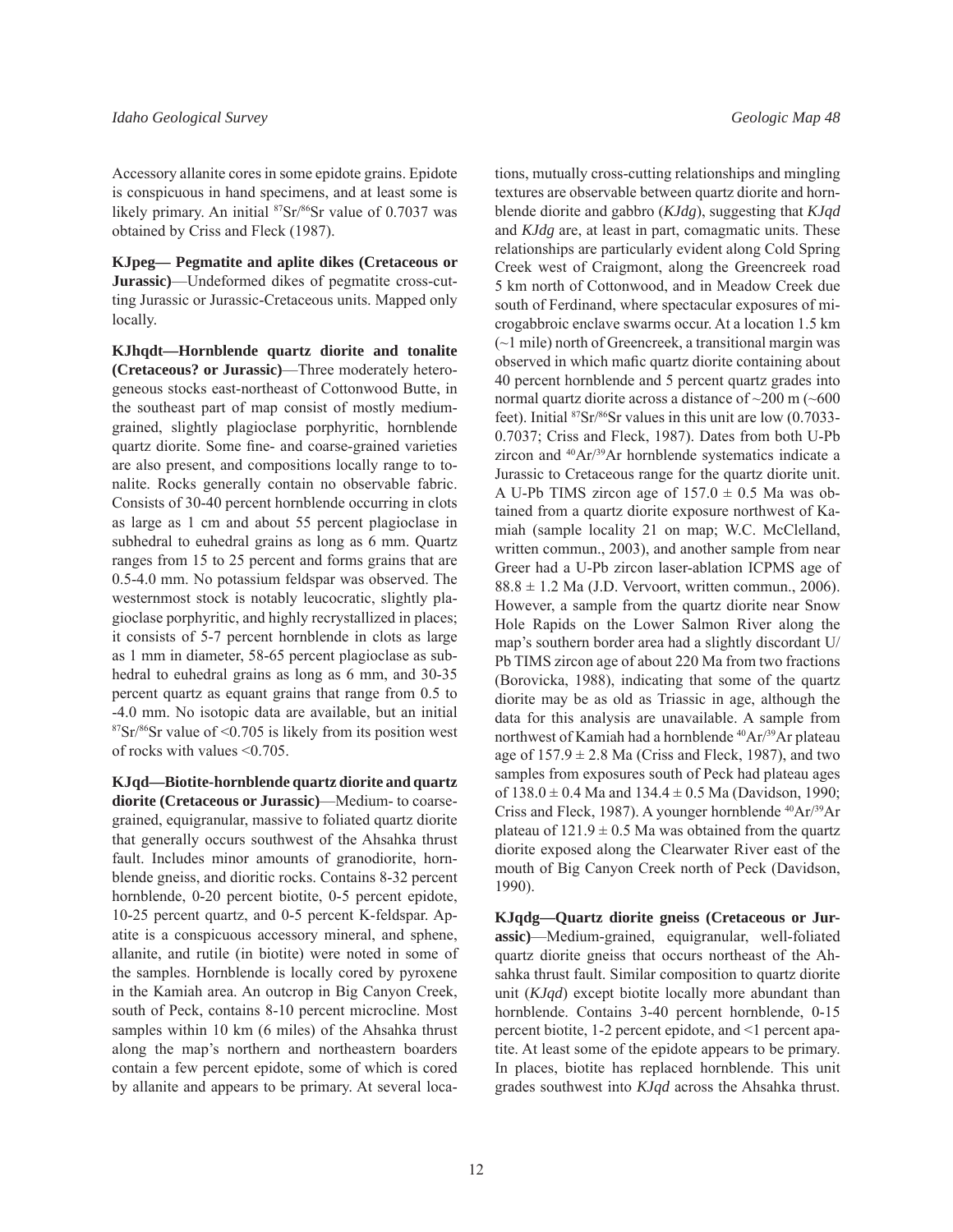Accessory allanite cores in some epidote grains. Epidote is conspicuous in hand specimens, and at least some is likely primary. An initial $^{87}Sr/^{86}Sr$ value of 0.7037 was obtained by Criss and Fleck (1987).

**KJpeg— Pegmatite and aplite dikes (Cretaceous or Jurassic)**—Undeformed dikes of pegmatite cross-cutting Jurassic or Jurassic-Cretaceous units. Mapped only locally.

**KJhqdt—Hornblende quartz diorite and tonalite (Cretaceous? or Jurassic)**—Three moderately heterogeneous stocks east-northeast of Cottonwood Butte, in the southeast part of map consist of mostly medium-grained, slightly plagioclase porphyritic, hornblende quartz diorite. Some fine- and coarse-grained varieties are also present, and compositions locally range to tonalite. Rocks generally contain no observable fabric. Consists of 30-40 percent hornblende occurring in clots as large as 1 cm and about 55 percent plagioclase in subhedral to euhedral grains as long as 6 mm. Quartz ranges from 15 to 25 percent and forms grains that are 0.5-4.0 mm. No potassium feldspar was observed. The westernmost stock is notably leucocratic, slightly plagioclase porphyritic, and highly recrystallized in places; it consists of 5-7 percent hornblende in clots as large as 1 mm in diameter, 58-65 percent plagioclase as subhedral to euhedral grains as long as 6 mm, and 30-35 percent quartz as equant grains that range from 0.5 to -4.0 mm. No isotopic data are available, but an initial $^{87}Sr/^{86}Sr$ value of <0.705 is likely from its position west of rocks with values <0.705.

**KJqd—Biotite-hornblende quartz diorite and quartz diorite (Cretaceous or Jurassic)**—Medium- to coarse-grained, equigranular, massive to foliated quartz diorite that generally occurs southwest of the Ahsahka thrust fault. Includes minor amounts of granodiorite, hornblende gneiss, and dioritic rocks. Contains 8-32 percent hornblende, 0-20 percent biotite, 0-5 percent epidote, 10-25 percent quartz, and 0-5 percent K-feldspar. Apatite is a conspicuous accessory mineral, and sphene, allanite, and rutile (in biotite) were noted in some of the samples. Hornblende is locally cored by pyroxene in the Kamiah area. An outcrop in Big Canyon Creek, south of Peck, contains 8-10 percent microcline. Most samples within 10 km (6 miles) of the Ahsahka thrust along the map's northern and northeastern boarders contain a few percent epidote, some of which is cored by allanite and appears to be primary. At several locations, mutually cross-cutting relationships and mingling textures are observable between quartz diorite and hornblende diorite and gabbro (*KJdg*), suggesting that *KJqd* and *KJdg* are, at least in part, comagmatic units. These relationships are particularly evident along Cold Spring Creek west of Craigmont, along the Greencreek road 5 km north of Cottonwood, and in Meadow Creek due south of Ferdinand, where spectacular exposures of microgabbroic enclave swarms occur. At a location 1.5 km (~1 mile) north of Greencreek, a transitional margin was observed in which mafic quartz diorite containing about 40 percent hornblende and 5 percent quartz grades into normal quartz diorite across a distance of ~200 m (~600 feet). Initial $^{87}Sr/^{86}Sr$ values in this unit are low (0.7033-0.7037; Criss and Fleck, 1987). Dates from both U-Pb zircon and $^{40}Ar/^{39}Ar$ hornblende systematics indicate a Jurassic to Cretaceous range for the quartz diorite unit. A U-Pb TIMS zircon age of $157.0 \pm 0.5$ Ma was obtained from a quartz diorite exposure northwest of Kamiah (sample locality 21 on map; W.C. McClelland, written commun., 2003), and another sample from near Greer had a U-Pb zircon laser-ablation ICPMS age of $88.8 \pm 1.2$ Ma (J.D. Vervoort, written commun., 2006). However, a sample from the quartz diorite near Snow Hole Rapids on the Lower Salmon River along the map's southern border area had a slightly discordant U/Pb TIMS zircon age of about 220 Ma from two fractions (Borovicka, 1988), indicating that some of the quartz diorite may be as old as Triassic in age, although the data for this analysis are unavailable. A sample from northwest of Kamiah had a hornblende $^{40}Ar/^{39}Ar$ plateau age of $157.9 \pm 2.8$ Ma (Criss and Fleck, 1987), and two samples from exposures south of Peck had plateau ages of $138.0 \pm 0.4$ Ma and $134.4 \pm 0.5$ Ma (Davidson, 1990; Criss and Fleck, 1987). A younger hornblende $^{40}Ar/^{39}Ar$ plateau of $121.9 \pm 0.5$ Ma was obtained from the quartz diorite exposed along the Clearwater River east of the mouth of Big Canyon Creek north of Peck (Davidson, 1990).

**KJqdg—Quartz diorite gneiss (Cretaceous or Jurassic)**—Medium-grained, equigranular, well-foliated quartz diorite gneiss that occurs northeast of the Ahsahka thrust fault. Similar composition to quartz diorite unit (*KJqd*) except biotite locally more abundant than hornblende. Contains 3-40 percent hornblende, 0-15 percent biotite, 1-2 percent epidote, and <1 percent apatite. At least some of the epidote appears to be primary. In places, biotite has replaced hornblende. This unit grades southwest into *KJqd* across the Ahsahka thrust.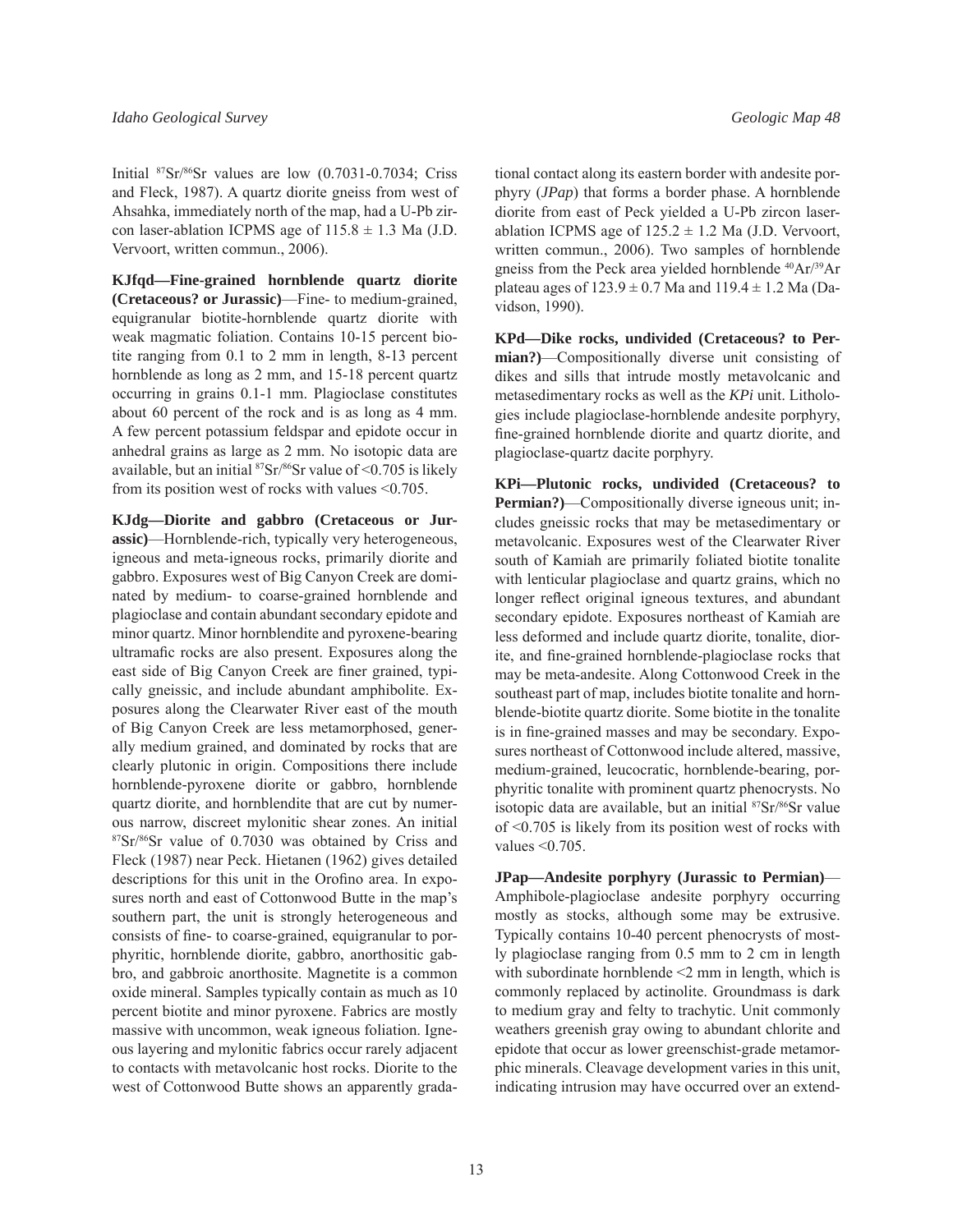Initial $^{87}Sr/^{86}Sr$ values are low (0.7031-0.7034; Criss and Fleck, 1987). A quartz diorite gneiss from west of Ahsahka, immediately north of the map, had a U-Pb zircon laser-ablation ICPMS age of $115.8 \pm 1.3$ Ma (J.D. Vervoort, written commun., 2006).

**KJfqd—Fine-grained hornblende quartz diorite (Cretaceous? or Jurassic)**—Fine- to medium-grained, equigranular biotite-hornblende quartz diorite with weak magmatic foliation. Contains 10-15 percent biotite ranging from 0.1 to 2 mm in length, 8-13 percent hornblende as long as 2 mm, and 15-18 percent quartz occurring in grains 0.1-1 mm. Plagioclase constitutes about 60 percent of the rock and is as long as 4 mm. A few percent potassium feldspar and epidote occur in anhedral grains as large as 2 mm. No isotopic data are available, but an initial $^{87}Sr/^{86}Sr$ value of <0.705 is likely from its position west of rocks with values <0.705.

**KJdg—Diorite and gabbro (Cretaceous or Jurassic)**—Hornblende-rich, typically very heterogeneous, igneous and meta-igneous rocks, primarily diorite and gabbro. Exposures west of Big Canyon Creek are dominated by medium- to coarse-grained hornblende and plagioclase and contain abundant secondary epidote and minor quartz. Minor hornblendite and pyroxene-bearing ultramafic rocks are also present. Exposures along the east side of Big Canyon Creek are finer grained, typically gneissic, and include abundant amphibolite. Exposures along the Clearwater River east of the mouth of Big Canyon Creek are less metamorphosed, generally medium grained, and dominated by rocks that are clearly plutonic in origin. Compositions there include hornblende-pyroxene diorite or gabbro, hornblende quartz diorite, and hornblendite that are cut by numerous narrow, discreet mylonitic shear zones. An initial $^{87}Sr/^{86}Sr$ value of 0.7030 was obtained by Criss and Fleck (1987) near Peck. Hietanen (1962) gives detailed descriptions for this unit in the Orofino area. In exposures north and east of Cottonwood Butte in the map's southern part, the unit is strongly heterogeneous and consists of fine- to coarse-grained, equigranular to porphyritic, hornblende diorite, gabbro, anorthositic gabbro, and gabbroic anorthosite. Magnetite is a common oxide mineral. Samples typically contain as much as 10 percent biotite and minor pyroxene. Fabrics are mostly massive with uncommon, weak igneous foliation. Igneous layering and mylonitic fabrics occur rarely adjacent to contacts with metavolcanic host rocks. Diorite to the west of Cottonwood Butte shows an apparently gradational contact along its eastern border with andesite porphyry (*JPap*) that forms a border phase. A hornblende diorite from east of Peck yielded a U-Pb zircon laser-ablation ICPMS age of $125.2 \pm 1.2$ Ma (J.D. Vervoort, written commun., 2006). Two samples of hornblende gneiss from the Peck area yielded hornblende $^{40}Ar/^{39}Ar$ plateau ages of $123.9 \pm 0.7$ Ma and $119.4 \pm 1.2$ Ma (Davidson, 1990).

**KPd—Dike rocks, undivided (Cretaceous? to Permian?)**—Compositionally diverse unit consisting of dikes and sills that intrude mostly metavolcanic and metasedimentary rocks as well as the ***KPi*** unit. Lithologies include plagioclase-hornblende andesite porphyry, fine-grained hornblende diorite and quartz diorite, and plagioclase-quartz dacite porphyry.

**KPi—Plutonic rocks, undivided (Cretaceous? to Permian?)**—Compositionally diverse igneous unit; includes gneissic rocks that may be metasedimentary or metavolcanic. Exposures west of the Clearwater River south of Kamiah are primarily foliated biotite tonalite with lenticular plagioclase and quartz grains, which no longer reflect original igneous textures, and abundant secondary epidote. Exposures northeast of Kamiah are less deformed and include quartz diorite, tonalite, diorite, and fine-grained hornblende-plagioclase rocks that may be meta-andesite. Along Cottonwood Creek in the southeast part of map, includes biotite tonalite and hornblende-biotite quartz diorite. Some biotite in the tonalite is in fine-grained masses and may be secondary. Exposures northeast of Cottonwood include altered, massive, medium-grained, leucocratic, hornblende-bearing, porphyritic tonalite with prominent quartz phenocrysts. No isotopic data are available, but an initial $^{87}Sr/^{86}Sr$ value of <0.705 is likely from its position west of rocks with values <0.705.

**JPap—Andesite porphyry (Jurassic to Permian)**—Amphibole-plagioclase andesite porphyry occurring mostly as stocks, although some may be extrusive. Typically contains 10-40 percent phenocrysts of mostly plagioclase ranging from 0.5 mm to 2 cm in length with subordinate hornblende <2 mm in length, which is commonly replaced by actinolite. Groundmass is dark to medium gray and felty to trachytic. Unit commonly weathers greenish gray owing to abundant chlorite and epidote that occur as lower greenschist-grade metamorphic minerals. Cleavage development varies in this unit, indicating intrusion may have occurred over an extend-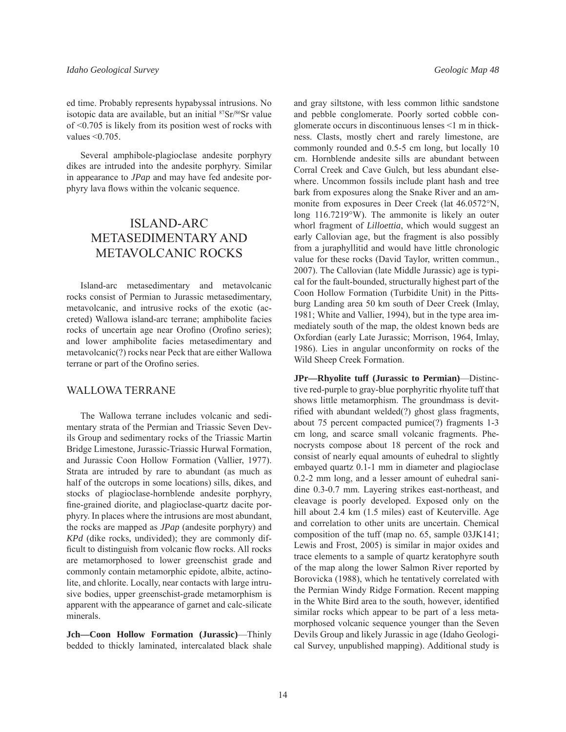ed time. Probably represents hypabyssal intrusions. No isotopic data are available, but an initial $^{87}Sr/^{86}Sr$ value of <0.705 is likely from its position west of rocks with values <0.705.

Several amphibole-plagioclase andesite porphyry dikes are intruded into the andesite porphyry. Similar in appearance to *JPap* and may have fed andesite porphyry lava flows within the volcanic sequence.

# ISLAND-ARC METASEDIMENTARY AND METAVOLCANIC ROCKS

Island-arc metasedimentary and metavolcanic rocks consist of Permian to Jurassic metasedimentary, metavolcanic, and intrusive rocks of the exotic (accreted) Wallowa island-arc terrane; amphibolite facies rocks of uncertain age near Orofino (Orofino series); and lower amphibolite facies metasedimentary and metavolcanic(?) rocks near Peck that are either Wallowa terrane or part of the Orofino series.

## WALLOWA TERRANE

The Wallowa terrane includes volcanic and sedimentary strata of the Permian and Triassic Seven Devils Group and sedimentary rocks of the Triassic Martin Bridge Limestone, Jurassic-Triassic Hurwal Formation, and Jurassic Coon Hollow Formation (Vallier, 1977). Strata are intruded by rare to abundant (as much as half of the outcrops in some locations) sills, dikes, and stocks of plagioclase-hornblende andesite porphyry, fine-grained diorite, and plagioclase-quartz dacite porphyry. In places where the intrusions are most abundant, the rocks are mapped as *JPap* (andesite porphyry) and *KPd* (dike rocks, undivided); they are commonly difficult to distinguish from volcanic flow rocks. All rocks are metamorphosed to lower greenschist grade and commonly contain metamorphic epidote, albite, actinolite, and chlorite. Locally, near contacts with large intrusive bodies, upper greenschist-grade metamorphism is apparent with the appearance of garnet and calc-silicate minerals.

**Jch—Coon Hollow Formation (Jurassic)**—Thinly bedded to thickly laminated, intercalated black shale and gray siltstone, with less common lithic sandstone and pebble conglomerate. Poorly sorted cobble conglomerate occurs in discontinuous lenses <1 m in thickness. Clasts, mostly chert and rarely limestone, are commonly rounded and 0.5-5 cm long, but locally 10 cm. Hornblende andesite sills are abundant between Corral Creek and Cave Gulch, but less abundant elsewhere. Uncommon fossils include plant hash and tree bark from exposures along the Snake River and an ammonite from exposures in Deer Creek (lat 46.0572°N, long 116.7219°W). The ammonite is likely an outer whorl fragment of *Lilloettia*, which would suggest an early Callovian age, but the fragment is also possibly from a juraphyllitid and would have little chronologic value for these rocks (David Taylor, written commun., 2007). The Callovian (late Middle Jurassic) age is typical for the fault-bounded, structurally highest part of the Coon Hollow Formation (Turbidite Unit) in the Pittsburg Landing area 50 km south of Deer Creek (Imlay, 1981; White and Vallier, 1994), but in the type area immediately south of the map, the oldest known beds are Oxfordian (early Late Jurassic; Morrison, 1964, Imlay, 1986). Lies in angular unconformity on rocks of the Wild Sheep Creek Formation.

**JPr—Rhyolite tuff (Jurassic to Permian)**—Distinctive red-purple to gray-blue porphyritic rhyolite tuff that shows little metamorphism. The groundmass is devitrified with abundant welded(?) ghost glass fragments, about 75 percent compacted pumice(?) fragments 1-3 cm long, and scarce small volcanic fragments. Phenocrysts compose about 18 percent of the rock and consist of nearly equal amounts of euhedral to slightly embayed quartz 0.1-1 mm in diameter and plagioclase 0.2-2 mm long, and a lesser amount of euhedral sanidine 0.3-0.7 mm. Layering strikes east-northeast, and cleavage is poorly developed. Exposed only on the hill about 2.4 km (1.5 miles) east of Keuterville. Age and correlation to other units are uncertain. Chemical composition of the tuff (map no. 65, sample 03JK141; Lewis and Frost, 2005) is similar in major oxides and trace elements to a sample of quartz keratophyre south of the map along the lower Salmon River reported by Borovicka (1988), which he tentatively correlated with the Permian Windy Ridge Formation. Recent mapping in the White Bird area to the south, however, identified similar rocks which appear to be part of a less metamorphosed volcanic sequence younger than the Seven Devils Group and likely Jurassic in age (Idaho Geological Survey, unpublished mapping). Additional study is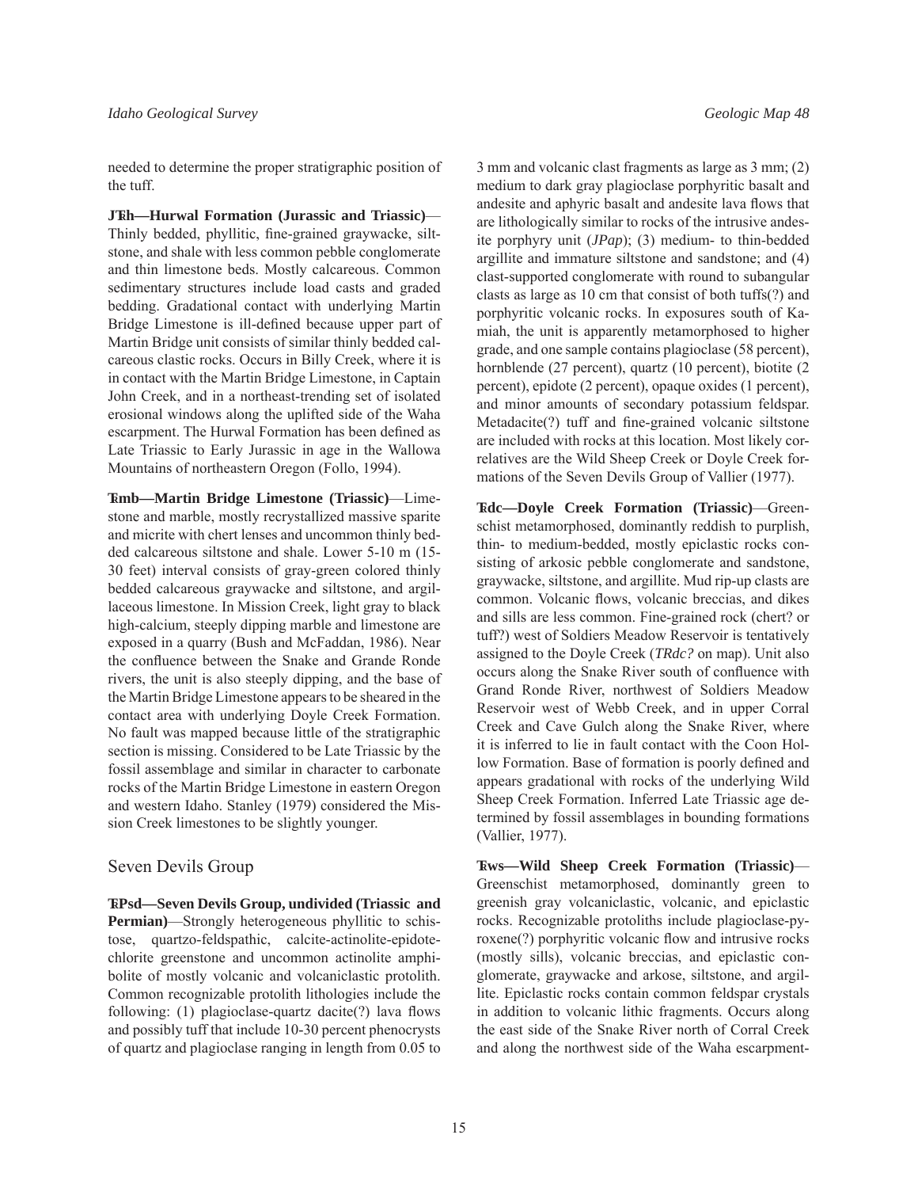needed to determine the proper stratigraphic position of the tuff.

**JTRh—Hurwal Formation (Jurassic and Triassic)**—Thinly bedded, phyllitic, fine-grained graywacke, siltstone, and shale with less common pebble conglomerate and thin limestone beds. Mostly calcareous. Common sedimentary structures include load casts and graded bedding. Gradational contact with underlying Martin Bridge Limestone is ill-defined because upper part of Martin Bridge unit consists of similar thinly bedded calcareous clastic rocks. Occurs in Billy Creek, where it is in contact with the Martin Bridge Limestone, in Captain John Creek, and in a northeast-trending set of isolated erosional windows along the uplifted side of the Waha escarpment. The Hurwal Formation has been defined as Late Triassic to Early Jurassic in age in the Wallowa Mountains of northeastern Oregon (Follo, 1994).

**TRmb—Martin Bridge Limestone (Triassic)**—Limestone and marble, mostly recrystallized massive sparite and micrite with chert lenses and uncommon thinly bedded calcareous siltstone and shale. Lower 5-10 m (15-30 feet) interval consists of gray-green colored thinly bedded calcareous graywacke and siltstone, and argillaceous limestone. In Mission Creek, light gray to black high-calcium, steeply dipping marble and limestone are exposed in a quarry (Bush and McFaddan, 1986). Near the confluence between the Snake and Grande Ronde rivers, the unit is also steeply dipping, and the base of the Martin Bridge Limestone appears to be sheared in the contact area with underlying Doyle Creek Formation. No fault was mapped because little of the stratigraphic section is missing. Considered to be Late Triassic by the fossil assemblage and similar in character to carbonate rocks of the Martin Bridge Limestone in eastern Oregon and western Idaho. Stanley (1979) considered the Mission Creek limestones to be slightly younger.

## Seven Devils Group

**TRPsd—Seven Devils Group, undivided (Triassic and Permian)**—Strongly heterogeneous phyllitic to schistose, quartzo-feldspathic, calcite-actinolite-epidote-chlorite greenstone and uncommon actinolite amphibolite of mostly volcanic and volcaniclastic protolith. Common recognizable protolith lithologies include the following: (1) plagioclase-quartz dacite(?) lava flows and possibly tuff that include 10-30 percent phenocrysts of quartz and plagioclase ranging in length from 0.05 to 3 mm and volcanic clast fragments as large as 3 mm; (2) medium to dark gray plagioclase porphyritic basalt and andesite and aphyric basalt and andesite lava flows that are lithologically similar to rocks of the intrusive andesite porphyry unit (*JPap*); (3) medium- to thin-bedded argillite and immature siltstone and sandstone; and (4) clast-supported conglomerate with round to subangular clasts as large as 10 cm that consist of both tuffs(?) and porphyritic volcanic rocks. In exposures south of Kamiah, the unit is apparently metamorphosed to higher grade, and one sample contains plagioclase (58 percent), hornblende (27 percent), quartz (10 percent), biotite (2 percent), epidote (2 percent), opaque oxides (1 percent), and minor amounts of secondary potassium feldspar. Metadacite(?) tuff and fine-grained volcanic siltstone are included with rocks at this location. Most likely correlatives are the Wild Sheep Creek or Doyle Creek formations of the Seven Devils Group of Vallier (1977).

**TRdc—Doyle Creek Formation (Triassic)**—Greenschist metamorphosed, dominantly reddish to purplish, thin- to medium-bedded, mostly epiclastic rocks consisting of arkosic pebble conglomerate and sandstone, graywacke, siltstone, and argillite. Mud rip-up clasts are common. Volcanic flows, volcanic breccias, and dikes and sills are less common. Fine-grained rock (chert? or tuff?) west of Soldiers Meadow Reservoir is tentatively assigned to the Doyle Creek (*TRdc?* on map). Unit also occurs along the Snake River south of confluence with Grand Ronde River, northwest of Soldiers Meadow Reservoir west of Webb Creek, and in upper Corral Creek and Cave Gulch along the Snake River, where it is inferred to lie in fault contact with the Coon Hollow Formation. Base of formation is poorly defined and appears gradational with rocks of the underlying Wild Sheep Creek Formation. Inferred Late Triassic age determined by fossil assemblages in bounding formations (Vallier, 1977).

**TRws—Wild Sheep Creek Formation (Triassic)**—Greenschist metamorphosed, dominantly green to greenish gray volcaniclastic, volcanic, and epiclastic rocks. Recognizable protoliths include plagioclase-pyroxene(?) porphyritic volcanic flow and intrusive rocks (mostly sills), volcanic breccias, and epiclastic conglomerate, graywacke and arkose, siltstone, and argillite. Epiclastic rocks contain common feldspar crystals in addition to volcanic lithic fragments. Occurs along the east side of the Snake River north of Corral Creek and along the northwest side of the Waha escarpment-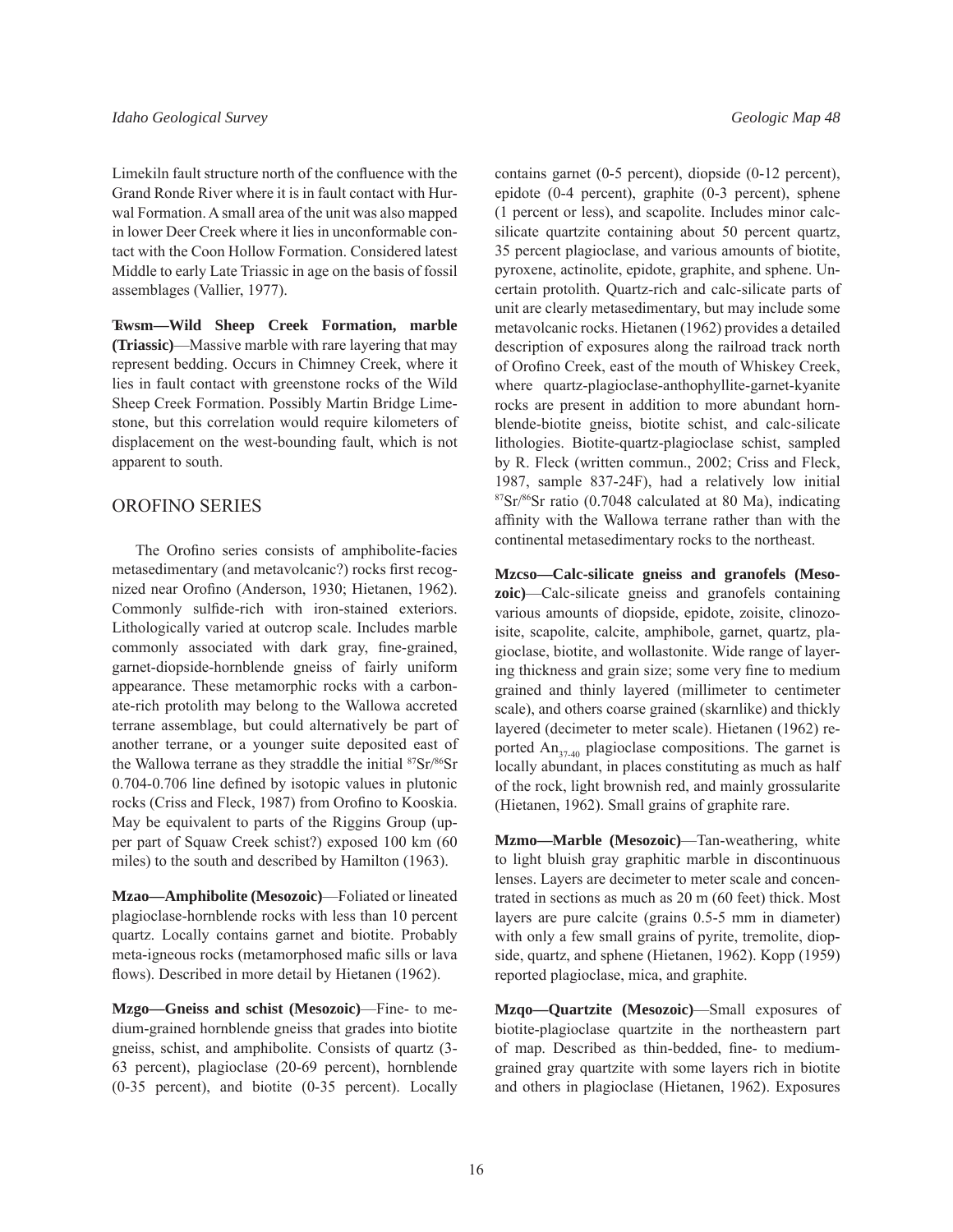Limekiln fault structure north of the confluence with the Grand Ronde River where it is in fault contact with Hurwal Formation. A small area of the unit was also mapped in lower Deer Creek where it lies in unconformable contact with the Coon Hollow Formation. Considered latest Middle to early Late Triassic in age on the basis of fossil assemblages (Vallier, 1977).

**T̄wsm—Wild Sheep Creek Formation, marble (Triassic)**—Massive marble with rare layering that may represent bedding. Occurs in Chimney Creek, where it lies in fault contact with greenstone rocks of the Wild Sheep Creek Formation. Possibly Martin Bridge Limestone, but this correlation would require kilometers of displacement on the west-bounding fault, which is not apparent to south.

## OROFINO SERIES

The Orofino series consists of amphibolite-facies metasedimentary (and metavolcanic?) rocks first recognized near Orofino (Anderson, 1930; Hietanen, 1962). Commonly sulfide-rich with iron-stained exteriors. Lithologically varied at outcrop scale. Includes marble commonly associated with dark gray, fine-grained, garnet-diopside-hornblende gneiss of fairly uniform appearance. These metamorphic rocks with a carbonate-rich protolith may belong to the Wallowa accreted terrane assemblage, but could alternatively be part of another terrane, or a younger suite deposited east of the Wallowa terrane as they straddle the initial $^{87}Sr/^{86}Sr$ 0.704-0.706 line defined by isotopic values in plutonic rocks (Criss and Fleck, 1987) from Orofino to Kooskia. May be equivalent to parts of the Riggins Group (upper part of Squaw Creek schist?) exposed 100 km (60 miles) to the south and described by Hamilton (1963).

**Mzao—Amphibolite (Mesozoic)**—Foliated or lineated plagioclase-hornblende rocks with less than 10 percent quartz. Locally contains garnet and biotite. Probably meta-igneous rocks (metamorphosed mafic sills or lava flows). Described in more detail by Hietanen (1962).

**Mzgo—Gneiss and schist (Mesozoic)**—Fine- to medium-grained hornblende gneiss that grades into biotite gneiss, schist, and amphibolite. Consists of quartz (3-63 percent), plagioclase (20-69 percent), hornblende (0-35 percent), and biotite (0-35 percent). Locally contains garnet (0-5 percent), diopside (0-12 percent), epidote (0-4 percent), graphite (0-3 percent), sphene (1 percent or less), and scapolite. Includes minor calc-silicate quartzite containing about 50 percent quartz, 35 percent plagioclase, and various amounts of biotite, pyroxene, actinolite, epidote, graphite, and sphene. Uncertain protolith. Quartz-rich and calc-silicate parts of unit are clearly metasedimentary, but may include some metavolcanic rocks. Hietanen (1962) provides a detailed description of exposures along the railroad track north of Orofino Creek, east of the mouth of Whiskey Creek, where quartz-plagioclase-anthophyllite-garnet-kyanite rocks are present in addition to more abundant hornblende-biotite gneiss, biotite schist, and calc-silicate lithologies. Biotite-quartz-plagioclase schist, sampled by R. Fleck (written commun., 2002; Criss and Fleck, 1987, sample 837-24F), had a relatively low initial $^{87}Sr/^{86}Sr$ ratio (0.7048 calculated at 80 Ma), indicating affinity with the Wallowa terrane rather than with the continental metasedimentary rocks to the northeast.

**Mzcso—Calc-silicate gneiss and granofels (Mesozoic)**—Calc-silicate gneiss and granofels containing various amounts of diopside, epidote, zoisite, clinozoisite, scapolite, calcite, amphibole, garnet, quartz, plagioclase, biotite, and wollastonite. Wide range of layering thickness and grain size; some very fine to medium grained and thinly layered (millimeter to centimeter scale), and others coarse grained (skarnlike) and thickly layered (decimeter to meter scale). Hietanen (1962) reported $An_{37-40}$ plagioclase compositions. The garnet is locally abundant, in places constituting as much as half of the rock, light brownish red, and mainly grossularite (Hietanen, 1962). Small grains of graphite rare.

**Mzmo—Marble (Mesozoic)**—Tan-weathering, white to light bluish gray graphitic marble in discontinuous lenses. Layers are decimeter to meter scale and concentrated in sections as much as 20 m (60 feet) thick. Most layers are pure calcite (grains 0.5-5 mm in diameter) with only a few small grains of pyrite, tremolite, diopside, quartz, and sphene (Hietanen, 1962). Kopp (1959) reported plagioclase, mica, and graphite.

**Mzqo—Quartzite (Mesozoic)**—Small exposures of biotite-plagioclase quartzite in the northeastern part of map. Described as thin-bedded, fine- to medium-grained gray quartzite with some layers rich in biotite and others in plagioclase (Hietanen, 1962). Exposures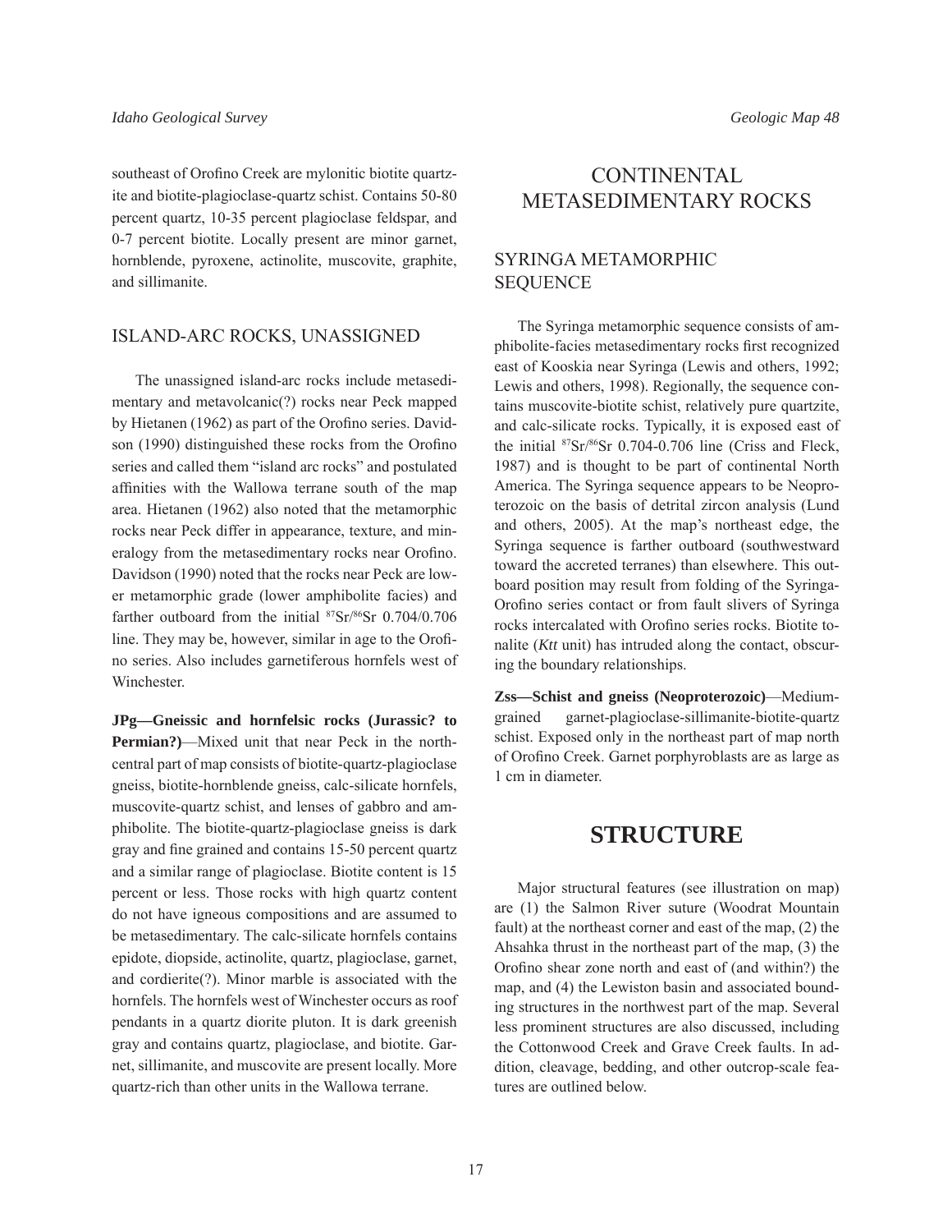southeast of Orofino Creek are mylonitic biotite quartzite and biotite-plagioclase-quartz schist. Contains 50-80 percent quartz, 10-35 percent plagioclase feldspar, and 0-7 percent biotite. Locally present are minor garnet, hornblende, pyroxene, actinolite, muscovite, graphite, and sillimanite.

## ISLAND-ARC ROCKS, UNASSIGNED

The unassigned island-arc rocks include metasedimentary and metavolcanic(?) rocks near Peck mapped by Hietanen (1962) as part of the Orofino series. Davidson (1990) distinguished these rocks from the Orofino series and called them "island arc rocks" and postulated affinities with the Wallowa terrane south of the map area. Hietanen (1962) also noted that the metamorphic rocks near Peck differ in appearance, texture, and mineralogy from the metasedimentary rocks near Orofino. Davidson (1990) noted that the rocks near Peck are lower metamorphic grade (lower amphibolite facies) and farther outboard from the initial $^{87}Sr/^{86}Sr$ 0.704/0.706 line. They may be, however, similar in age to the Orofino series. Also includes garnetiferous hornfels west of Winchester.

**JPg—Gneissic and hornfelsic rocks (Jurassic? to Permian?)**—Mixed unit that near Peck in the north-central part of map consists of biotite-quartz-plagioclase gneiss, biotite-hornblende gneiss, calc-silicate hornfels, muscovite-quartz schist, and lenses of gabbro and amphibolite. The biotite-quartz-plagioclase gneiss is dark gray and fine grained and contains 15-50 percent quartz and a similar range of plagioclase. Biotite content is 15 percent or less. Those rocks with high quartz content do not have igneous compositions and are assumed to be metasedimentary. The calc-silicate hornfels contains epidote, diopside, actinolite, quartz, plagioclase, garnet, and cordierite(?). Minor marble is associated with the hornfels. The hornfels west of Winchester occurs as roof pendants in a quartz diorite pluton. It is dark greenish gray and contains quartz, plagioclase, and biotite. Garnet, sillimanite, and muscovite are present locally. More quartz-rich than other units in the Wallowa terrane.

# CONTINENTAL METASEDIMENTARY ROCKS

## SYRINGA METAMORPHIC SEQUENCE

The Syringa metamorphic sequence consists of amphibolite-facies metasedimentary rocks first recognized east of Kooskia near Syringa (Lewis and others, 1992; Lewis and others, 1998). Regionally, the sequence contains muscovite-biotite schist, relatively pure quartzite, and calc-silicate rocks. Typically, it is exposed east of the initial $^{87}Sr/^{86}Sr$ 0.704-0.706 line (Criss and Fleck, 1987) and is thought to be part of continental North America. The Syringa sequence appears to be Neoproterozoic on the basis of detrital zircon analysis (Lund and others, 2005). At the map's northeast edge, the Syringa sequence is farther outboard (southwestward toward the accreted terranes) than elsewhere. This outboard position may result from folding of the Syringa-Orofino series contact or from fault slivers of Syringa rocks intercalated with Orofino series rocks. Biotite tonalite (*Ktt* unit) has intruded along the contact, obscuring the boundary relationships.

**Zss—Schist and gneiss (Neoproterozoic)**—Medium-grained garnet-plagioclase-sillimanite-biotite-quartz schist. Exposed only in the northeast part of map north of Orofino Creek. Garnet porphyroblasts are as large as 1 cm in diameter.

# STRUCTURE

Major structural features (see illustration on map) are (1) the Salmon River suture (Woodrat Mountain fault) at the northeast corner and east of the map, (2) the Ahsahka thrust in the northeast part of the map, (3) the Orofino shear zone north and east of (and within?) the map, and (4) the Lewiston basin and associated bounding structures in the northwest part of the map. Several less prominent structures are also discussed, including the Cottonwood Creek and Grave Creek faults. In addition, cleavage, bedding, and other outcrop-scale features are outlined below.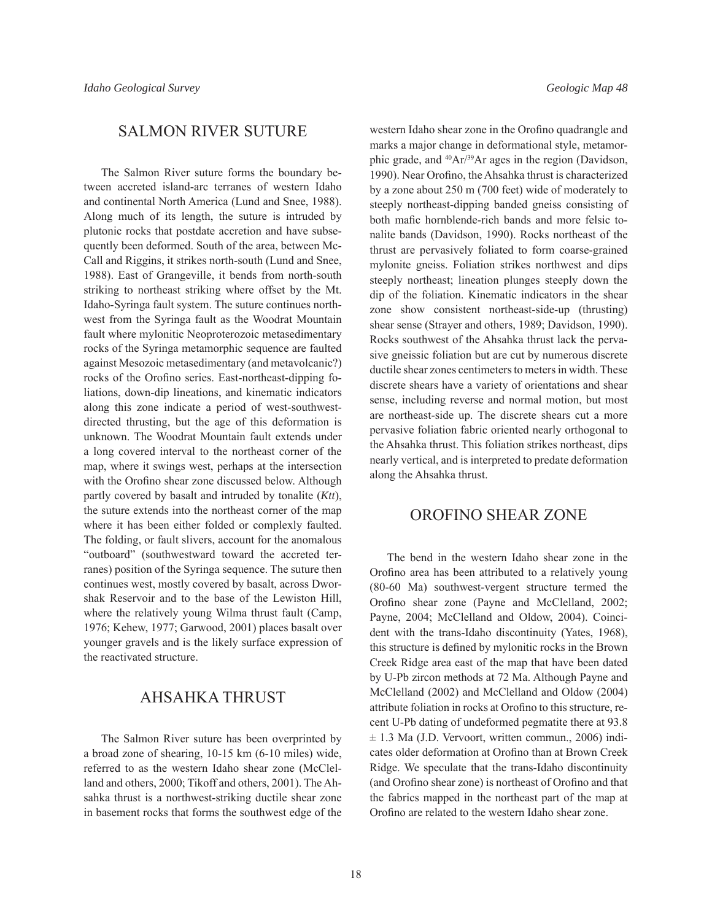## SALMON RIVER SUTURE

The Salmon River suture forms the boundary between accreted island-arc terranes of western Idaho and continental North America (Lund and Snee, 1988). Along much of its length, the suture is intruded by plutonic rocks that postdate accretion and have subsequently been deformed. South of the area, between McCall and Riggins, it strikes north-south (Lund and Snee, 1988). East of Grangeville, it bends from north-south striking to northeast striking where offset by the Mt. Idaho-Syringa fault system. The suture continues northwest from the Syringa fault as the Woodrat Mountain fault where mylonitic Neoproterozoic metasedimentary rocks of the Syringa metamorphic sequence are faulted against Mesozoic metasedimentary (and metavolcanic?) rocks of the Orofino series. East-northeast-dipping foliations, down-dip lineations, and kinematic indicators along this zone indicate a period of west-southwest-directed thrusting, but the age of this deformation is unknown. The Woodrat Mountain fault extends under a long covered interval to the northeast corner of the map, where it swings west, perhaps at the intersection with the Orofino shear zone discussed below. Although partly covered by basalt and intruded by tonalite (*Ktt*), the suture extends into the northeast corner of the map where it has been either folded or complexly faulted. The folding, or fault slivers, account for the anomalous "outboard" (southwestward toward the accreted terranes) position of the Syringa sequence. The suture then continues west, mostly covered by basalt, across Dworshak Reservoir and to the base of the Lewiston Hill, where the relatively young Wilma thrust fault (Camp, 1976; Kehew, 1977; Garwood, 2001) places basalt over younger gravels and is the likely surface expression of the reactivated structure.

## AHSAHKA THRUST

The Salmon River suture has been overprinted by a broad zone of shearing, 10-15 km (6-10 miles) wide, referred to as the western Idaho shear zone (McClelland and others, 2000; Tikoff and others, 2001). The Ahsahka thrust is a northwest-striking ductile shear zone in basement rocks that forms the southwest edge of the western Idaho shear zone in the Orofino quadrangle and marks a major change in deformational style, metamorphic grade, and $^{40}Ar/^{39}Ar$ ages in the region (Davidson, 1990). Near Orofino, the Ahsahka thrust is characterized by a zone about 250 m (700 feet) wide of moderately to steeply northeast-dipping banded gneiss consisting of both mafic hornblende-rich bands and more felsic tonalite bands (Davidson, 1990). Rocks northeast of the thrust are pervasively foliated to form coarse-grained mylonite gneiss. Foliation strikes northwest and dips steeply northeast; lineation plunges steeply down the dip of the foliation. Kinematic indicators in the shear zone show consistent northeast-side-up (thrusting) shear sense (Strayer and others, 1989; Davidson, 1990). Rocks southwest of the Ahsahka thrust lack the pervasive gneissic foliation but are cut by numerous discrete ductile shear zones centimeters to meters in width. These discrete shears have a variety of orientations and shear sense, including reverse and normal motion, but most are northeast-side up. The discrete shears cut a more pervasive foliation fabric oriented nearly orthogonal to the Ahsahka thrust. This foliation strikes northeast, dips nearly vertical, and is interpreted to predate deformation along the Ahsahka thrust.

## OROFINO SHEAR ZONE

The bend in the western Idaho shear zone in the Orofino area has been attributed to a relatively young (80-60 Ma) southwest-vergent structure termed the Orofino shear zone (Payne and McClelland, 2002; Payne, 2004; McClelland and Oldow, 2004). Coincident with the trans-Idaho discontinuity (Yates, 1968), this structure is defined by mylonitic rocks in the Brown Creek Ridge area east of the map that have been dated by U-Pb zircon methods at 72 Ma. Although Payne and McClelland (2002) and McClelland and Oldow (2004) attribute foliation in rocks at Orofino to this structure, recent U-Pb dating of undeformed pegmatite there at 93.8 ± 1.3 Ma (J.D. Vervoort, written commun., 2006) indicates older deformation at Orofino than at Brown Creek Ridge. We speculate that the trans-Idaho discontinuity (and Orofino shear zone) is northeast of Orofino and that the fabrics mapped in the northeast part of the map at Orofino are related to the western Idaho shear zone.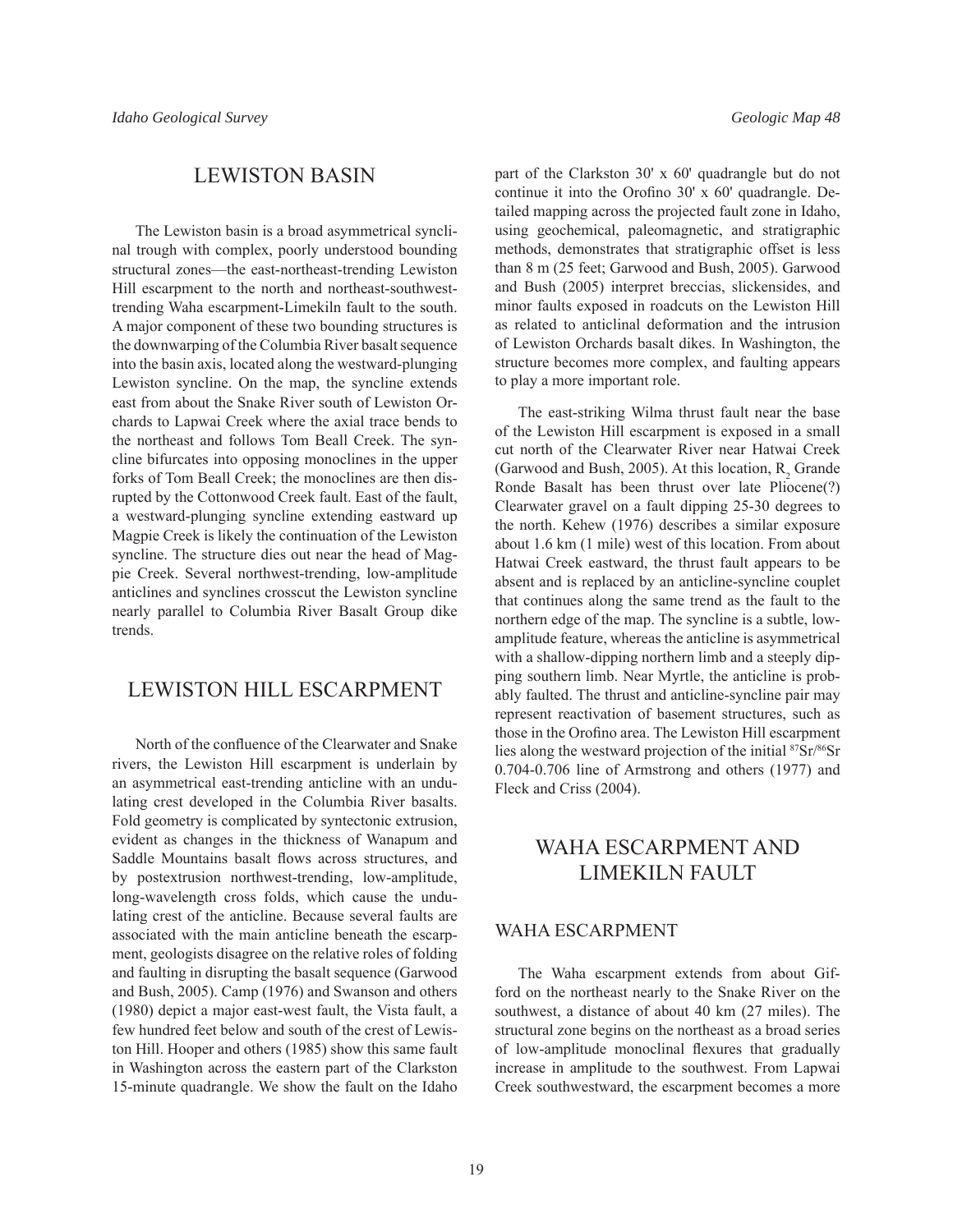## LEWISTON BASIN

The Lewiston basin is a broad asymmetrical synclinal trough with complex, poorly understood bounding structural zones—the east-northeast-trending Lewiston Hill escarpment to the north and northeast-southwest-trending Waha escarpment-Limekiln fault to the south. A major component of these two bounding structures is the downwarping of the Columbia River basalt sequence into the basin axis, located along the westward-plunging Lewiston syncline. On the map, the syncline extends east from about the Snake River south of Lewiston Orchards to Lapwai Creek where the axial trace bends to the northeast and follows Tom Beall Creek. The syncline bifurcates into opposing monoclines in the upper forks of Tom Beall Creek; the monoclines are then disrupted by the Cottonwood Creek fault. East of the fault, a westward-plunging syncline extending eastward up Magpie Creek is likely the continuation of the Lewiston syncline. The structure dies out near the head of Magpie Creek. Several northwest-trending, low-amplitude anticlines and synclines crosscut the Lewiston syncline nearly parallel to Columbia River Basalt Group dike trends.

## LEWISTON HILL ESCARPMENT

North of the confluence of the Clearwater and Snake rivers, the Lewiston Hill escarpment is underlain by an asymmetrical east-trending anticline with an undulating crest developed in the Columbia River basalts. Fold geometry is complicated by syntectonic extrusion, evident as changes in the thickness of Wanapum and Saddle Mountains basalt flows across structures, and by postextrusion northwest-trending, low-amplitude, long-wavelength cross folds, which cause the undulating crest of the anticline. Because several faults are associated with the main anticline beneath the escarpment, geologists disagree on the relative roles of folding and faulting in disrupting the basalt sequence (Garwood and Bush, 2005). Camp (1976) and Swanson and others (1980) depict a major east-west fault, the Vista fault, a few hundred feet below and south of the crest of Lewiston Hill. Hooper and others (1985) show this same fault in Washington across the eastern part of the Clarkston 15-minute quadrangle. We show the fault on the Idaho part of the Clarkston 30' x 60' quadrangle but do not continue it into the Orofino 30' x 60' quadrangle. Detailed mapping across the projected fault zone in Idaho, using geochemical, paleomagnetic, and stratigraphic methods, demonstrates that stratigraphic offset is less than 8 m (25 feet; Garwood and Bush, 2005). Garwood and Bush (2005) interpret breccias, slickensides, and minor faults exposed in roadcuts on the Lewiston Hill as related to anticlinal deformation and the intrusion of Lewiston Orchards basalt dikes. In Washington, the structure becomes more complex, and faulting appears to play a more important role.

The east-striking Wilma thrust fault near the base of the Lewiston Hill escarpment is exposed in a small cut north of the Clearwater River near Hatwai Creek (Garwood and Bush, 2005). At this location, $R_2$ Grande Ronde Basalt has been thrust over late Pliocene(?) Clearwater gravel on a fault dipping 25-30 degrees to the north. Kehew (1976) describes a similar exposure about 1.6 km (1 mile) west of this location. From about Hatwai Creek eastward, the thrust fault appears to be absent and is replaced by an anticline-syncline couplet that continues along the same trend as the fault to the northern edge of the map. The syncline is a subtle, low-amplitude feature, whereas the anticline is asymmetrical with a shallow-dipping northern limb and a steeply dipping southern limb. Near Myrtle, the anticline is probably faulted. The thrust and anticline-syncline pair may represent reactivation of basement structures, such as those in the Orofino area. The Lewiston Hill escarpment lies along the westward projection of the initial $^{87}Sr/^{86}Sr$ 0.704-0.706 line of Armstrong and others (1977) and Fleck and Criss (2004).

## WAHA ESCARPMENT AND LIMEKILN FAULT

### WAHA ESCARPMENT

The Waha escarpment extends from about Gifford on the northeast nearly to the Snake River on the southwest, a distance of about 40 km (27 miles). The structural zone begins on the northeast as a broad series of low-amplitude monoclinal flexures that gradually increase in amplitude to the southwest. From Lapwai Creek southwestward, the escarpment becomes a more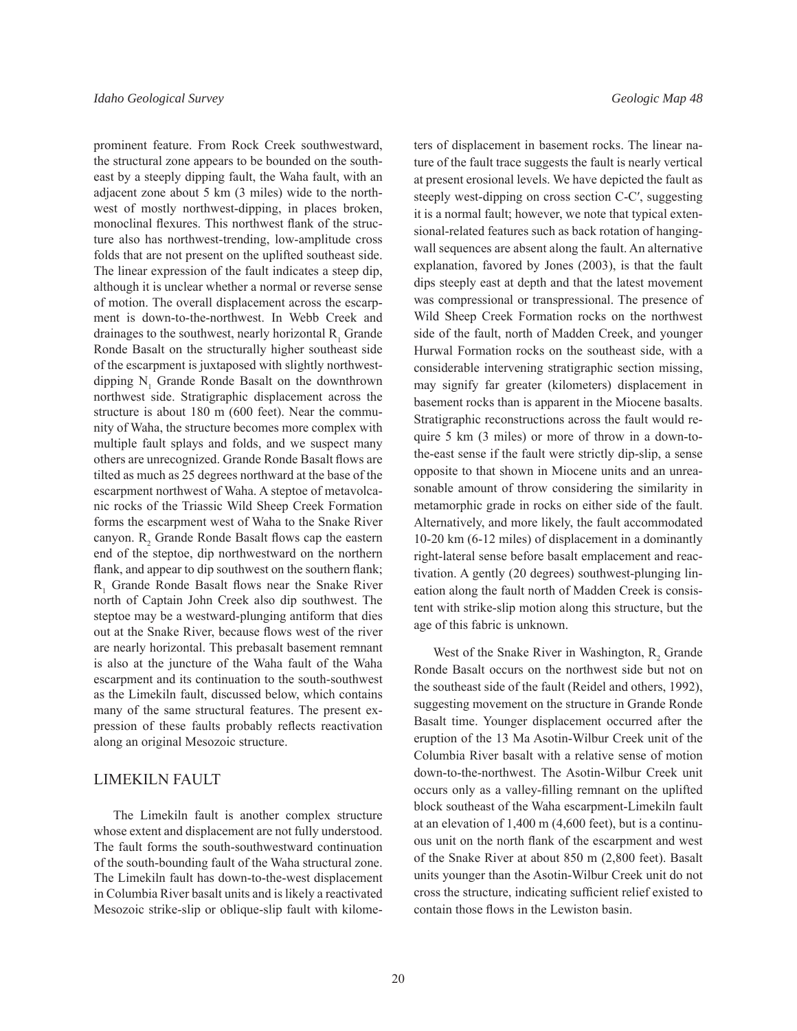prominent feature. From Rock Creek southwestward, the structural zone appears to be bounded on the southeast by a steeply dipping fault, the Waha fault, with an adjacent zone about 5 km (3 miles) wide to the northwest of mostly northwest-dipping, in places broken, monoclinal flexures. This northwest flank of the structure also has northwest-trending, low-amplitude cross folds that are not present on the uplifted southeast side. The linear expression of the fault indicates a steep dip, although it is unclear whether a normal or reverse sense of motion. The overall displacement across the escarpment is down-to-the-northwest. In Webb Creek and drainages to the southwest, nearly horizontal $R_1$ Grande Ronde Basalt on the structurally higher southeast side of the escarpment is juxtaposed with slightly northwest-dipping $N_1$ Grande Ronde Basalt on the downthrown northwest side. Stratigraphic displacement across the structure is about 180 m (600 feet). Near the community of Waha, the structure becomes more complex with multiple fault splays and folds, and we suspect many others are unrecognized. Grande Ronde Basalt flows are tilted as much as 25 degrees northward at the base of the escarpment northwest of Waha. A steptoe of metavolcanic rocks of the Triassic Wild Sheep Creek Formation forms the escarpment west of Waha to the Snake River canyon. $R_2$ Grande Ronde Basalt flows cap the eastern end of the steptoe, dip northwestward on the northern flank, and appear to dip southwest on the southern flank; $R_1$ Grande Ronde Basalt flows near the Snake River north of Captain John Creek also dip southwest. The steptoe may be a westward-plunging antiform that dies out at the Snake River, because flows west of the river are nearly horizontal. This prebasalt basement remnant is also at the juncture of the Waha fault of the Waha escarpment and its continuation to the south-southwest as the Limekiln fault, discussed below, which contains many of the same structural features. The present expression of these faults probably reflects reactivation along an original Mesozoic structure.

## LIMEKILN FAULT

The Limekiln fault is another complex structure whose extent and displacement are not fully understood. The fault forms the south-southwestward continuation of the south-bounding fault of the Waha structural zone. The Limekiln fault has down-to-the-west displacement in Columbia River basalt units and is likely a reactivated Mesozoic strike-slip or oblique-slip fault with kilometers of displacement in basement rocks. The linear nature of the fault trace suggests the fault is nearly vertical at present erosional levels. We have depicted the fault as steeply west-dipping on cross section C-C′, suggesting it is a normal fault; however, we note that typical extensional-related features such as back rotation of hanging-wall sequences are absent along the fault. An alternative explanation, favored by Jones (2003), is that the fault dips steeply east at depth and that the latest movement was compressional or transpressional. The presence of Wild Sheep Creek Formation rocks on the northwest side of the fault, north of Madden Creek, and younger Hurwal Formation rocks on the southeast side, with a considerable intervening stratigraphic section missing, may signify far greater (kilometers) displacement in basement rocks than is apparent in the Miocene basalts. Stratigraphic reconstructions across the fault would require 5 km (3 miles) or more of throw in a down-to-the-east sense if the fault were strictly dip-slip, a sense opposite to that shown in Miocene units and an unreasonable amount of throw considering the similarity in metamorphic grade in rocks on either side of the fault. Alternatively, and more likely, the fault accommodated 10-20 km (6-12 miles) of displacement in a dominantly right-lateral sense before basalt emplacement and reactivation. A gently (20 degrees) southwest-plunging lineation along the fault north of Madden Creek is consistent with strike-slip motion along this structure, but the age of this fabric is unknown.

West of the Snake River in Washington, $R_2$ Grande Ronde Basalt occurs on the northwest side but not on the southeast side of the fault (Reidel and others, 1992), suggesting movement on the structure in Grande Ronde Basalt time. Younger displacement occurred after the eruption of the 13 Ma Asotin-Wilbur Creek unit of the Columbia River basalt with a relative sense of motion down-to-the-northwest. The Asotin-Wilbur Creek unit occurs only as a valley-filling remnant on the uplifted block southeast of the Waha escarpment-Limekiln fault at an elevation of 1,400 m (4,600 feet), but is a continuous unit on the north flank of the escarpment and west of the Snake River at about 850 m (2,800 feet). Basalt units younger than the Asotin-Wilbur Creek unit do not cross the structure, indicating sufficient relief existed to contain those flows in the Lewiston basin.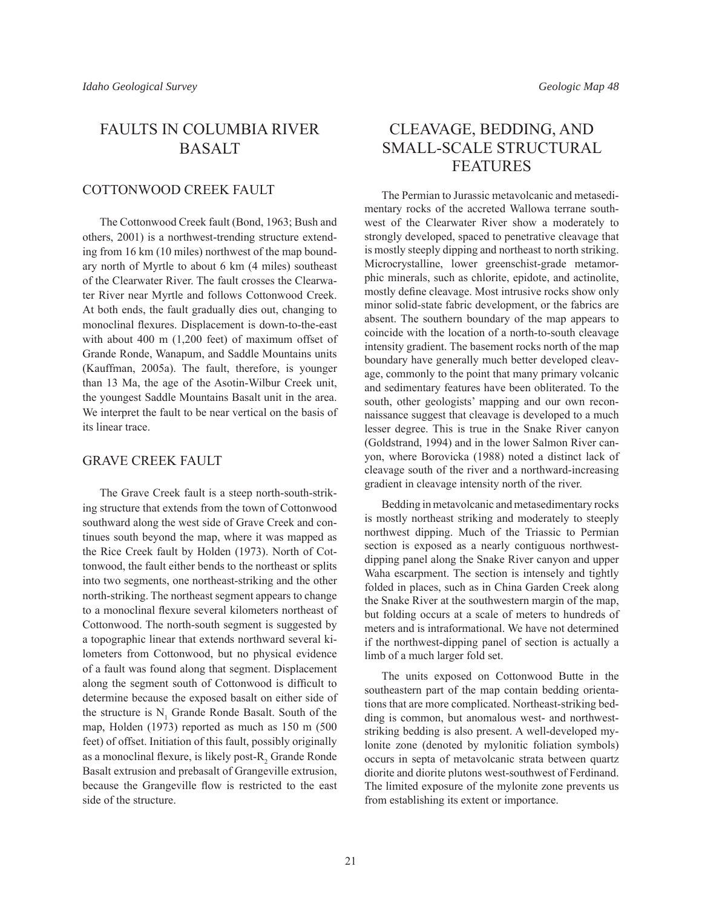# FAULTS IN COLUMBIA RIVER BASALT

## COTTONWOOD CREEK FAULT

The Cottonwood Creek fault (Bond, 1963; Bush and others, 2001) is a northwest-trending structure extending from 16 km (10 miles) northwest of the map boundary north of Myrtle to about 6 km (4 miles) southeast of the Clearwater River. The fault crosses the Clearwater River near Myrtle and follows Cottonwood Creek. At both ends, the fault gradually dies out, changing to monoclinal flexures. Displacement is down-to-the-east with about 400 m (1,200 feet) of maximum offset of Grande Ronde, Wanapum, and Saddle Mountains units (Kauffman, 2005a). The fault, therefore, is younger than 13 Ma, the age of the Asotin-Wilbur Creek unit, the youngest Saddle Mountains Basalt unit in the area. We interpret the fault to be near vertical on the basis of its linear trace.

## GRAVE CREEK FAULT

The Grave Creek fault is a steep north-south-striking structure that extends from the town of Cottonwood southward along the west side of Grave Creek and continues south beyond the map, where it was mapped as the Rice Creek fault by Holden (1973). North of Cottonwood, the fault either bends to the northeast or splits into two segments, one northeast-striking and the other north-striking. The northeast segment appears to change to a monoclinal flexure several kilometers northeast of Cottonwood. The north-south segment is suggested by a topographic linear that extends northward several kilometers from Cottonwood, but no physical evidence of a fault was found along that segment. Displacement along the segment south of Cottonwood is difficult to determine because the exposed basalt on either side of the structure is $N_1$ Grande Ronde Basalt. South of the map, Holden (1973) reported as much as 150 m (500 feet) of offset. Initiation of this fault, possibly originally as a monoclinal flexure, is likely post-$R_2$ Grande Ronde Basalt extrusion and prebasalt of Grangeville extrusion, because the Grangeville flow is restricted to the east side of the structure.

# CLEAVAGE, BEDDING, AND SMALL-SCALE STRUCTURAL FEATURES

The Permian to Jurassic metavolcanic and metasedimentary rocks of the accreted Wallowa terrane southwest of the Clearwater River show a moderately to strongly developed, spaced to penetrative cleavage that is mostly steeply dipping and northeast to north striking. Microcrystalline, lower greenschist-grade metamorphic minerals, such as chlorite, epidote, and actinolite, mostly define cleavage. Most intrusive rocks show only minor solid-state fabric development, or the fabrics are absent. The southern boundary of the map appears to coincide with the location of a north-to-south cleavage intensity gradient. The basement rocks north of the map boundary have generally much better developed cleavage, commonly to the point that many primary volcanic and sedimentary features have been obliterated. To the south, other geologists' mapping and our own reconnaissance suggest that cleavage is developed to a much lesser degree. This is true in the Snake River canyon (Goldstrand, 1994) and in the lower Salmon River canyon, where Borovicka (1988) noted a distinct lack of cleavage south of the river and a northward-increasing gradient in cleavage intensity north of the river.

Bedding in metavolcanic and metasedimentary rocks is mostly northeast striking and moderately to steeply northwest dipping. Much of the Triassic to Permian section is exposed as a nearly contiguous northwest-dipping panel along the Snake River canyon and upper Waha escarpment. The section is intensely and tightly folded in places, such as in China Garden Creek along the Snake River at the southwestern margin of the map, but folding occurs at a scale of meters to hundreds of meters and is intraformational. We have not determined if the northwest-dipping panel of section is actually a limb of a much larger fold set.

The units exposed on Cottonwood Butte in the southeastern part of the map contain bedding orientations that are more complicated. Northeast-striking bedding is common, but anomalous west- and northwest-striking bedding is also present. A well-developed mylonite zone (denoted by mylonitic foliation symbols) occurs in septa of metavolcanic strata between quartz diorite and diorite plutons west-southwest of Ferdinand. The limited exposure of the mylonite zone prevents us from establishing its extent or importance.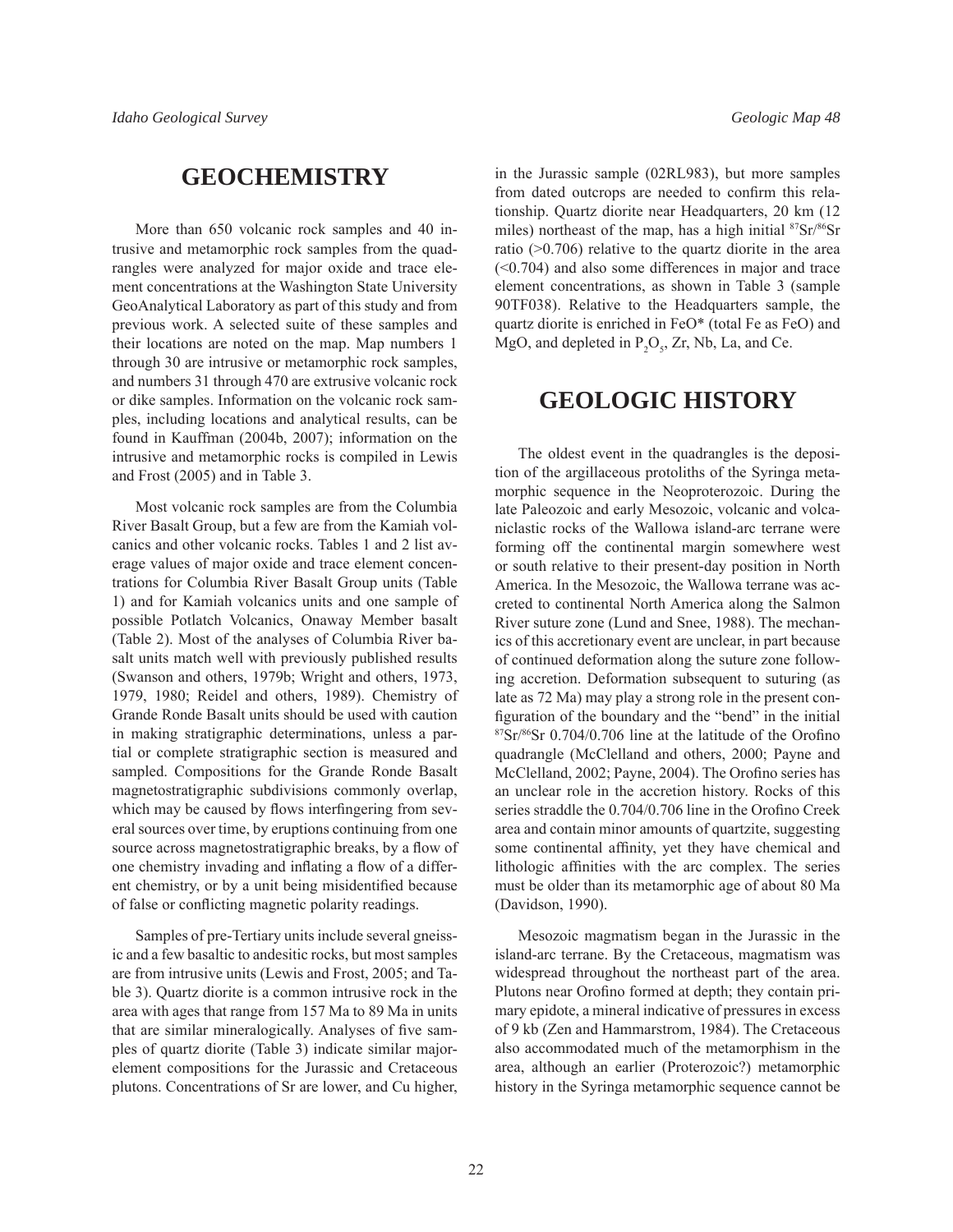# GEOCHEMISTRY

More than 650 volcanic rock samples and 40 intrusive and metamorphic rock samples from the quadrangles were analyzed for major oxide and trace element concentrations at the Washington State University GeoAnalytical Laboratory as part of this study and from previous work. A selected suite of these samples and their locations are noted on the map. Map numbers 1 through 30 are intrusive or metamorphic rock samples, and numbers 31 through 470 are extrusive volcanic rock or dike samples. Information on the volcanic rock samples, including locations and analytical results, can be found in Kauffman (2004b, 2007); information on the intrusive and metamorphic rocks is compiled in Lewis and Frost (2005) and in Table 3.

Most volcanic rock samples are from the Columbia River Basalt Group, but a few are from the Kamiah volcanics and other volcanic rocks. Tables 1 and 2 list average values of major oxide and trace element concentrations for Columbia River Basalt Group units (Table 1) and for Kamiah volcanics units and one sample of possible Potlatch Volcanics, Onaway Member basalt (Table 2). Most of the analyses of Columbia River basalt units match well with previously published results (Swanson and others, 1979b; Wright and others, 1973, 1979, 1980; Reidel and others, 1989). Chemistry of Grande Ronde Basalt units should be used with caution in making stratigraphic determinations, unless a partial or complete stratigraphic section is measured and sampled. Compositions for the Grande Ronde Basalt magnetostratigraphic subdivisions commonly overlap, which may be caused by flows interfingering from several sources over time, by eruptions continuing from one source across magnetostratigraphic breaks, by a flow of one chemistry invading and inflating a flow of a different chemistry, or by a unit being misidentified because of false or conflicting magnetic polarity readings.

Samples of pre-Tertiary units include several gneissic and a few basaltic to andesitic rocks, but most samples are from intrusive units (Lewis and Frost, 2005; and Table 3). Quartz diorite is a common intrusive rock in the area with ages that range from 157 Ma to 89 Ma in units that are similar mineralogically. Analyses of five samples of quartz diorite (Table 3) indicate similar major-element compositions for the Jurassic and Cretaceous plutons. Concentrations of Sr are lower, and Cu higher, in the Jurassic sample (02RL983), but more samples from dated outcrops are needed to confirm this relationship. Quartz diorite near Headquarters, 20 km (12 miles) northeast of the map, has a high initial $^{87}Sr/^{86}Sr$ ratio (>0.706) relative to the quartz diorite in the area (<0.704) and also some differences in major and trace element concentrations, as shown in Table 3 (sample 90TF038). Relative to the Headquarters sample, the quartz diorite is enriched in FeO* (total Fe as FeO) and MgO, and depleted in $P_2O_5$, Zr, Nb, La, and Ce.

# GEOLOGIC HISTORY

The oldest event in the quadrangles is the deposition of the argillaceous protoliths of the Syringa metamorphic sequence in the Neoproterozoic. During the late Paleozoic and early Mesozoic, volcanic and volcaniclastic rocks of the Wallowa island-arc terrane were forming off the continental margin somewhere west or south relative to their present-day position in North America. In the Mesozoic, the Wallowa terrane was accreted to continental North America along the Salmon River suture zone (Lund and Snee, 1988). The mechanics of this accretionary event are unclear, in part because of continued deformation along the suture zone following accretion. Deformation subsequent to suturing (as late as 72 Ma) may play a strong role in the present configuration of the boundary and the "bend" in the initial $^{87}Sr/^{86}Sr$ 0.704/0.706 line at the latitude of the Orofino quadrangle (McClelland and others, 2000; Payne and McClelland, 2002; Payne, 2004). The Orofino series has an unclear role in the accretion history. Rocks of this series straddle the 0.704/0.706 line in the Orofino Creek area and contain minor amounts of quartzite, suggesting some continental affinity, yet they have chemical and lithologic affinities with the arc complex. The series must be older than its metamorphic age of about 80 Ma (Davidson, 1990).

Mesozoic magmatism began in the Jurassic in the island-arc terrane. By the Cretaceous, magmatism was widespread throughout the northeast part of the area. Plutons near Orofino formed at depth; they contain primary epidote, a mineral indicative of pressures in excess of 9 kb (Zen and Hammarstrom, 1984). The Cretaceous also accommodated much of the metamorphism in the area, although an earlier (Proterozoic?) metamorphic history in the Syringa metamorphic sequence cannot be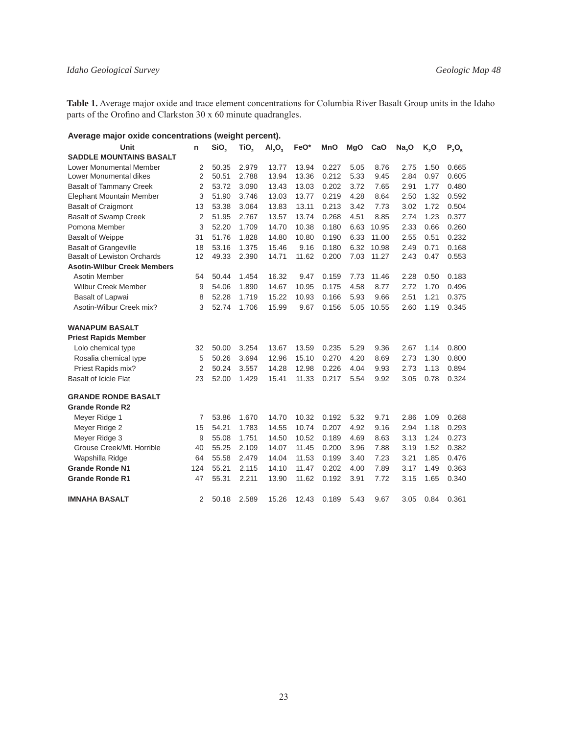**Table 1.** Average major oxide and trace element concentrations for Columbia River Basalt Group units in the Idaho parts of the Orofino and Clarkston 30 x 60 minute quadrangles.

**Average major oxide concentrations (weight percent).**

| Unit | n | $SiO_2$ | $TiO_2$ | $Al_2O_3$ | FeO* | MnO | MgO | CaO | $Na_2O$ | $K_2O$ | $P_2O_5$ |
|---|---|---|---|---|---|---|---|---|---|---|---|
| **SADDLE MOUNTAINS BASALT** | | | | | | | | | | | |
| Lower Monumental Member | 2 | 50.35 | 2.979 | 13.77 | 13.94 | 0.227 | 5.05 | 8.76 | 2.75 | 1.50 | 0.665 |
| Lower Monumental dikes | 2 | 50.51 | 2.788 | 13.94 | 13.36 | 0.212 | 5.33 | 9.45 | 2.84 | 0.97 | 0.605 |
| Basalt of Tammany Creek | 2 | 53.72 | 3.090 | 13.43 | 13.03 | 0.202 | 3.72 | 7.65 | 2.91 | 1.77 | 0.480 |
| Elephant Mountain Member | 3 | 51.90 | 3.746 | 13.03 | 13.77 | 0.219 | 4.28 | 8.64 | 2.50 | 1.32 | 0.592 |
| Basalt of Craigmont | 13 | 53.38 | 3.064 | 13.83 | 13.11 | 0.213 | 3.42 | 7.73 | 3.02 | 1.72 | 0.504 |
| Basalt of Swamp Creek | 2 | 51.95 | 2.767 | 13.57 | 13.74 | 0.268 | 4.51 | 8.85 | 2.74 | 1.23 | 0.377 |
| Pomona Member | 3 | 52.20 | 1.709 | 14.70 | 10.38 | 0.180 | 6.63 | 10.95 | 2.33 | 0.66 | 0.260 |
| Basalt of Weippe | 31 | 51.76 | 1.828 | 14.80 | 10.80 | 0.190 | 6.33 | 11.00 | 2.55 | 0.51 | 0.232 |
| Basalt of Grangeville | 18 | 53.16 | 1.375 | 15.46 | 9.16 | 0.180 | 6.32 | 10.98 | 2.49 | 0.71 | 0.168 |
| Basalt of Lewiston Orchards | 12 | 49.33 | 2.390 | 14.71 | 11.62 | 0.200 | 7.03 | 11.27 | 2.43 | 0.47 | 0.553 |
| **Asotin-Wilbur Creek Members** | | | | | | | | | | | |
| Asotin Member | 54 | 50.44 | 1.454 | 16.32 | 9.47 | 0.159 | 7.73 | 11.46 | 2.28 | 0.50 | 0.183 |
| Wilbur Creek Member | 9 | 54.06 | 1.890 | 14.67 | 10.95 | 0.175 | 4.58 | 8.77 | 2.72 | 1.70 | 0.496 |
| Basalt of Lapwai | 8 | 52.28 | 1.719 | 15.22 | 10.93 | 0.166 | 5.93 | 9.66 | 2.51 | 1.21 | 0.375 |
| Asotin-Wilbur Creek mix? | 3 | 52.74 | 1.706 | 15.99 | 9.67 | 0.156 | 5.05 | 10.55 | 2.60 | 1.19 | 0.345 |
| **WANAPUM BASALT** | | | | | | | | | | | |
| **Priest Rapids Member** | | | | | | | | | | | |
| Lolo chemical type | 32 | 50.00 | 3.254 | 13.67 | 13.59 | 0.235 | 5.29 | 9.36 | 2.67 | 1.14 | 0.800 |
| Rosalia chemical type | 5 | 50.26 | 3.694 | 12.96 | 15.10 | 0.270 | 4.20 | 8.69 | 2.73 | 1.30 | 0.800 |
| Priest Rapids mix? | 2 | 50.24 | 3.557 | 14.28 | 12.98 | 0.226 | 4.04 | 9.93 | 2.73 | 1.13 | 0.894 |
| Basalt of Icicle Flat | 23 | 52.00 | 1.429 | 15.41 | 11.33 | 0.217 | 5.54 | 9.92 | 3.05 | 0.78 | 0.324 |
| **GRANDE RONDE BASALT** | | | | | | | | | | | |
| **Grande Ronde R2** | | | | | | | | | | | |
| Meyer Ridge 1 | 7 | 53.86 | 1.670 | 14.70 | 10.32 | 0.192 | 5.32 | 9.71 | 2.86 | 1.09 | 0.268 |
| Meyer Ridge 2 | 15 | 54.21 | 1.783 | 14.55 | 10.74 | 0.207 | 4.92 | 9.16 | 2.94 | 1.18 | 0.293 |
| Meyer Ridge 3 | 9 | 55.08 | 1.751 | 14.50 | 10.52 | 0.189 | 4.69 | 8.63 | 3.13 | 1.24 | 0.273 |
| Grouse Creek/Mt. Horrible | 40 | 55.25 | 2.109 | 14.07 | 11.45 | 0.200 | 3.96 | 7.88 | 3.19 | 1.52 | 0.382 |
| Wapshilla Ridge | 64 | 55.58 | 2.479 | 14.04 | 11.53 | 0.199 | 3.40 | 7.23 | 3.21 | 1.85 | 0.476 |
| **Grande Ronde N1** | 124 | 55.21 | 2.115 | 14.10 | 11.47 | 0.202 | 4.00 | 7.89 | 3.17 | 1.49 | 0.363 |
| **Grande Ronde R1** | 47 | 55.31 | 2.211 | 13.90 | 11.62 | 0.192 | 3.91 | 7.72 | 3.15 | 1.65 | 0.340 |
| **IMNAHA BASALT** | 2 | 50.18 | 2.589 | 15.26 | 12.43 | 0.189 | 5.43 | 9.67 | 3.05 | 0.84 | 0.361 |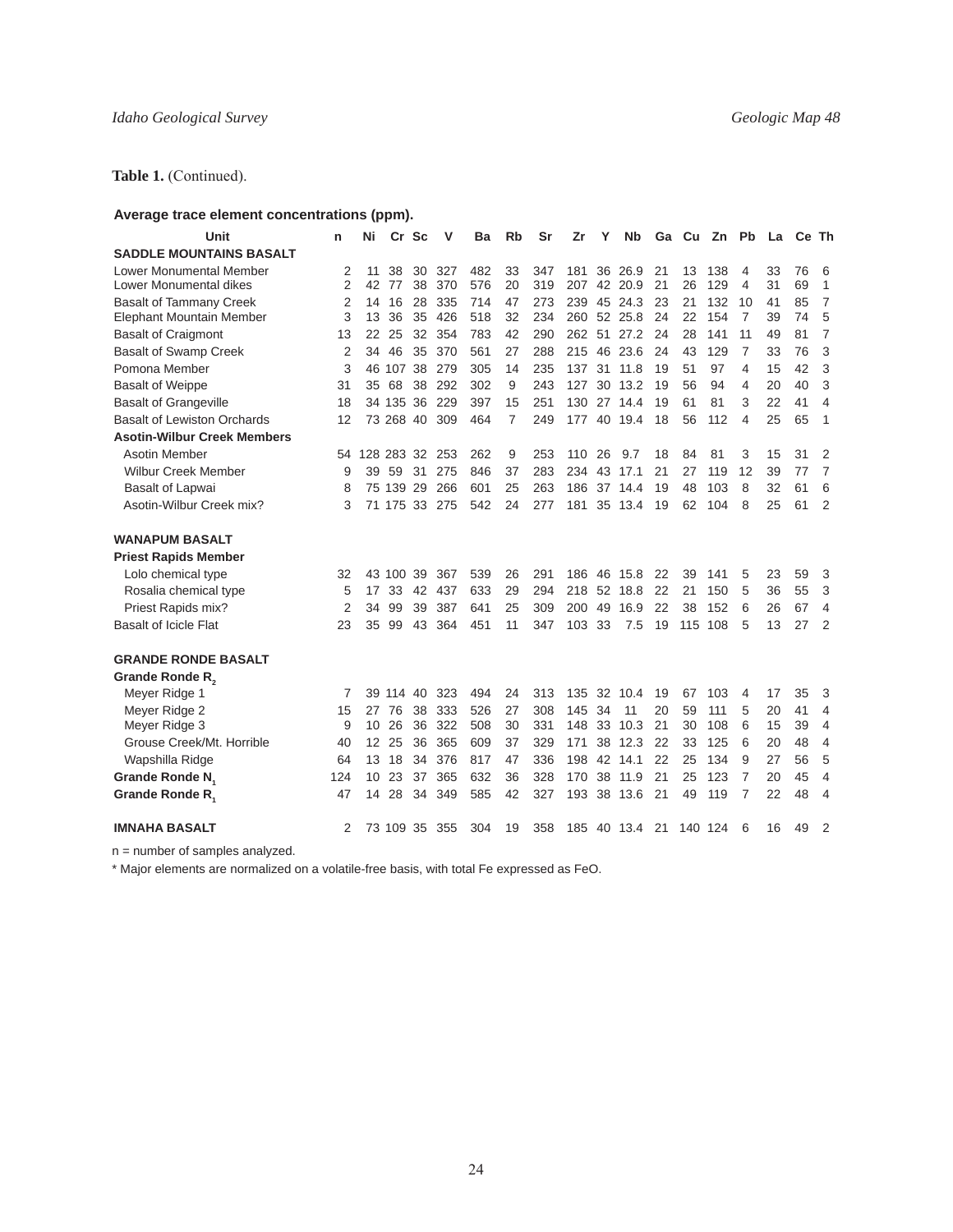**Table 1.** (Continued).

**Average trace element concentrations (ppm).**

| Unit | n | Ni | Cr | Sc | V | Ba | Rb | Sr | Zr | Y | Nb | Ga | Cu | Zn | Pb | La | Ce | Th |
|---|---|---|---|---|---|---|---|---|---|---|---|---|---|---|---|---|---|---|
| **SADDLE MOUNTAINS BASALT** | | | | | | | | | | | | | | | | | | |
| Lower Monumental Member | 2 | 11 | 38 | 30 | 327 | 482 | 33 | 347 | 181 | 36 | 26.9 | 21 | 13 | 138 | 4 | 33 | 76 | 6 |
| Lower Monumental dikes | 2 | 42 | 77 | 38 | 370 | 576 | 20 | 319 | 207 | 42 | 20.9 | 21 | 26 | 129 | 4 | 31 | 69 | 1 |
| Basalt of Tammany Creek | 2 | 14 | 16 | 28 | 335 | 714 | 47 | 273 | 239 | 45 | 24.3 | 23 | 21 | 132 | 10 | 41 | 85 | 7 |
| Elephant Mountain Member | 3 | 13 | 36 | 35 | 426 | 518 | 32 | 234 | 260 | 52 | 25.8 | 24 | 22 | 154 | 7 | 39 | 74 | 5 |
| Basalt of Craigmont | 13 | 22 | 25 | 32 | 354 | 783 | 42 | 290 | 262 | 51 | 27.2 | 24 | 28 | 141 | 11 | 49 | 81 | 7 |
| Basalt of Swamp Creek | 2 | 34 | 46 | 35 | 370 | 561 | 27 | 288 | 215 | 46 | 23.6 | 24 | 43 | 129 | 7 | 33 | 76 | 3 |
| Pomona Member | 3 | 46 | 107 | 38 | 279 | 305 | 14 | 235 | 137 | 31 | 11.8 | 19 | 51 | 97 | 4 | 15 | 42 | 3 |
| Basalt of Weippe | 31 | 35 | 68 | 38 | 292 | 302 | 9 | 243 | 127 | 30 | 13.2 | 19 | 56 | 94 | 4 | 20 | 40 | 3 |
| Basalt of Grangeville | 18 | 34 | 135 | 36 | 229 | 397 | 15 | 251 | 130 | 27 | 14.4 | 19 | 61 | 81 | 3 | 22 | 41 | 4 |
| Basalt of Lewiston Orchards | 12 | 73 | 268 | 40 | 309 | 464 | 7 | 249 | 177 | 40 | 19.4 | 18 | 56 | 112 | 4 | 25 | 65 | 1 |
| **Asotin-Wilbur Creek Members** | | | | | | | | | | | | | | | | | | |
| Asotin Member | 54 | 128 | 283 | 32 | 253 | 262 | 9 | 253 | 110 | 26 | 9.7 | 18 | 84 | 81 | 3 | 15 | 31 | 2 |
| Wilbur Creek Member | 9 | 39 | 59 | 31 | 275 | 846 | 37 | 283 | 234 | 43 | 17.1 | 21 | 27 | 119 | 12 | 39 | 77 | 7 |
| Basalt of Lapwai | 8 | 75 | 139 | 29 | 266 | 601 | 25 | 263 | 186 | 37 | 14.4 | 19 | 48 | 103 | 8 | 32 | 61 | 6 |
| Asotin-Wilbur Creek mix? | 3 | 71 | 175 | 33 | 275 | 542 | 24 | 277 | 181 | 35 | 13.4 | 19 | 62 | 104 | 8 | 25 | 61 | 2 |
| **WANAPUM BASALT** | | | | | | | | | | | | | | | | | | |
| **Priest Rapids Member** | | | | | | | | | | | | | | | | | | |
| Lolo chemical type | 32 | 43 | 100 | 39 | 367 | 539 | 26 | 291 | 186 | 46 | 15.8 | 22 | 39 | 141 | 5 | 23 | 59 | 3 |
| Rosalia chemical type | 5 | 17 | 33 | 42 | 437 | 633 | 29 | 294 | 218 | 52 | 18.8 | 22 | 21 | 150 | 5 | 36 | 55 | 3 |
| Priest Rapids mix? | 2 | 34 | 99 | 39 | 387 | 641 | 25 | 309 | 200 | 49 | 16.9 | 22 | 38 | 152 | 6 | 26 | 67 | 4 |
| Basalt of Icicle Flat | 23 | 35 | 99 | 43 | 364 | 451 | 11 | 347 | 103 | 33 | 7.5 | 19 | 115 | 108 | 5 | 13 | 27 | 2 |
| **GRANDE RONDE BASALT** | | | | | | | | | | | | | | | | | | |
| **Grande Ronde $R_2$** | | | | | | | | | | | | | | | | | | |
| Meyer Ridge 1 | 7 | 39 | 114 | 40 | 323 | 494 | 24 | 313 | 135 | 32 | 10.4 | 19 | 67 | 103 | 4 | 17 | 35 | 3 |
| Meyer Ridge 2 | 15 | 27 | 76 | 38 | 333 | 526 | 27 | 308 | 145 | 34 | 11 | 20 | 59 | 111 | 5 | 20 | 41 | 4 |
| Meyer Ridge 3 | 9 | 10 | 26 | 36 | 322 | 508 | 30 | 331 | 148 | 33 | 10.3 | 21 | 30 | 108 | 6 | 15 | 39 | 4 |
| Grouse Creek/Mt. Horrible | 40 | 12 | 25 | 36 | 365 | 609 | 37 | 329 | 171 | 38 | 12.3 | 22 | 33 | 125 | 6 | 20 | 48 | 4 |
| Wapshilla Ridge | 64 | 13 | 18 | 34 | 376 | 817 | 47 | 336 | 198 | 42 | 14.1 | 22 | 25 | 134 | 9 | 27 | 56 | 5 |
| **Grande Ronde $N_1$** | 124 | 10 | 23 | 37 | 365 | 632 | 36 | 328 | 170 | 38 | 11.9 | 21 | 25 | 123 | 7 | 20 | 45 | 4 |
| **Grande Ronde $R_1$** | 47 | 14 | 28 | 34 | 349 | 585 | 42 | 327 | 193 | 38 | 13.6 | 21 | 49 | 119 | 7 | 22 | 48 | 4 |
| **IMNAHA BASALT** | 2 | 73 | 109 | 35 | 355 | 304 | 19 | 358 | 185 | 40 | 13.4 | 21 | 140 | 124 | 6 | 16 | 49 | 2 |

n = number of samples analyzed.

* Major elements are normalized on a volatile-free basis, with total Fe expressed as FeO.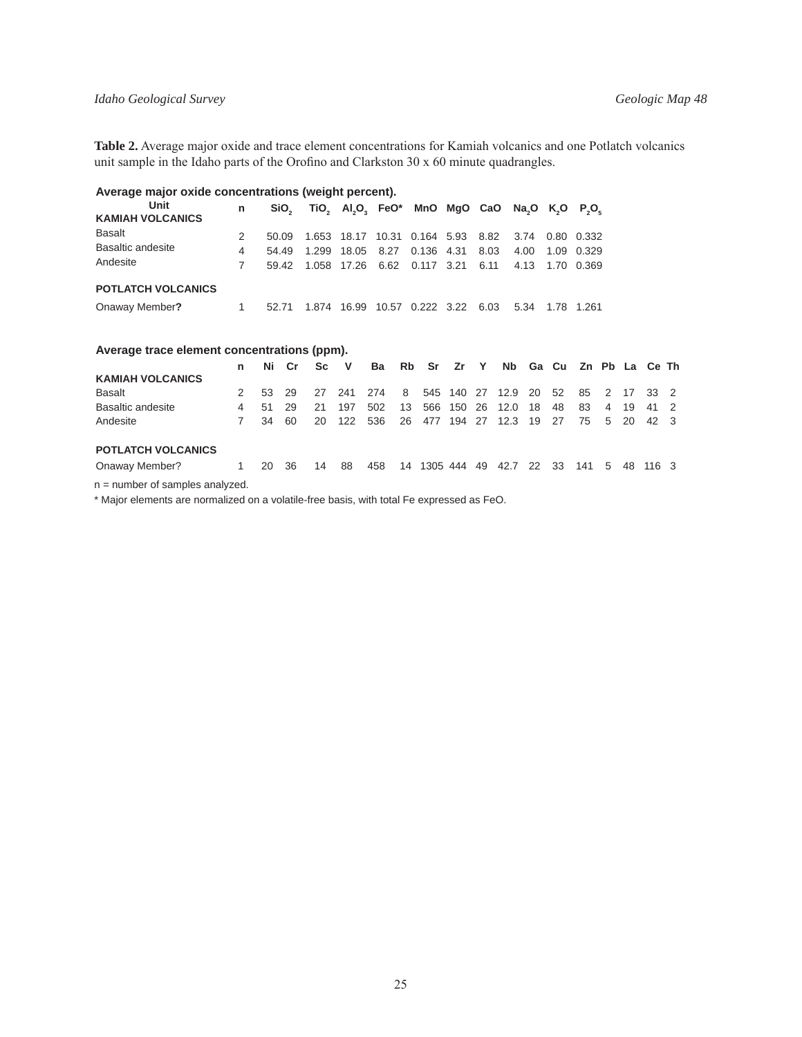**Table 2.** Average major oxide and trace element concentrations for Kamiah volcanics and one Potlatch volcanics unit sample in the Idaho parts of the Orofino and Clarkston 30 x 60 minute quadrangles.

**Average major oxide concentrations (weight percent).**

| Unit | n | $SiO_2$ | $TiO_2$ | $Al_2O_3$ | FeO* | MnO | MgO | CaO | $Na_2O$ | $K_2O$ | $P_2O_5$ |
|---|---|---|---|---|---|---|---|---|---|---|---|
| **KAMIAH VOLCANICS** | | | | | | | | | | | |
| Basalt | 2 | 50.09 | 1.653 | 18.17 | 10.31 | 0.164 | 5.93 | 8.82 | 3.74 | 0.80 | 0.332 |
| Basaltic andesite | 4 | 54.49 | 1.299 | 18.05 | 8.27 | 0.136 | 4.31 | 8.03 | 4.00 | 1.09 | 0.329 |
| Andesite | 7 | 59.42 | 1.058 | 17.26 | 6.62 | 0.117 | 3.21 | 6.11 | 4.13 | 1.70 | 0.369 |
| **POTLATCH VOLCANICS** | | | | | | | | | | | |
| Onaway Member**?** | 1 | 52.71 | 1.874 | 16.99 | 10.57 | 0.222 | 3.22 | 6.03 | 5.34 | 1.78 | 1.261 |

**Average trace element concentrations (ppm).**

| | n | Ni | Cr | Sc | V | Ba | Rb | Sr | Zr | Y | Nb | Ga | Cu | Zn | Pb | La | Ce | Th |
|---|---|---|---|---|---|---|---|---|---|---|---|---|---|---|---|---|---|---|
| **KAMIAH VOLCANICS** | | | | | | | | | | | | | | | | | | |
| Basalt | 2 | 53 | 29 | 27 | 241 | 274 | 8 | 545 | 140 | 27 | 12.9 | 20 | 52 | 85 | 2 | 17 | 33 | 2 |
| Basaltic andesite | 4 | 51 | 29 | 21 | 197 | 502 | 13 | 566 | 150 | 26 | 12.0 | 18 | 48 | 83 | 4 | 19 | 41 | 2 |
| Andesite | 7 | 34 | 60 | 20 | 122 | 536 | 26 | 477 | 194 | 27 | 12.3 | 19 | 27 | 75 | 5 | 20 | 42 | 3 |
| **POTLATCH VOLCANICS** | | | | | | | | | | | | | | | | | | |
| Onaway Member? | 1 | 20 | 36 | 14 | 88 | 458 | 14 | 1305 | 444 | 49 | 42.7 | 22 | 33 | 141 | 5 | 48 | 116 | 3 |

n = number of samples analyzed.

* Major elements are normalized on a volatile-free basis, with total Fe expressed as FeO.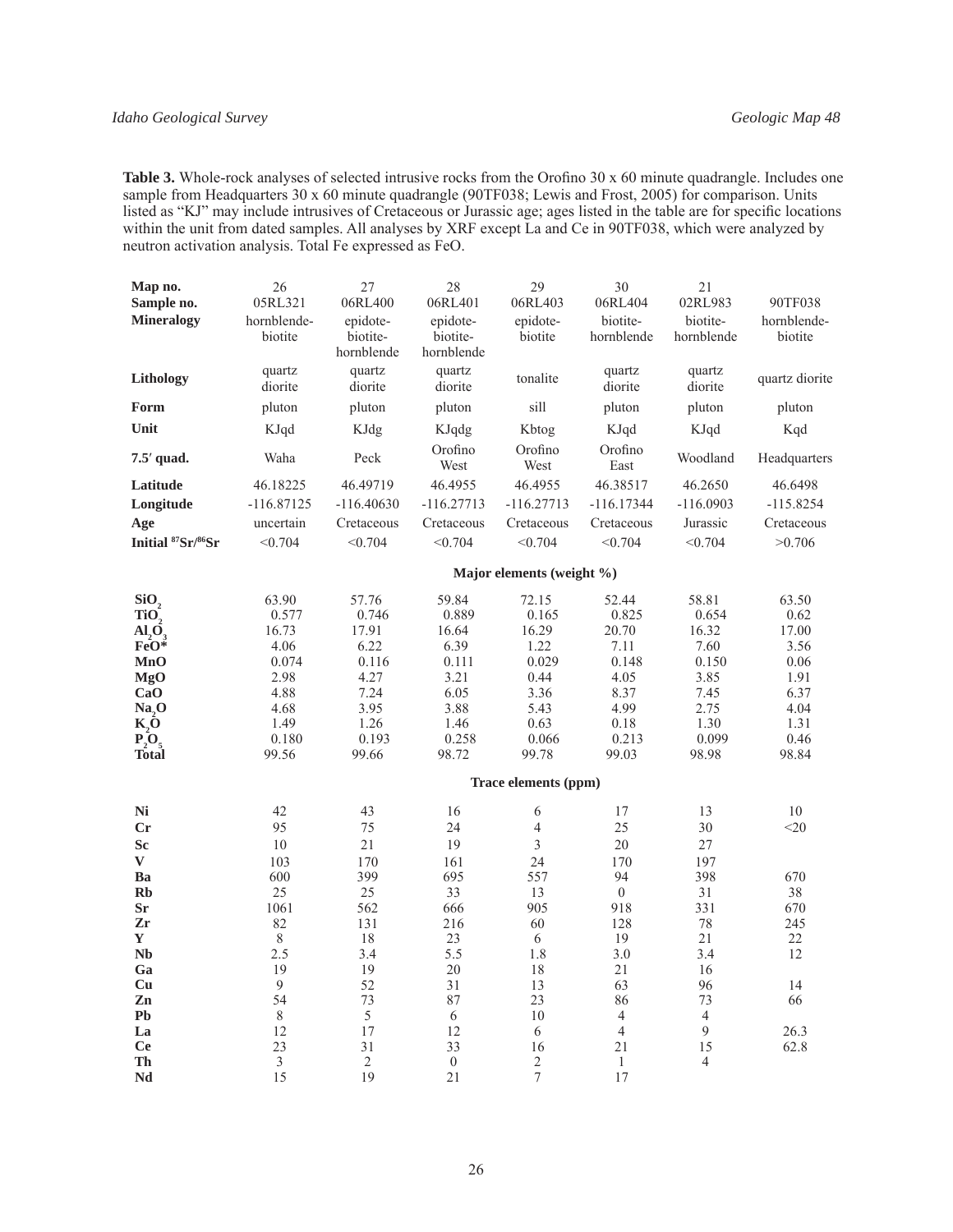**Table 3.** Whole-rock analyses of selected intrusive rocks from the Orofino 30 x 60 minute quadrangle. Includes one sample from Headquarters 30 x 60 minute quadrangle (90TF038; Lewis and Frost, 2005) for comparison. Units listed as "KJ" may include intrusives of Cretaceous or Jurassic age; ages listed in the table are for specific locations within the unit from dated samples. All analyses by XRF except La and Ce in 90TF038, which were analyzed by neutron activation analysis. Total Fe expressed as FeO.

| **Map no.** | 26 | 27 | 28 | 29 | 30 | 21 | |
|---|---|---|---|---|---|---|---|
| **Sample no.** | 05RL321 | 06RL400 | 06RL401 | 06RL403 | 06RL404 | 02RL983 | 90TF038 |
| **Mineralogy** | hornblende-biotite | epidote-biotite-hornblende | epidote-biotite-hornblende | epidote-biotite | biotite-hornblende | biotite-hornblende | hornblende-biotite |
| **Lithology** | quartz diorite | quartz diorite | quartz diorite | tonalite | quartz diorite | quartz diorite | quartz diorite |
| **Form** | pluton | pluton | pluton | sill | pluton | pluton | pluton |
| **Unit** | KJqd | KJdg | KJqdg | Kbtog | KJqd | KJqd | Kqd |
| **7.5′ quad.** | Waha | Peck | Orofino West | Orofino West | Orofino East | Woodland | Headquarters |
| **Latitude** | 46.18225 | 46.49719 | 46.4955 | 46.4955 | 46.38517 | 46.2650 | 46.6498 |
| **Longitude** | -116.87125 | -116.40630 | -116.27713 | -116.27713 | -116.17344 | -116.0903 | -115.8254 |
| **Age** | uncertain | Cretaceous | Cretaceous | Cretaceous | Cretaceous | Jurassic | Cretaceous |
| **Initial $^{87}Sr/^{86}Sr$** | <0.704 | <0.704 | <0.704 | <0.704 | <0.704 | <0.704 | >0.706 |
| | | | | **Major elements (weight %)** | | | |
| **$SiO_2$** | 63.90 | 57.76 | 59.84 | 72.15 | 52.44 | 58.81 | 63.50 |
| **$TiO_2$** | 0.577 | 0.746 | 0.889 | 0.165 | 0.825 | 0.654 | 0.62 |
| **$Al_2O_3$** | 16.73 | 17.91 | 16.64 | 16.29 | 20.70 | 16.32 | 17.00 |
| **FeO*** | 4.06 | 6.22 | 6.39 | 1.22 | 7.11 | 7.60 | 3.56 |
| **MnO** | 0.074 | 0.116 | 0.111 | 0.029 | 0.148 | 0.150 | 0.06 |
| **MgO** | 2.98 | 4.27 | 3.21 | 0.44 | 4.05 | 3.85 | 1.91 |
| **CaO** | 4.88 | 7.24 | 6.05 | 3.36 | 8.37 | 7.45 | 6.37 |
| **$Na_2O$** | 4.68 | 3.95 | 3.88 | 5.43 | 4.99 | 2.75 | 4.04 |
| **$K_2O$** | 1.49 | 1.26 | 1.46 | 0.63 | 0.18 | 1.30 | 1.31 |
| **$P_2O_5$** | 0.180 | 0.193 | 0.258 | 0.066 | 0.213 | 0.099 | 0.46 |
| **Total** | 99.56 | 99.66 | 98.72 | 99.78 | 99.03 | 98.98 | 98.84 |
| | | | | **Trace elements (ppm)** | | | |
| **Ni** | 42 | 43 | 16 | 6 | 17 | 13 | 10 |
| **Cr** | 95 | 75 | 24 | 4 | 25 | 30 | <20 |
| **Sc** | 10 | 21 | 19 | 3 | 20 | 27 | |
| **V** | 103 | 170 | 161 | 24 | 170 | 197 | |
| **Ba** | 600 | 399 | 695 | 557 | 94 | 398 | 670 |
| **Rb** | 25 | 25 | 33 | 13 | 0 | 31 | 38 |
| **Sr** | 1061 | 562 | 666 | 905 | 918 | 331 | 670 |
| **Zr** | 82 | 131 | 216 | 60 | 128 | 78 | 245 |
| **Y** | 8 | 18 | 23 | 6 | 19 | 21 | 22 |
| **Nb** | 2.5 | 3.4 | 5.5 | 1.8 | 3.0 | 3.4 | 12 |
| **Ga** | 19 | 19 | 20 | 18 | 21 | 16 | |
| **Cu** | 9 | 52 | 31 | 13 | 63 | 96 | 14 |
| **Zn** | 54 | 73 | 87 | 23 | 86 | 73 | 66 |
| **Pb** | 8 | 5 | 6 | 10 | 4 | 4 | |
| **La** | 12 | 17 | 12 | 6 | 4 | 9 | 26.3 |
| **Ce** | 23 | 31 | 33 | 16 | 21 | 15 | 62.8 |
| **Th** | 3 | 2 | 0 | 2 | 1 | 4 | |
| **Nd** | 15 | 19 | 21 | 7 | 17 | | |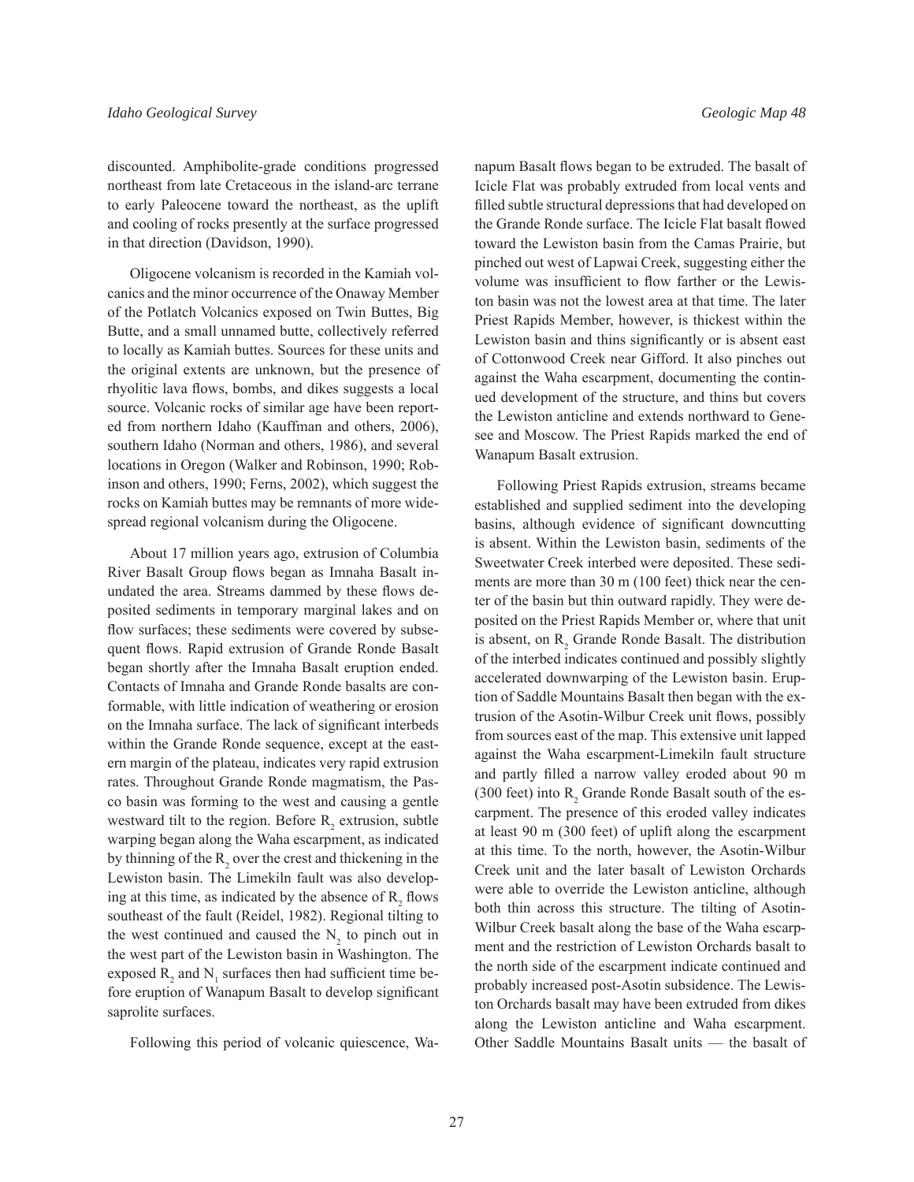discounted. Amphibolite-grade conditions progressed northeast from late Cretaceous in the island-arc terrane to early Paleocene toward the northeast, as the uplift and cooling of rocks presently at the surface progressed in that direction (Davidson, 1990).

Oligocene volcanism is recorded in the Kamiah volcanics and the minor occurrence of the Onaway Member of the Potlatch Volcanics exposed on Twin Buttes, Big Butte, and a small unnamed butte, collectively referred to locally as Kamiah buttes. Sources for these units and the original extents are unknown, but the presence of rhyolitic lava flows, bombs, and dikes suggests a local source. Volcanic rocks of similar age have been reported from northern Idaho (Kauffman and others, 2006), southern Idaho (Norman and others, 1986), and several locations in Oregon (Walker and Robinson, 1990; Robinson and others, 1990; Ferns, 2002), which suggest the rocks on Kamiah buttes may be remnants of more widespread regional volcanism during the Oligocene.

About 17 million years ago, extrusion of Columbia River Basalt Group flows began as Imnaha Basalt inundated the area. Streams dammed by these flows deposited sediments in temporary marginal lakes and on flow surfaces; these sediments were covered by subsequent flows. Rapid extrusion of Grande Ronde Basalt began shortly after the Imnaha Basalt eruption ended. Contacts of Imnaha and Grande Ronde basalts are conformable, with little indication of weathering or erosion on the Imnaha surface. The lack of significant interbeds within the Grande Ronde sequence, except at the eastern margin of the plateau, indicates very rapid extrusion rates. Throughout Grande Ronde magmatism, the Pasco basin was forming to the west and causing a gentle westward tilt to the region. Before $R_2$ extrusion, subtle warping began along the Waha escarpment, as indicated by thinning of the $R_2$ over the crest and thickening in the Lewiston basin. The Limekiln fault was also developing at this time, as indicated by the absence of $R_2$ flows southeast of the fault (Reidel, 1982). Regional tilting to the west continued and caused the $N_2$ to pinch out in the west part of the Lewiston basin in Washington. The exposed $R_2$ and $N_1$ surfaces then had sufficient time before eruption of Wanapum Basalt to develop significant saprolite surfaces.

Following this period of volcanic quiescence, Wanapum Basalt flows began to be extruded. The basalt of Icicle Flat was probably extruded from local vents and filled subtle structural depressions that had developed on the Grande Ronde surface. The Icicle Flat basalt flowed toward the Lewiston basin from the Camas Prairie, but pinched out west of Lapwai Creek, suggesting either the volume was insufficient to flow farther or the Lewiston basin was not the lowest area at that time. The later Priest Rapids Member, however, is thickest within the Lewiston basin and thins significantly or is absent east of Cottonwood Creek near Gifford. It also pinches out against the Waha escarpment, documenting the continued development of the structure, and thins but covers the Lewiston anticline and extends northward to Genesee and Moscow. The Priest Rapids marked the end of Wanapum Basalt extrusion.

Following Priest Rapids extrusion, streams became established and supplied sediment into the developing basins, although evidence of significant downcutting is absent. Within the Lewiston basin, sediments of the Sweetwater Creek interbed were deposited. These sediments are more than 30 m (100 feet) thick near the center of the basin but thin outward rapidly. They were deposited on the Priest Rapids Member or, where that unit is absent, on $R_2$ Grande Ronde Basalt. The distribution of the interbed indicates continued and possibly slightly accelerated downwarping of the Lewiston basin. Eruption of Saddle Mountains Basalt then began with the extrusion of the Asotin-Wilbur Creek unit flows, possibly from sources east of the map. This extensive unit lapped against the Waha escarpment-Limekiln fault structure and partly filled a narrow valley eroded about 90 m (300 feet) into $R_2$ Grande Ronde Basalt south of the escarpment. The presence of this eroded valley indicates at least 90 m (300 feet) of uplift along the escarpment at this time. To the north, however, the Asotin-Wilbur Creek unit and the later basalt of Lewiston Orchards were able to override the Lewiston anticline, although both thin across this structure. The tilting of Asotin-Wilbur Creek basalt along the base of the Waha escarpment and the restriction of Lewiston Orchards basalt to the north side of the escarpment indicate continued and probably increased post-Asotin subsidence. The Lewiston Orchards basalt may have been extruded from dikes along the Lewiston anticline and Waha escarpment. Other Saddle Mountains Basalt units — the basalt of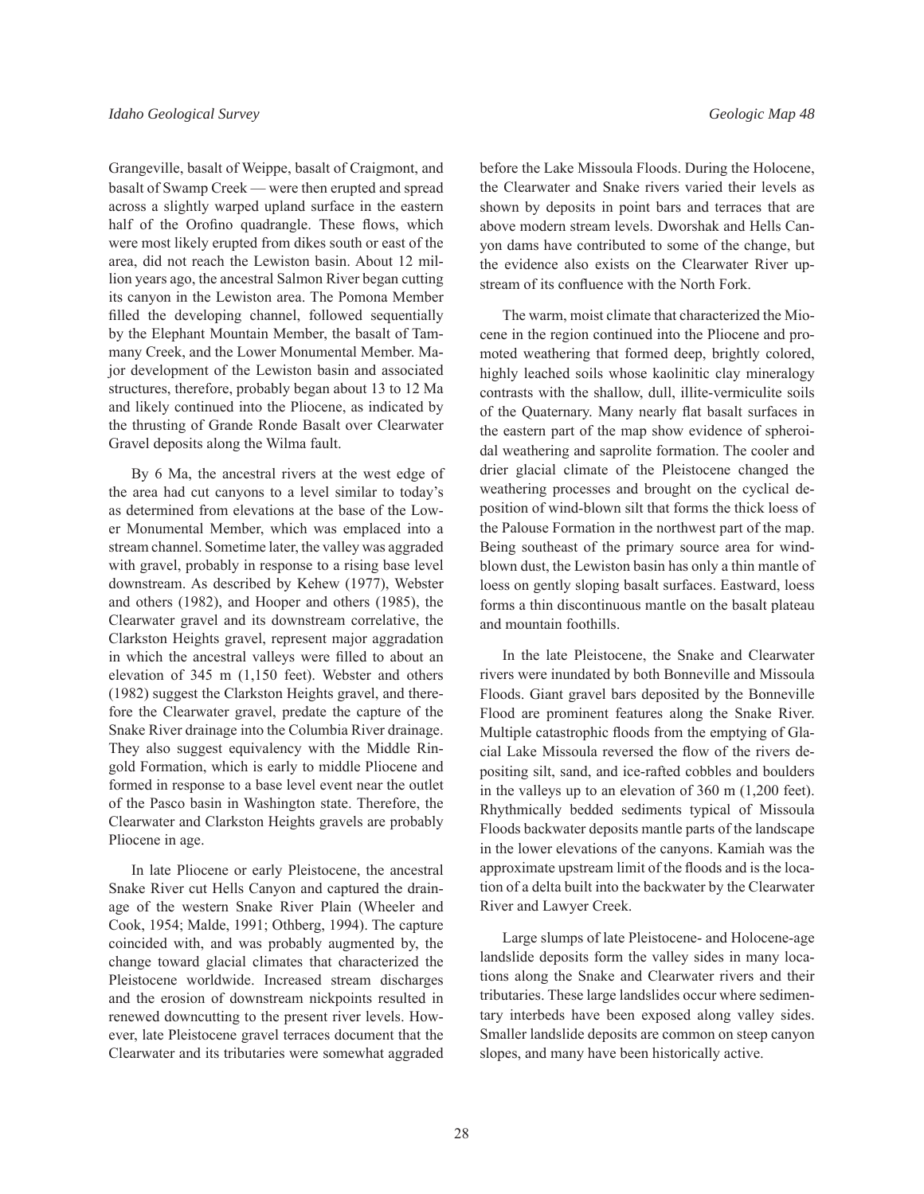Grangeville, basalt of Weippe, basalt of Craigmont, and basalt of Swamp Creek — were then erupted and spread across a slightly warped upland surface in the eastern half of the Orofino quadrangle. These flows, which were most likely erupted from dikes south or east of the area, did not reach the Lewiston basin. About 12 million years ago, the ancestral Salmon River began cutting its canyon in the Lewiston area. The Pomona Member filled the developing channel, followed sequentially by the Elephant Mountain Member, the basalt of Tammany Creek, and the Lower Monumental Member. Major development of the Lewiston basin and associated structures, therefore, probably began about 13 to 12 Ma and likely continued into the Pliocene, as indicated by the thrusting of Grande Ronde Basalt over Clearwater Gravel deposits along the Wilma fault.

By 6 Ma, the ancestral rivers at the west edge of the area had cut canyons to a level similar to today's as determined from elevations at the base of the Lower Monumental Member, which was emplaced into a stream channel. Sometime later, the valley was aggraded with gravel, probably in response to a rising base level downstream. As described by Kehew (1977), Webster and others (1982), and Hooper and others (1985), the Clearwater gravel and its downstream correlative, the Clarkston Heights gravel, represent major aggradation in which the ancestral valleys were filled to about an elevation of 345 m (1,150 feet). Webster and others (1982) suggest the Clarkston Heights gravel, and therefore the Clearwater gravel, predate the capture of the Snake River drainage into the Columbia River drainage. They also suggest equivalency with the Middle Ringold Formation, which is early to middle Pliocene and formed in response to a base level event near the outlet of the Pasco basin in Washington state. Therefore, the Clearwater and Clarkston Heights gravels are probably Pliocene in age.

In late Pliocene or early Pleistocene, the ancestral Snake River cut Hells Canyon and captured the drainage of the western Snake River Plain (Wheeler and Cook, 1954; Malde, 1991; Othberg, 1994). The capture coincided with, and was probably augmented by, the change toward glacial climates that characterized the Pleistocene worldwide. Increased stream discharges and the erosion of downstream nickpoints resulted in renewed downcutting to the present river levels. However, late Pleistocene gravel terraces document that the Clearwater and its tributaries were somewhat aggraded before the Lake Missoula Floods. During the Holocene, the Clearwater and Snake rivers varied their levels as shown by deposits in point bars and terraces that are above modern stream levels. Dworshak and Hells Canyon dams have contributed to some of the change, but the evidence also exists on the Clearwater River upstream of its confluence with the North Fork.

The warm, moist climate that characterized the Miocene in the region continued into the Pliocene and promoted weathering that formed deep, brightly colored, highly leached soils whose kaolinitic clay mineralogy contrasts with the shallow, dull, illite-vermiculite soils of the Quaternary. Many nearly flat basalt surfaces in the eastern part of the map show evidence of spheroidal weathering and saprolite formation. The cooler and drier glacial climate of the Pleistocene changed the weathering processes and brought on the cyclical deposition of wind-blown silt that forms the thick loess of the Palouse Formation in the northwest part of the map. Being southeast of the primary source area for wind-blown dust, the Lewiston basin has only a thin mantle of loess on gently sloping basalt surfaces. Eastward, loess forms a thin discontinuous mantle on the basalt plateau and mountain foothills.

In the late Pleistocene, the Snake and Clearwater rivers were inundated by both Bonneville and Missoula Floods. Giant gravel bars deposited by the Bonneville Flood are prominent features along the Snake River. Multiple catastrophic floods from the emptying of Glacial Lake Missoula reversed the flow of the rivers depositing silt, sand, and ice-rafted cobbles and boulders in the valleys up to an elevation of 360 m (1,200 feet). Rhythmically bedded sediments typical of Missoula Floods backwater deposits mantle parts of the landscape in the lower elevations of the canyons. Kamiah was the approximate upstream limit of the floods and is the location of a delta built into the backwater by the Clearwater River and Lawyer Creek.

Large slumps of late Pleistocene- and Holocene-age landslide deposits form the valley sides in many locations along the Snake and Clearwater rivers and their tributaries. These large landslides occur where sedimentary interbeds have been exposed along valley sides. Smaller landslide deposits are common on steep canyon slopes, and many have been historically active.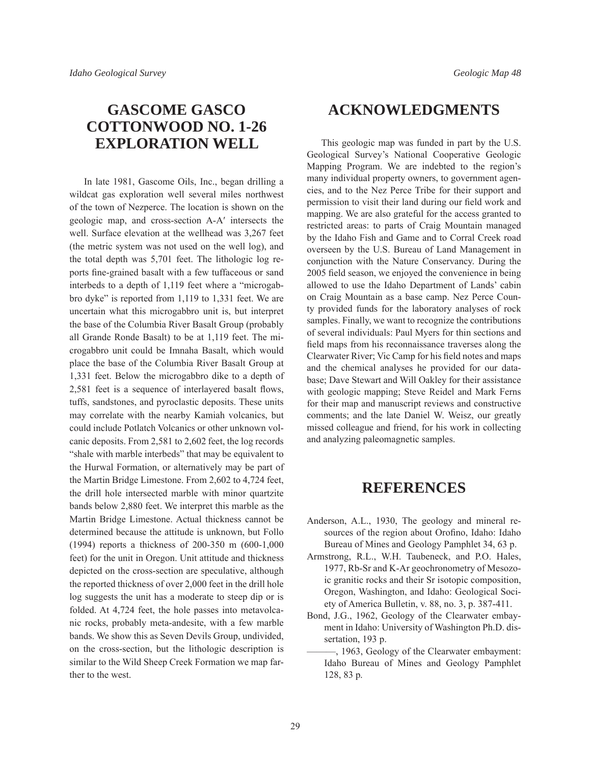## GASCOME GASCO COTTONWOOD NO. 1-26 EXPLORATION WELL

In late 1981, Gascome Oils, Inc., began drilling a wildcat gas exploration well several miles northwest of the town of Nezperce. The location is shown on the geologic map, and cross-section A-A′ intersects the well. Surface elevation at the wellhead was 3,267 feet (the metric system was not used on the well log), and the total depth was 5,701 feet. The lithologic log reports fine-grained basalt with a few tuffaceous or sand interbeds to a depth of 1,119 feet where a "microgabbro dyke" is reported from 1,119 to 1,331 feet. We are uncertain what this microgabbro unit is, but interpret the base of the Columbia River Basalt Group (probably all Grande Ronde Basalt) to be at 1,119 feet. The microgabbro unit could be Imnaha Basalt, which would place the base of the Columbia River Basalt Group at 1,331 feet. Below the microgabbro dike to a depth of 2,581 feet is a sequence of interlayered basalt flows, tuffs, sandstones, and pyroclastic deposits. These units may correlate with the nearby Kamiah volcanics, but could include Potlatch Volcanics or other unknown volcanic deposits. From 2,581 to 2,602 feet, the log records "shale with marble interbeds" that may be equivalent to the Hurwal Formation, or alternatively may be part of the Martin Bridge Limestone. From 2,602 to 4,724 feet, the drill hole intersected marble with minor quartzite bands below 2,880 feet. We interpret this marble as the Martin Bridge Limestone. Actual thickness cannot be determined because the attitude is unknown, but Follo (1994) reports a thickness of 200-350 m (600-1,000 feet) for the unit in Oregon. Unit attitude and thickness depicted on the cross-section are speculative, although the reported thickness of over 2,000 feet in the drill hole log suggests the unit has a moderate to steep dip or is folded. At 4,724 feet, the hole passes into metavolcanic rocks, probably meta-andesite, with a few marble bands. We show this as Seven Devils Group, undivided, on the cross-section, but the lithologic description is similar to the Wild Sheep Creek Formation we map farther to the west.

## ACKNOWLEDGMENTS

This geologic map was funded in part by the U.S. Geological Survey's National Cooperative Geologic Mapping Program. We are indebted to the region's many individual property owners, to government agencies, and to the Nez Perce Tribe for their support and permission to visit their land during our field work and mapping. We are also grateful for the access granted to restricted areas: to parts of Craig Mountain managed by the Idaho Fish and Game and to Corral Creek road overseen by the U.S. Bureau of Land Management in conjunction with the Nature Conservancy. During the 2005 field season, we enjoyed the convenience in being allowed to use the Idaho Department of Lands' cabin on Craig Mountain as a base camp. Nez Perce County provided funds for the laboratory analyses of rock samples. Finally, we want to recognize the contributions of several individuals: Paul Myers for thin sections and field maps from his reconnaissance traverses along the Clearwater River; Vic Camp for his field notes and maps and the chemical analyses he provided for our database; Dave Stewart and Will Oakley for their assistance with geologic mapping; Steve Reidel and Mark Ferns for their map and manuscript reviews and constructive comments; and the late Daniel W. Weisz, our greatly missed colleague and friend, for his work in collecting and analyzing paleomagnetic samples.

## REFERENCES

Anderson, A.L., 1930, The geology and mineral resources of the region about Orofino, Idaho: Idaho Bureau of Mines and Geology Pamphlet 34, 63 p.

Armstrong, R.L., W.H. Taubeneck, and P.O. Hales, 1977, Rb-Sr and K-Ar geochronometry of Mesozoic granitic rocks and their Sr isotopic composition, Oregon, Washington, and Idaho: Geological Society of America Bulletin, v. 88, no. 3, p. 387-411.

Bond, J.G., 1962, Geology of the Clearwater embayment in Idaho: University of Washington Ph.D. dissertation, 193 p.

———, 1963, Geology of the Clearwater embayment: Idaho Bureau of Mines and Geology Pamphlet 128, 83 p.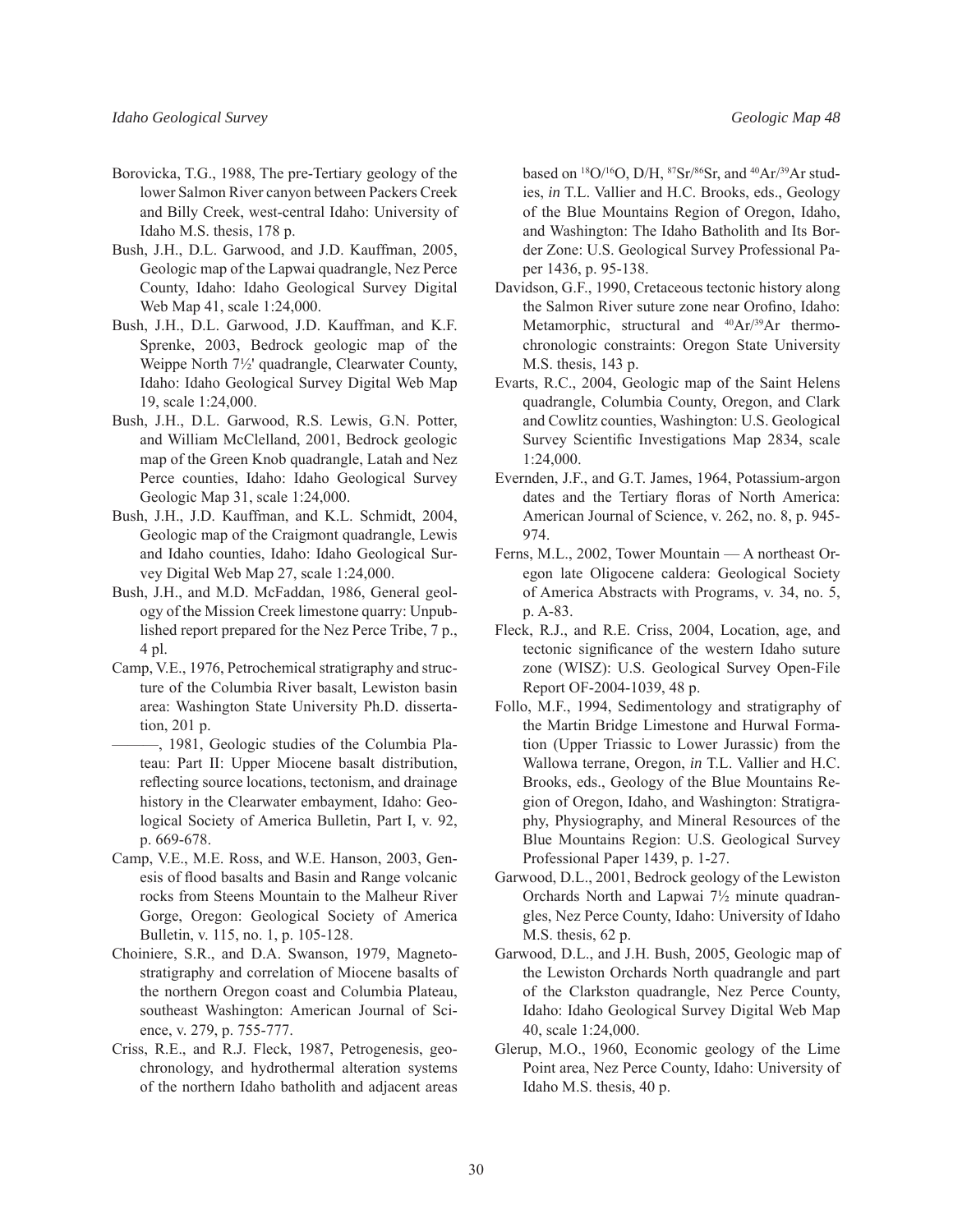Borovicka, T.G., 1988, The pre-Tertiary geology of the lower Salmon River canyon between Packers Creek and Billy Creek, west-central Idaho: University of Idaho M.S. thesis, 178 p.

Bush, J.H., D.L. Garwood, and J.D. Kauffman, 2005, Geologic map of the Lapwai quadrangle, Nez Perce County, Idaho: Idaho Geological Survey Digital Web Map 41, scale 1:24,000.

Bush, J.H., D.L. Garwood, J.D. Kauffman, and K.F. Sprenke, 2003, Bedrock geologic map of the Weippe North 7½' quadrangle, Clearwater County, Idaho: Idaho Geological Survey Digital Web Map 19, scale 1:24,000.

Bush, J.H., D.L. Garwood, R.S. Lewis, G.N. Potter, and William McClelland, 2001, Bedrock geologic map of the Green Knob quadrangle, Latah and Nez Perce counties, Idaho: Idaho Geological Survey Geologic Map 31, scale 1:24,000.

Bush, J.H., J.D. Kauffman, and K.L. Schmidt, 2004, Geologic map of the Craigmont quadrangle, Lewis and Idaho counties, Idaho: Idaho Geological Survey Digital Web Map 27, scale 1:24,000.

Bush, J.H., and M.D. McFaddan, 1986, General geology of the Mission Creek limestone quarry: Unpublished report prepared for the Nez Perce Tribe, 7 p., 4 pl.

Camp, V.E., 1976, Petrochemical stratigraphy and structure of the Columbia River basalt, Lewiston basin area: Washington State University Ph.D. dissertation, 201 p.

———, 1981, Geologic studies of the Columbia Plateau: Part II: Upper Miocene basalt distribution, reflecting source locations, tectonism, and drainage history in the Clearwater embayment, Idaho: Geological Society of America Bulletin, Part I, v. 92, p. 669-678.

Camp, V.E., M.E. Ross, and W.E. Hanson, 2003, Genesis of flood basalts and Basin and Range volcanic rocks from Steens Mountain to the Malheur River Gorge, Oregon: Geological Society of America Bulletin, v. 115, no. 1, p. 105-128.

Choiniere, S.R., and D.A. Swanson, 1979, Magnetostratigraphy and correlation of Miocene basalts of the northern Oregon coast and Columbia Plateau, southeast Washington: American Journal of Science, v. 279, p. 755-777.

Criss, R.E., and R.J. Fleck, 1987, Petrogenesis, geochronology, and hydrothermal alteration systems of the northern Idaho batholith and adjacent areas based on $^{18}O/^{16}O$, D/H, $^{87}Sr/^{86}Sr$, and $^{40}Ar/^{39}Ar$ studies, *in* T.L. Vallier and H.C. Brooks, eds., Geology of the Blue Mountains Region of Oregon, Idaho, and Washington: The Idaho Batholith and Its Border Zone: U.S. Geological Survey Professional Paper 1436, p. 95-138.

Davidson, G.F., 1990, Cretaceous tectonic history along the Salmon River suture zone near Orofino, Idaho: Metamorphic, structural and $^{40}Ar/^{39}Ar$ thermochronologic constraints: Oregon State University M.S. thesis, 143 p.

Evarts, R.C., 2004, Geologic map of the Saint Helens quadrangle, Columbia County, Oregon, and Clark and Cowlitz counties, Washington: U.S. Geological Survey Scientific Investigations Map 2834, scale 1:24,000.

Evernden, J.F., and G.T. James, 1964, Potassium-argon dates and the Tertiary floras of North America: American Journal of Science, v. 262, no. 8, p. 945-974.

Ferns, M.L., 2002, Tower Mountain — A northeast Oregon late Oligocene caldera: Geological Society of America Abstracts with Programs, v. 34, no. 5, p. A-83.

Fleck, R.J., and R.E. Criss, 2004, Location, age, and tectonic significance of the western Idaho suture zone (WISZ): U.S. Geological Survey Open-File Report OF-2004-1039, 48 p.

Follo, M.F., 1994, Sedimentology and stratigraphy of the Martin Bridge Limestone and Hurwal Formation (Upper Triassic to Lower Jurassic) from the Wallowa terrane, Oregon, *in* T.L. Vallier and H.C. Brooks, eds., Geology of the Blue Mountains Region of Oregon, Idaho, and Washington: Stratigraphy, Physiography, and Mineral Resources of the Blue Mountains Region: U.S. Geological Survey Professional Paper 1439, p. 1-27.

Garwood, D.L., 2001, Bedrock geology of the Lewiston Orchards North and Lapwai 7½ minute quadrangles, Nez Perce County, Idaho: University of Idaho M.S. thesis, 62 p.

Garwood, D.L., and J.H. Bush, 2005, Geologic map of the Lewiston Orchards North quadrangle and part of the Clarkston quadrangle, Nez Perce County, Idaho: Idaho Geological Survey Digital Web Map 40, scale 1:24,000.

Glerup, M.O., 1960, Economic geology of the Lime Point area, Nez Perce County, Idaho: University of Idaho M.S. thesis, 40 p.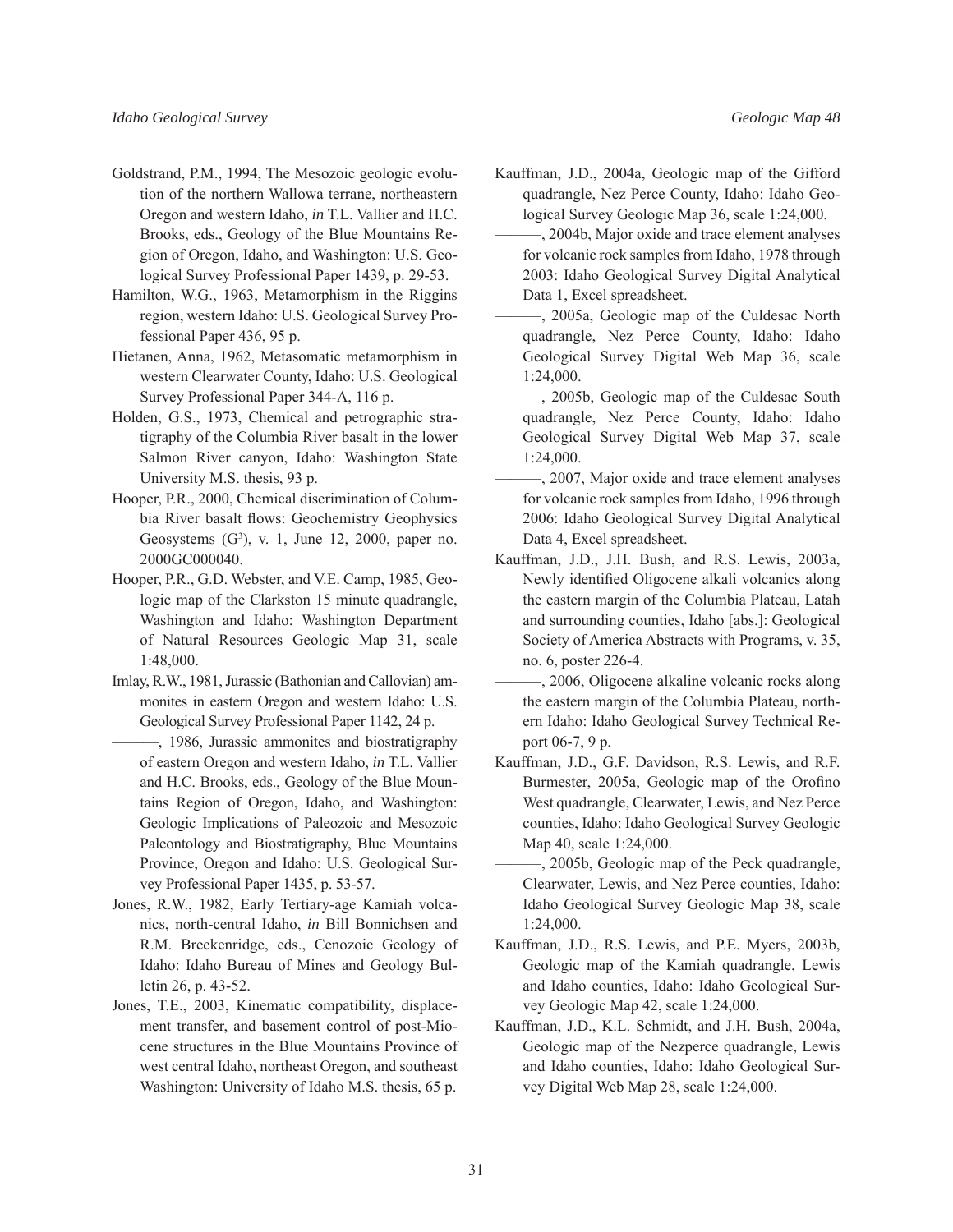Goldstrand, P.M., 1994, The Mesozoic geologic evolution of the northern Wallowa terrane, northeastern Oregon and western Idaho, *in* T.L. Vallier and H.C. Brooks, eds., Geology of the Blue Mountains Region of Oregon, Idaho, and Washington: U.S. Geological Survey Professional Paper 1439, p. 29-53.

Hamilton, W.G., 1963, Metamorphism in the Riggins region, western Idaho: U.S. Geological Survey Professional Paper 436, 95 p.

Hietanen, Anna, 1962, Metasomatic metamorphism in western Clearwater County, Idaho: U.S. Geological Survey Professional Paper 344-A, 116 p.

Holden, G.S., 1973, Chemical and petrographic stratigraphy of the Columbia River basalt in the lower Salmon River canyon, Idaho: Washington State University M.S. thesis, 93 p.

Hooper, P.R., 2000, Chemical discrimination of Columbia River basalt flows: Geochemistry Geophysics Geosystems ($G^3$), v. 1, June 12, 2000, paper no. 2000GC000040.

Hooper, P.R., G.D. Webster, and V.E. Camp, 1985, Geologic map of the Clarkston 15 minute quadrangle, Washington and Idaho: Washington Department of Natural Resources Geologic Map 31, scale 1:48,000.

Imlay, R.W., 1981, Jurassic (Bathonian and Callovian) ammonites in eastern Oregon and western Idaho: U.S. Geological Survey Professional Paper 1142, 24 p.

———, 1986, Jurassic ammonites and biostratigraphy of eastern Oregon and western Idaho, *in* T.L. Vallier and H.C. Brooks, eds., Geology of the Blue Mountains Region of Oregon, Idaho, and Washington: Geologic Implications of Paleozoic and Mesozoic Paleontology and Biostratigraphy, Blue Mountains Province, Oregon and Idaho: U.S. Geological Survey Professional Paper 1435, p. 53-57.

Jones, R.W., 1982, Early Tertiary-age Kamiah volcanics, north-central Idaho, *in* Bill Bonnichsen and R.M. Breckenridge, eds., Cenozoic Geology of Idaho: Idaho Bureau of Mines and Geology Bulletin 26, p. 43-52.

Jones, T.E., 2003, Kinematic compatibility, displacement transfer, and basement control of post-Miocene structures in the Blue Mountains Province of west central Idaho, northeast Oregon, and southeast Washington: University of Idaho M.S. thesis, 65 p.

Kauffman, J.D., 2004a, Geologic map of the Gifford quadrangle, Nez Perce County, Idaho: Idaho Geological Survey Geologic Map 36, scale 1:24,000.

———, 2004b, Major oxide and trace element analyses for volcanic rock samples from Idaho, 1978 through 2003: Idaho Geological Survey Digital Analytical Data 1, Excel spreadsheet.

———, 2005a, Geologic map of the Culdesac North quadrangle, Nez Perce County, Idaho: Idaho Geological Survey Digital Web Map 36, scale 1:24,000.

———, 2005b, Geologic map of the Culdesac South quadrangle, Nez Perce County, Idaho: Idaho Geological Survey Digital Web Map 37, scale 1:24,000.

———, 2007, Major oxide and trace element analyses for volcanic rock samples from Idaho, 1996 through 2006: Idaho Geological Survey Digital Analytical Data 4, Excel spreadsheet.

Kauffman, J.D., J.H. Bush, and R.S. Lewis, 2003a, Newly identified Oligocene alkali volcanics along the eastern margin of the Columbia Plateau, Latah and surrounding counties, Idaho [abs.]: Geological Society of America Abstracts with Programs, v. 35, no. 6, poster 226-4.

———, 2006, Oligocene alkaline volcanic rocks along the eastern margin of the Columbia Plateau, northern Idaho: Idaho Geological Survey Technical Report 06-7, 9 p.

Kauffman, J.D., G.F. Davidson, R.S. Lewis, and R.F. Burmester, 2005a, Geologic map of the Orofino West quadrangle, Clearwater, Lewis, and Nez Perce counties, Idaho: Idaho Geological Survey Geologic Map 40, scale 1:24,000.

———, 2005b, Geologic map of the Peck quadrangle, Clearwater, Lewis, and Nez Perce counties, Idaho: Idaho Geological Survey Geologic Map 38, scale 1:24,000.

Kauffman, J.D., R.S. Lewis, and P.E. Myers, 2003b, Geologic map of the Kamiah quadrangle, Lewis and Idaho counties, Idaho: Idaho Geological Survey Geologic Map 42, scale 1:24,000.

Kauffman, J.D., K.L. Schmidt, and J.H. Bush, 2004a, Geologic map of the Nezperce quadrangle, Lewis and Idaho counties, Idaho: Idaho Geological Survey Digital Web Map 28, scale 1:24,000.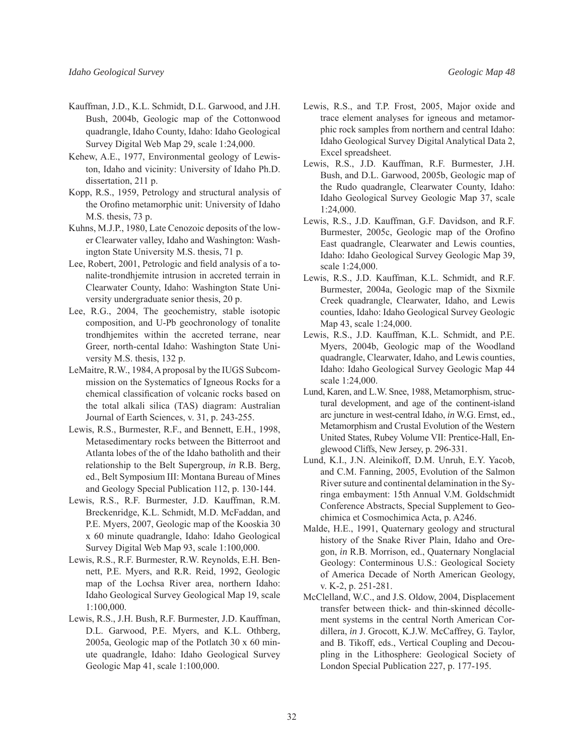Kauffman, J.D., K.L. Schmidt, D.L. Garwood, and J.H. Bush, 2004b, Geologic map of the Cottonwood quadrangle, Idaho County, Idaho: Idaho Geological Survey Digital Web Map 29, scale 1:24,000.

Kehew, A.E., 1977, Environmental geology of Lewiston, Idaho and vicinity: University of Idaho Ph.D. dissertation, 211 p.

Kopp, R.S., 1959, Petrology and structural analysis of the Orofino metamorphic unit: University of Idaho M.S. thesis, 73 p.

Kuhns, M.J.P., 1980, Late Cenozoic deposits of the lower Clearwater valley, Idaho and Washington: Washington State University M.S. thesis, 71 p.

Lee, Robert, 2001, Petrologic and field analysis of a tonalite-trondhjemite intrusion in accreted terrain in Clearwater County, Idaho: Washington State University undergraduate senior thesis, 20 p.

Lee, R.G., 2004, The geochemistry, stable isotopic composition, and U-Pb geochronology of tonalite trondhjemites within the accreted terrane, near Greer, north-cental Idaho: Washington State University M.S. thesis, 132 p.

LeMaitre, R.W., 1984, A proposal by the IUGS Subcommission on the Systematics of Igneous Rocks for a chemical classification of volcanic rocks based on the total alkali silica (TAS) diagram: Australian Journal of Earth Sciences, v. 31, p. 243-255.

Lewis, R.S., Burmester, R.F., and Bennett, E.H., 1998, Metasedimentary rocks between the Bitterroot and Atlanta lobes of the of the Idaho batholith and their relationship to the Belt Supergroup, *in* R.B. Berg, ed., Belt Symposium III: Montana Bureau of Mines and Geology Special Publication 112, p. 130-144.

Lewis, R.S., R.F. Burmester, J.D. Kauffman, R.M. Breckenridge, K.L. Schmidt, M.D. McFaddan, and P.E. Myers, 2007, Geologic map of the Kooskia 30 x 60 minute quadrangle, Idaho: Idaho Geological Survey Digital Web Map 93, scale 1:100,000.

Lewis, R.S., R.F. Burmester, R.W. Reynolds, E.H. Bennett, P.E. Myers, and R.R. Reid, 1992, Geologic map of the Lochsa River area, northern Idaho: Idaho Geological Survey Geological Map 19, scale 1:100,000.

Lewis, R.S., J.H. Bush, R.F. Burmester, J.D. Kauffman, D.L. Garwood, P.E. Myers, and K.L. Othberg, 2005a, Geologic map of the Potlatch 30 x 60 minute quadrangle, Idaho: Idaho Geological Survey Geologic Map 41, scale 1:100,000.

Lewis, R.S., and T.P. Frost, 2005, Major oxide and trace element analyses for igneous and metamorphic rock samples from northern and central Idaho: Idaho Geological Survey Digital Analytical Data 2, Excel spreadsheet.

Lewis, R.S., J.D. Kauffman, R.F. Burmester, J.H. Bush, and D.L. Garwood, 2005b, Geologic map of the Rudo quadrangle, Clearwater County, Idaho: Idaho Geological Survey Geologic Map 37, scale 1:24,000.

Lewis, R.S., J.D. Kauffman, G.F. Davidson, and R.F. Burmester, 2005c, Geologic map of the Orofino East quadrangle, Clearwater and Lewis counties, Idaho: Idaho Geological Survey Geologic Map 39, scale 1:24,000.

Lewis, R.S., J.D. Kauffman, K.L. Schmidt, and R.F. Burmester, 2004a, Geologic map of the Sixmile Creek quadrangle, Clearwater, Idaho, and Lewis counties, Idaho: Idaho Geological Survey Geologic Map 43, scale 1:24,000.

Lewis, R.S., J.D. Kauffman, K.L. Schmidt, and P.E. Myers, 2004b, Geologic map of the Woodland quadrangle, Clearwater, Idaho, and Lewis counties, Idaho: Idaho Geological Survey Geologic Map 44 scale 1:24,000.

Lund, Karen, and L.W. Snee, 1988, Metamorphism, structural development, and age of the continent-island arc juncture in west-central Idaho, *in* W.G. Ernst, ed., Metamorphism and Crustal Evolution of the Western United States, Rubey Volume VII: Prentice-Hall, Englewood Cliffs, New Jersey, p. 296-331.

Lund, K.I., J.N. Aleinikoff, D.M. Unruh, E.Y. Yacob, and C.M. Fanning, 2005, Evolution of the Salmon River suture and continental delamination in the Syringa embayment: 15th Annual V.M. Goldschmidt Conference Abstracts, Special Supplement to Geochimica et Cosmochimica Acta, p. A246.

Malde, H.E., 1991, Quaternary geology and structural history of the Snake River Plain, Idaho and Oregon, *in* R.B. Morrison, ed., Quaternary Nonglacial Geology: Conterminous U.S.: Geological Society of America Decade of North American Geology, v. K-2, p. 251-281.

McClelland, W.C., and J.S. Oldow, 2004, Displacement transfer between thick- and thin-skinned décollement systems in the central North American Cordillera, *in* J. Grocott, K.J.W. McCaffrey, G. Taylor, and B. Tikoff, eds., Vertical Coupling and Decoupling in the Lithosphere: Geological Society of London Special Publication 227, p. 177-195.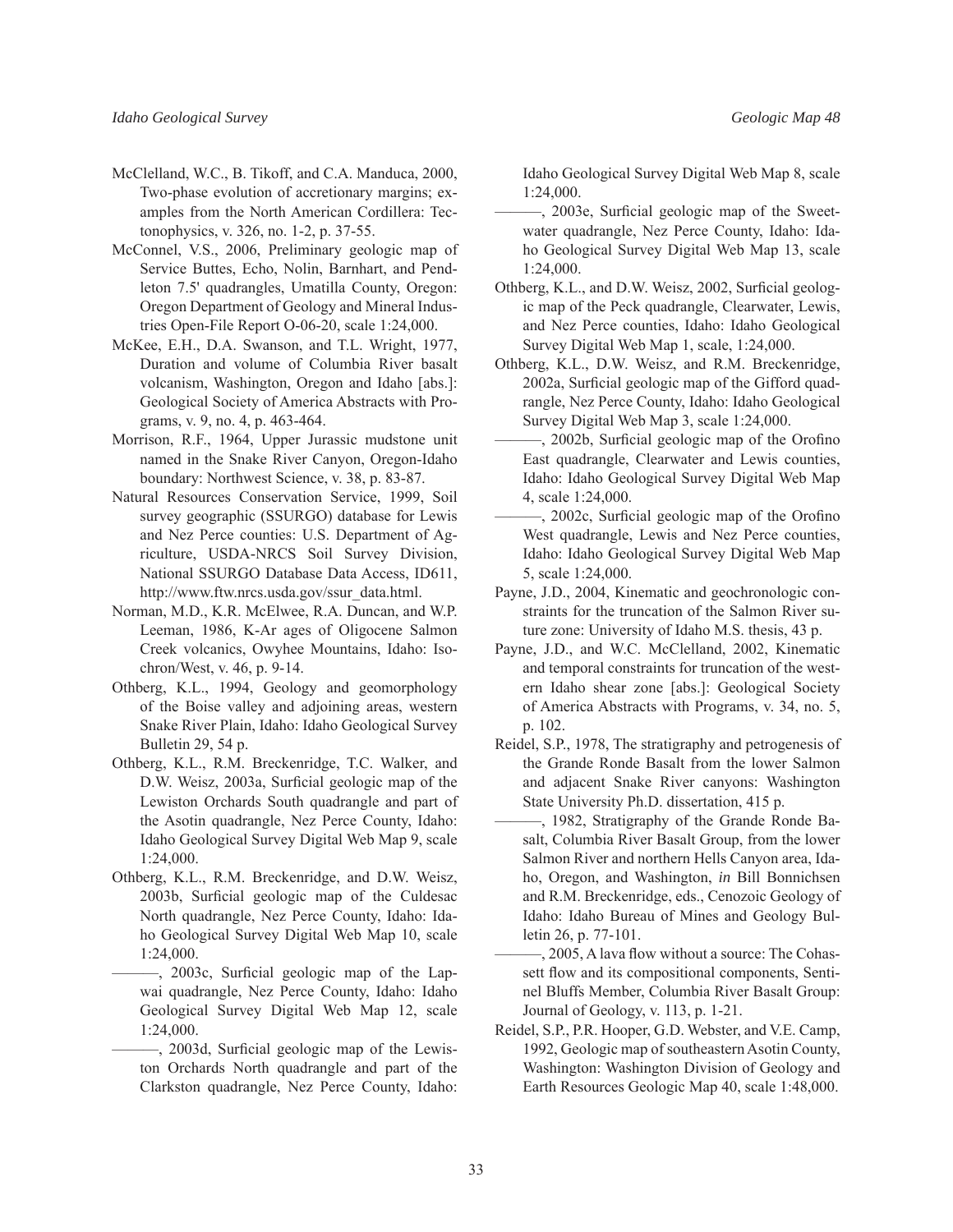McClelland, W.C., B. Tikoff, and C.A. Manduca, 2000, Two-phase evolution of accretionary margins; examples from the North American Cordillera: Tectonophysics, v. 326, no. 1-2, p. 37-55.

McConnel, V.S., 2006, Preliminary geologic map of Service Buttes, Echo, Nolin, Barnhart, and Pendleton 7.5' quadrangles, Umatilla County, Oregon: Oregon Department of Geology and Mineral Industries Open-File Report O-06-20, scale 1:24,000.

McKee, E.H., D.A. Swanson, and T.L. Wright, 1977, Duration and volume of Columbia River basalt volcanism, Washington, Oregon and Idaho [abs.]: Geological Society of America Abstracts with Programs, v. 9, no. 4, p. 463-464.

Morrison, R.F., 1964, Upper Jurassic mudstone unit named in the Snake River Canyon, Oregon-Idaho boundary: Northwest Science, v. 38, p. 83-87.

Natural Resources Conservation Service, 1999, Soil survey geographic (SSURGO) database for Lewis and Nez Perce counties: U.S. Department of Agriculture, USDA-NRCS Soil Survey Division, National SSURGO Database Data Access, ID611, http://www.ftw.nrcs.usda.gov/ssur_data.html.

Norman, M.D., K.R. McElwee, R.A. Duncan, and W.P. Leeman, 1986, K-Ar ages of Oligocene Salmon Creek volcanics, Owyhee Mountains, Idaho: Isochron/West, v. 46, p. 9-14.

Othberg, K.L., 1994, Geology and geomorphology of the Boise valley and adjoining areas, western Snake River Plain, Idaho: Idaho Geological Survey Bulletin 29, 54 p.

Othberg, K.L., R.M. Breckenridge, T.C. Walker, and D.W. Weisz, 2003a, Surficial geologic map of the Lewiston Orchards South quadrangle and part of the Asotin quadrangle, Nez Perce County, Idaho: Idaho Geological Survey Digital Web Map 9, scale 1:24,000.

Othberg, K.L., R.M. Breckenridge, and D.W. Weisz, 2003b, Surficial geologic map of the Culdesac North quadrangle, Nez Perce County, Idaho: Idaho Geological Survey Digital Web Map 10, scale 1:24,000.

———, 2003c, Surficial geologic map of the Lapwai quadrangle, Nez Perce County, Idaho: Idaho Geological Survey Digital Web Map 12, scale 1:24,000.

———, 2003d, Surficial geologic map of the Lewiston Orchards North quadrangle and part of the Clarkston quadrangle, Nez Perce County, Idaho: Idaho Geological Survey Digital Web Map 8, scale 1:24,000.

———, 2003e, Surficial geologic map of the Sweetwater quadrangle, Nez Perce County, Idaho: Idaho Geological Survey Digital Web Map 13, scale 1:24,000.

Othberg, K.L., and D.W. Weisz, 2002, Surficial geologic map of the Peck quadrangle, Clearwater, Lewis, and Nez Perce counties, Idaho: Idaho Geological Survey Digital Web Map 1, scale, 1:24,000.

Othberg, K.L., D.W. Weisz, and R.M. Breckenridge, 2002a, Surficial geologic map of the Gifford quadrangle, Nez Perce County, Idaho: Idaho Geological Survey Digital Web Map 3, scale 1:24,000.

———, 2002b, Surficial geologic map of the Orofino East quadrangle, Clearwater and Lewis counties, Idaho: Idaho Geological Survey Digital Web Map 4, scale 1:24,000.

———, 2002c, Surficial geologic map of the Orofino West quadrangle, Lewis and Nez Perce counties, Idaho: Idaho Geological Survey Digital Web Map 5, scale 1:24,000.

Payne, J.D., 2004, Kinematic and geochronologic constraints for the truncation of the Salmon River suture zone: University of Idaho M.S. thesis, 43 p.

Payne, J.D., and W.C. McClelland, 2002, Kinematic and temporal constraints for truncation of the western Idaho shear zone [abs.]: Geological Society of America Abstracts with Programs, v. 34, no. 5, p. 102.

Reidel, S.P., 1978, The stratigraphy and petrogenesis of the Grande Ronde Basalt from the lower Salmon and adjacent Snake River canyons: Washington State University Ph.D. dissertation, 415 p.

———, 1982, Stratigraphy of the Grande Ronde Basalt, Columbia River Basalt Group, from the lower Salmon River and northern Hells Canyon area, Idaho, Oregon, and Washington, *in* Bill Bonnichsen and R.M. Breckenridge, eds., Cenozoic Geology of Idaho: Idaho Bureau of Mines and Geology Bulletin 26, p. 77-101.

———, 2005, A lava flow without a source: The Cohassett flow and its compositional components, Sentinel Bluffs Member, Columbia River Basalt Group: Journal of Geology, v. 113, p. 1-21.

Reidel, S.P., P.R. Hooper, G.D. Webster, and V.E. Camp, 1992, Geologic map of southeastern Asotin County, Washington: Washington Division of Geology and Earth Resources Geologic Map 40, scale 1:48,000.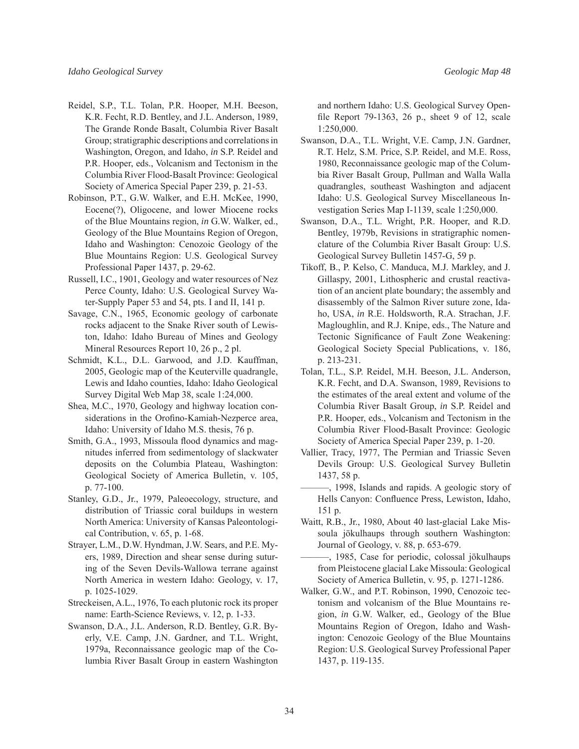Reidel, S.P., T.L. Tolan, P.R. Hooper, M.H. Beeson, K.R. Fecht, R.D. Bentley, and J.L. Anderson, 1989, The Grande Ronde Basalt, Columbia River Basalt Group; stratigraphic descriptions and correlations in Washington, Oregon, and Idaho, *in* S.P. Reidel and P.R. Hooper, eds., Volcanism and Tectonism in the Columbia River Flood-Basalt Province: Geological Society of America Special Paper 239, p. 21-53.

Robinson, P.T., G.W. Walker, and E.H. McKee, 1990, Eocene(?), Oligocene, and lower Miocene rocks of the Blue Mountains region, *in* G.W. Walker, ed., Geology of the Blue Mountains Region of Oregon, Idaho and Washington: Cenozoic Geology of the Blue Mountains Region: U.S. Geological Survey Professional Paper 1437, p. 29-62.

Russell, I.C., 1901, Geology and water resources of Nez Perce County, Idaho: U.S. Geological Survey Water-Supply Paper 53 and 54, pts. I and II, 141 p.

Savage, C.N., 1965, Economic geology of carbonate rocks adjacent to the Snake River south of Lewiston, Idaho: Idaho Bureau of Mines and Geology Mineral Resources Report 10, 26 p., 2 pl.

Schmidt, K.L., D.L. Garwood, and J.D. Kauffman, 2005, Geologic map of the Keuterville quadrangle, Lewis and Idaho counties, Idaho: Idaho Geological Survey Digital Web Map 38, scale 1:24,000.

Shea, M.C., 1970, Geology and highway location considerations in the Orofino-Kamiah-Nezperce area, Idaho: University of Idaho M.S. thesis, 76 p.

Smith, G.A., 1993, Missoula flood dynamics and magnitudes inferred from sedimentology of slackwater deposits on the Columbia Plateau, Washington: Geological Society of America Bulletin, v. 105, p. 77-100.

Stanley, G.D., Jr., 1979, Paleoecology, structure, and distribution of Triassic coral buildups in western North America: University of Kansas Paleontological Contribution, v. 65, p. 1-68.

Strayer, L.M., D.W. Hyndman, J.W. Sears, and P.E. Myers, 1989, Direction and shear sense during suturing of the Seven Devils-Wallowa terrane against North America in western Idaho: Geology, v. 17, p. 1025-1029.

Streckeisen, A.L., 1976, To each plutonic rock its proper name: Earth-Science Reviews, v. 12, p. 1-33.

Swanson, D.A., J.L. Anderson, R.D. Bentley, G.R. Byerly, V.E. Camp, J.N. Gardner, and T.L. Wright, 1979a, Reconnaissance geologic map of the Columbia River Basalt Group in eastern Washington and northern Idaho: U.S. Geological Survey Open-file Report 79-1363, 26 p., sheet 9 of 12, scale 1:250,000.

Swanson, D.A., T.L. Wright, V.E. Camp, J.N. Gardner, R.T. Helz, S.M. Price, S.P. Reidel, and M.E. Ross, 1980, Reconnaissance geologic map of the Columbia River Basalt Group, Pullman and Walla Walla quadrangles, southeast Washington and adjacent Idaho: U.S. Geological Survey Miscellaneous Investigation Series Map I-1139, scale 1:250,000.

Swanson, D.A., T.L. Wright, P.R. Hooper, and R.D. Bentley, 1979b, Revisions in stratigraphic nomenclature of the Columbia River Basalt Group: U.S. Geological Survey Bulletin 1457-G, 59 p.

Tikoff, B., P. Kelso, C. Manduca, M.J. Markley, and J. Gillaspy, 2001, Lithospheric and crustal reactivation of an ancient plate boundary; the assembly and disassembly of the Salmon River suture zone, Idaho, USA, *in* R.E. Holdsworth, R.A. Strachan, J.F. Magloughlin, and R.J. Knipe, eds., The Nature and Tectonic Significance of Fault Zone Weakening: Geological Society Special Publications, v. 186, p. 213-231.

Tolan, T.L., S.P. Reidel, M.H. Beeson, J.L. Anderson, K.R. Fecht, and D.A. Swanson, 1989, Revisions to the estimates of the areal extent and volume of the Columbia River Basalt Group, *in* S.P. Reidel and P.R. Hooper, eds., Volcanism and Tectonism in the Columbia River Flood-Basalt Province: Geologic Society of America Special Paper 239, p. 1-20.

Vallier, Tracy, 1977, The Permian and Triassic Seven Devils Group: U.S. Geological Survey Bulletin 1437, 58 p.

———, 1998, Islands and rapids. A geologic story of Hells Canyon: Confluence Press, Lewiston, Idaho, 151 p.

Waitt, R.B., Jr., 1980, About 40 last-glacial Lake Missoula jökulhaups through southern Washington: Journal of Geology, v. 88, p. 653-679.

———, 1985, Case for periodic, colossal jökulhaups from Pleistocene glacial Lake Missoula: Geological Society of America Bulletin, v. 95, p. 1271-1286.

Walker, G.W., and P.T. Robinson, 1990, Cenozoic tectonism and volcanism of the Blue Mountains region, *in* G.W. Walker, ed., Geology of the Blue Mountains Region of Oregon, Idaho and Washington: Cenozoic Geology of the Blue Mountains Region: U.S. Geological Survey Professional Paper 1437, p. 119-135.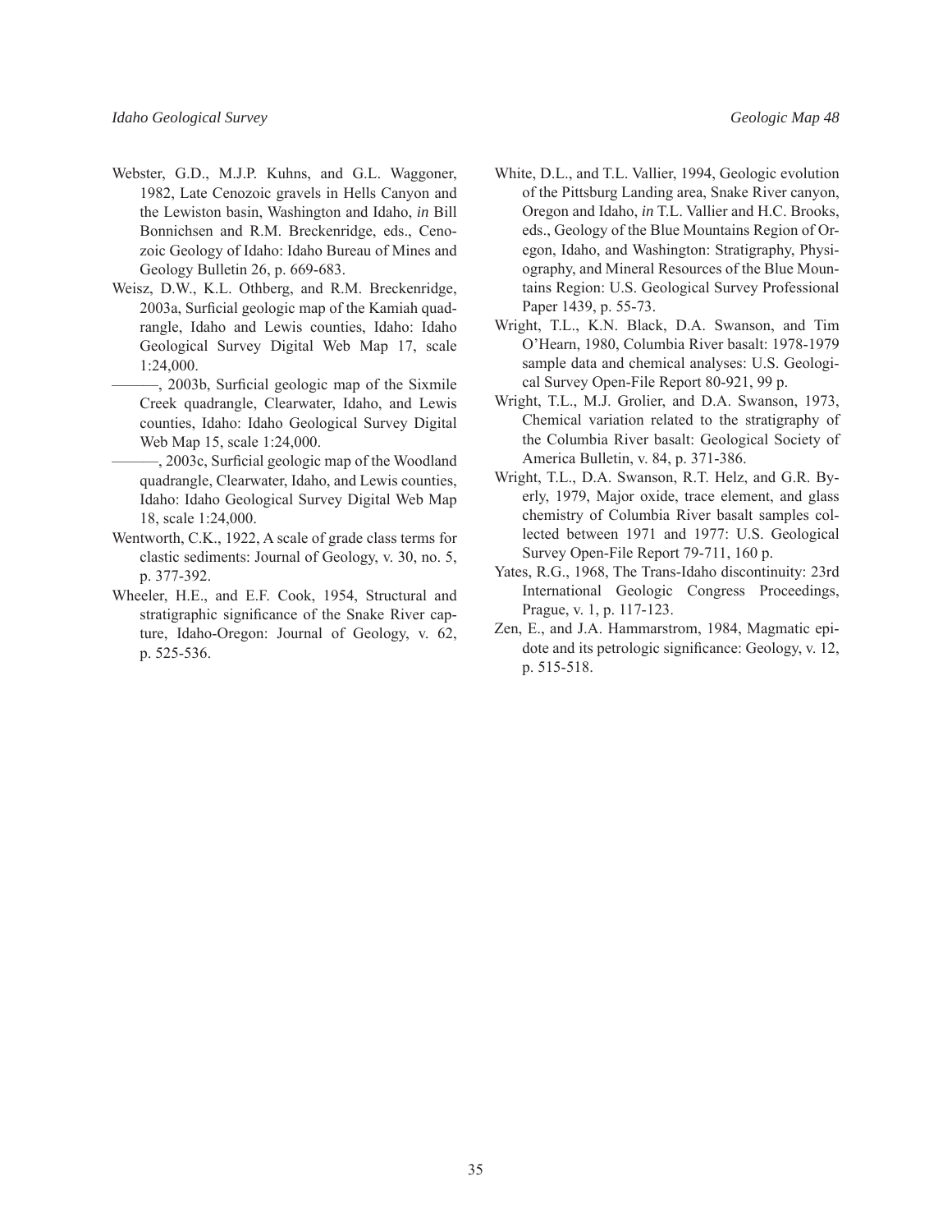Webster, G.D., M.J.P. Kuhns, and G.L. Waggoner, 1982, Late Cenozoic gravels in Hells Canyon and the Lewiston basin, Washington and Idaho, *in* Bill Bonnichsen and R.M. Breckenridge, eds., Cenozoic Geology of Idaho: Idaho Bureau of Mines and Geology Bulletin 26, p. 669-683.

Weisz, D.W., K.L. Othberg, and R.M. Breckenridge, 2003a, Surficial geologic map of the Kamiah quadrangle, Idaho and Lewis counties, Idaho: Idaho Geological Survey Digital Web Map 17, scale 1:24,000.

———, 2003b, Surficial geologic map of the Sixmile Creek quadrangle, Clearwater, Idaho, and Lewis counties, Idaho: Idaho Geological Survey Digital Web Map 15, scale 1:24,000.

———, 2003c, Surficial geologic map of the Woodland quadrangle, Clearwater, Idaho, and Lewis counties, Idaho: Idaho Geological Survey Digital Web Map 18, scale 1:24,000.

Wentworth, C.K., 1922, A scale of grade class terms for clastic sediments: Journal of Geology, v. 30, no. 5, p. 377-392.

Wheeler, H.E., and E.F. Cook, 1954, Structural and stratigraphic significance of the Snake River capture, Idaho-Oregon: Journal of Geology, v. 62, p. 525-536.

White, D.L., and T.L. Vallier, 1994, Geologic evolution of the Pittsburg Landing area, Snake River canyon, Oregon and Idaho, *in* T.L. Vallier and H.C. Brooks, eds., Geology of the Blue Mountains Region of Oregon, Idaho, and Washington: Stratigraphy, Physiography, and Mineral Resources of the Blue Mountains Region: U.S. Geological Survey Professional Paper 1439, p. 55-73.

Wright, T.L., K.N. Black, D.A. Swanson, and Tim O'Hearn, 1980, Columbia River basalt: 1978-1979 sample data and chemical analyses: U.S. Geological Survey Open-File Report 80-921, 99 p.

Wright, T.L., M.J. Grolier, and D.A. Swanson, 1973, Chemical variation related to the stratigraphy of the Columbia River basalt: Geological Society of America Bulletin, v. 84, p. 371-386.

Wright, T.L., D.A. Swanson, R.T. Helz, and G.R. Byerly, 1979, Major oxide, trace element, and glass chemistry of Columbia River basalt samples collected between 1971 and 1977: U.S. Geological Survey Open-File Report 79-711, 160 p.

Yates, R.G., 1968, The Trans-Idaho discontinuity: 23rd International Geologic Congress Proceedings, Prague, v. 1, p. 117-123.

Zen, E., and J.A. Hammarstrom, 1984, Magmatic epidote and its petrologic significance: Geology, v. 12, p. 515-518.